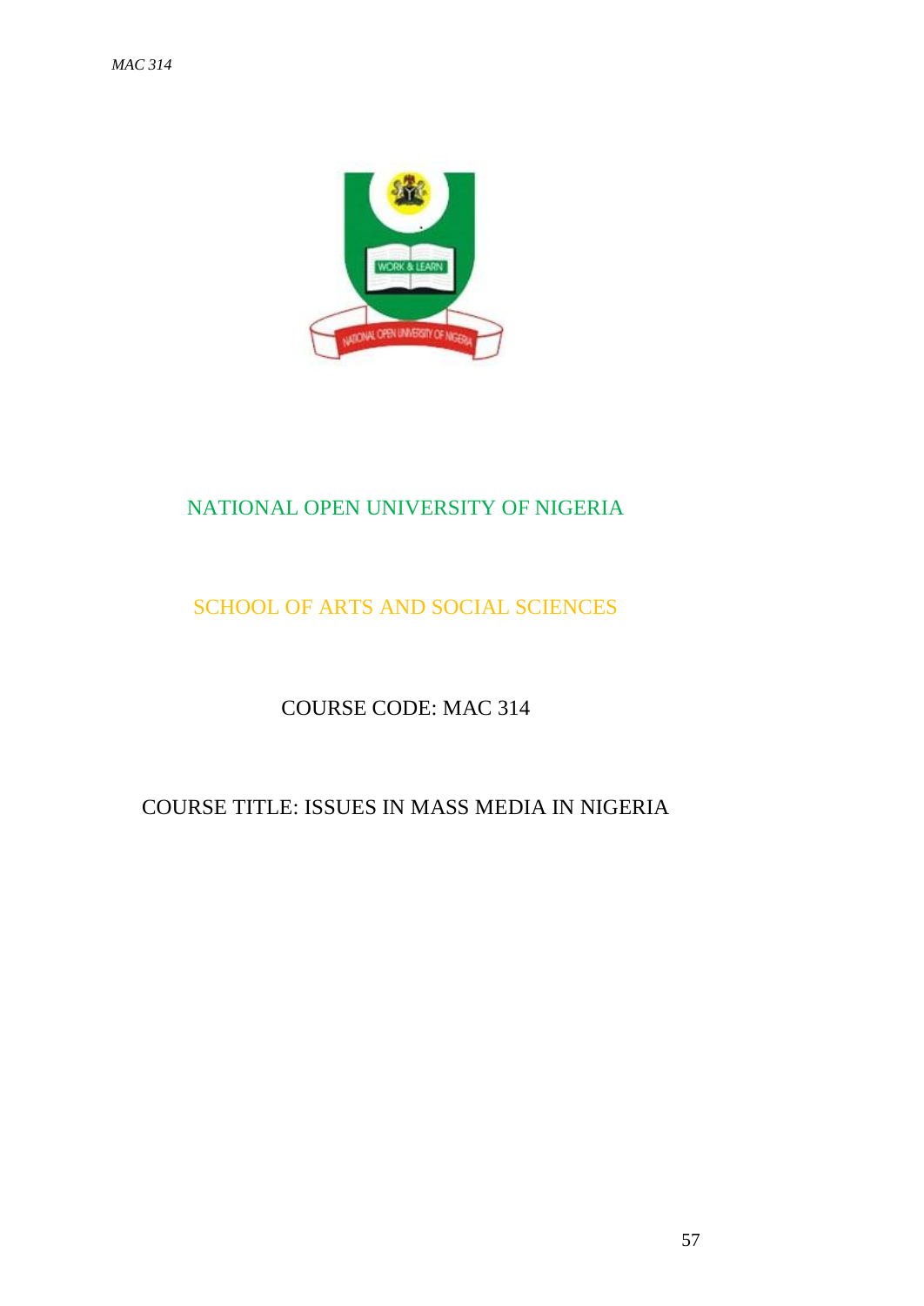# NATIONAL OPEN UNIVERSITY OF NIGERIA

## SCHOOL OF ARTS AND SOCIAL SCIENCES

COURSE CODE: MAC 314

COURSE TITLE: ISSUES IN MASS MEDIA IN NIGERIA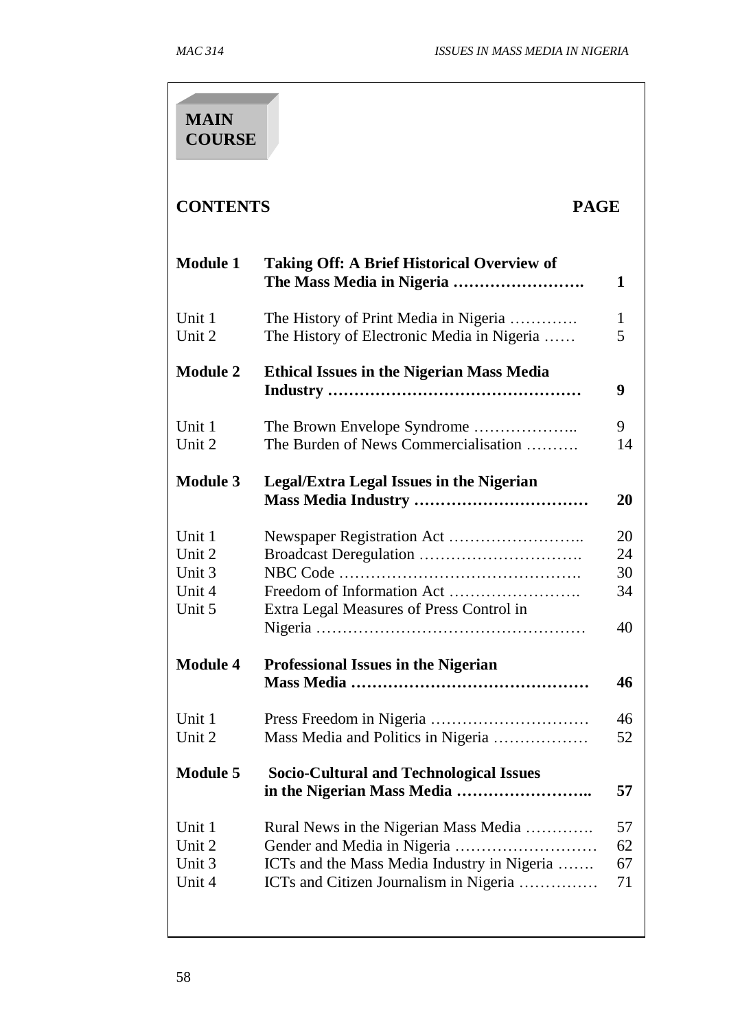# MAIN COURSE

| CONTENTS | | PAGE |
|---|---|---|
| **Module 1** | **Taking Off: A Brief Historical Overview of The Mass Media in Nigeria ……………………** | **1** |
| Unit 1 | The History of Print Media in Nigeria …………. | 1 |
| Unit 2 | The History of Electronic Media in Nigeria …… | 5 |
| **Module 2** | **Ethical Issues in the Nigerian Mass Media Industry …………………………………………** | **9** |
| Unit 1 | The Brown Envelope Syndrome ……………….. | 9 |
| Unit 2 | The Burden of News Commercialisation ………. | 14 |
| **Module 3** | **Legal/Extra Legal Issues in the Nigerian Mass Media Industry ……………………………** | **20** |
| Unit 1 | Newspaper Registration Act …………………….. | 20 |
| Unit 2 | Broadcast Deregulation …………………………. | 24 |
| Unit 3 | NBC Code ………………………………………. | 30 |
| Unit 4 | Freedom of Information Act ……………………. | 34 |
| Unit 5 | Extra Legal Measures of Press Control in Nigeria …………………………………………… | 40 |
| **Module 4** | **Professional Issues in the Nigerian Mass Media ……………………………………** | **46** |
| Unit 1 | Press Freedom in Nigeria ………………………… | 46 |
| Unit 2 | Mass Media and Politics in Nigeria ……………… | 52 |
| **Module 5** | **Socio-Cultural and Technological Issues in the Nigerian Mass Media ……………………..** | **57** |
| Unit 1 | Rural News in the Nigerian Mass Media …………. | 57 |
| Unit 2 | Gender and Media in Nigeria ……………………… | 62 |
| Unit 3 | ICTs and the Mass Media Industry in Nigeria ……. | 67 |
| Unit 4 | ICTs and Citizen Journalism in Nigeria …………… | 71 |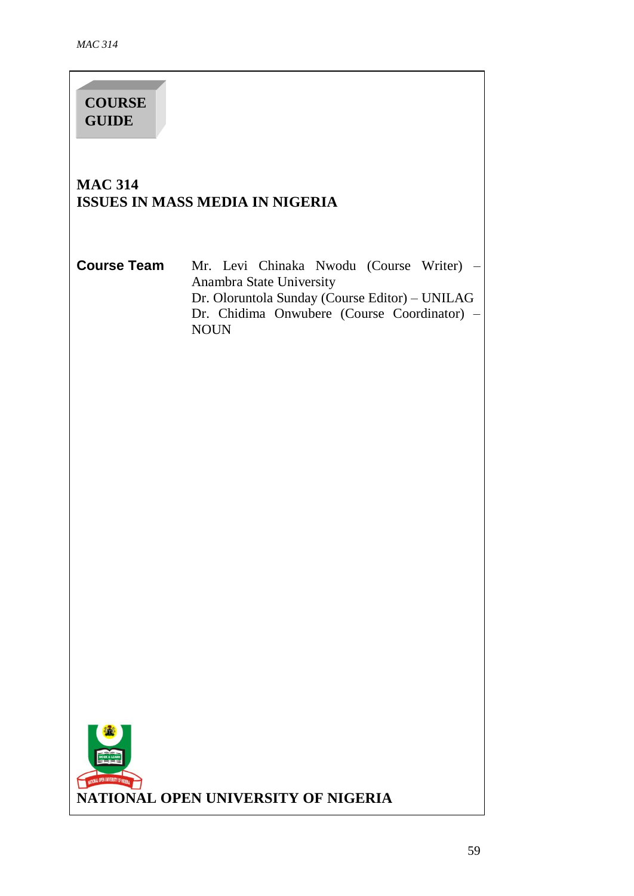**COURSE GUIDE**

# MAC 314
# ISSUES IN MASS MEDIA IN NIGERIA

**Course Team**

Mr. Levi Chinaka Nwodu (Course Writer) – Anambra State University
Dr. Oloruntola Sunday (Course Editor) – UNILAG
Dr. Chidima Onwubere (Course Coordinator) – NOUN

**NATIONAL OPEN UNIVERSITY OF NIGERIA**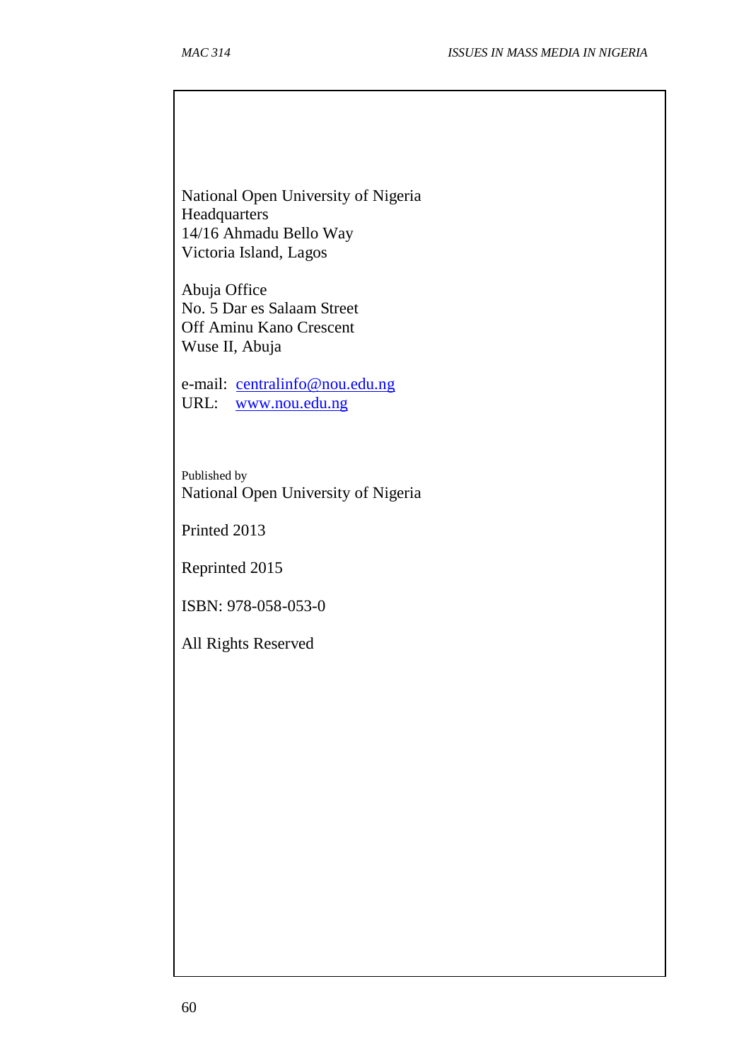National Open University of Nigeria
Headquarters
14/16 Ahmadu Bello Way
Victoria Island, Lagos

Abuja Office
No. 5 Dar es Salaam Street
Off Aminu Kano Crescent
Wuse II, Abuja

e-mail: centralinfo@nou.edu.ng
URL: www.nou.edu.ng

Published by
National Open University of Nigeria

Printed 2013

Reprinted 2015

ISBN: 978-058-053-0

All Rights Reserved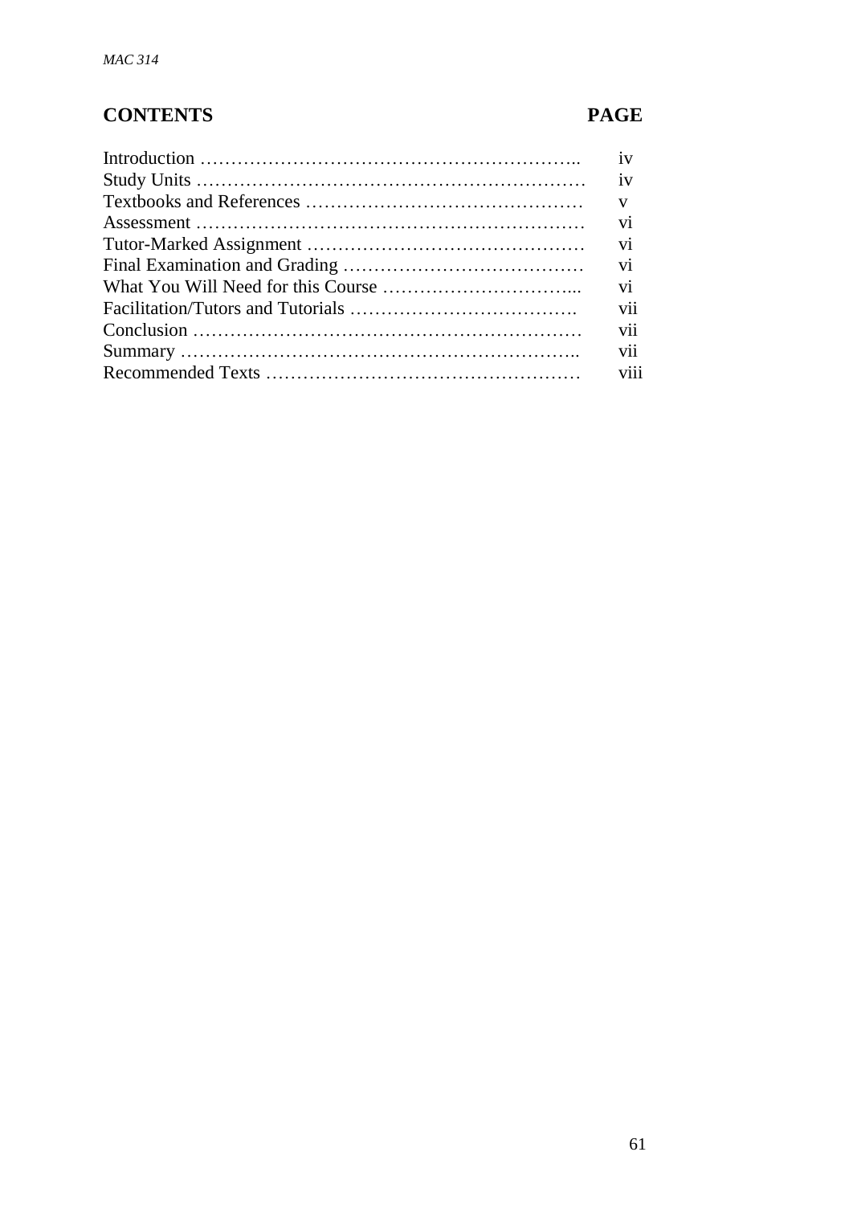## CONTENTS PAGE

| | |
|---|---|
| Introduction …………………………………………………….. | iv |
| Study Units ……………………………………………………… | iv |
| Textbooks and References ……………………………………… | v |
| Assessment ……………………………………………………… | vi |
| Tutor-Marked Assignment ……………………………………… | vi |
| Final Examination and Grading ………………………………… | vi |
| What You Will Need for this Course …………………………... | vi |
| Facilitation/Tutors and Tutorials ………………………………. | vii |
| Conclusion ……………………………………………………… | vii |
| Summary ……………………………………………………….. | vii |
| Recommended Texts …………………………………………… | viii |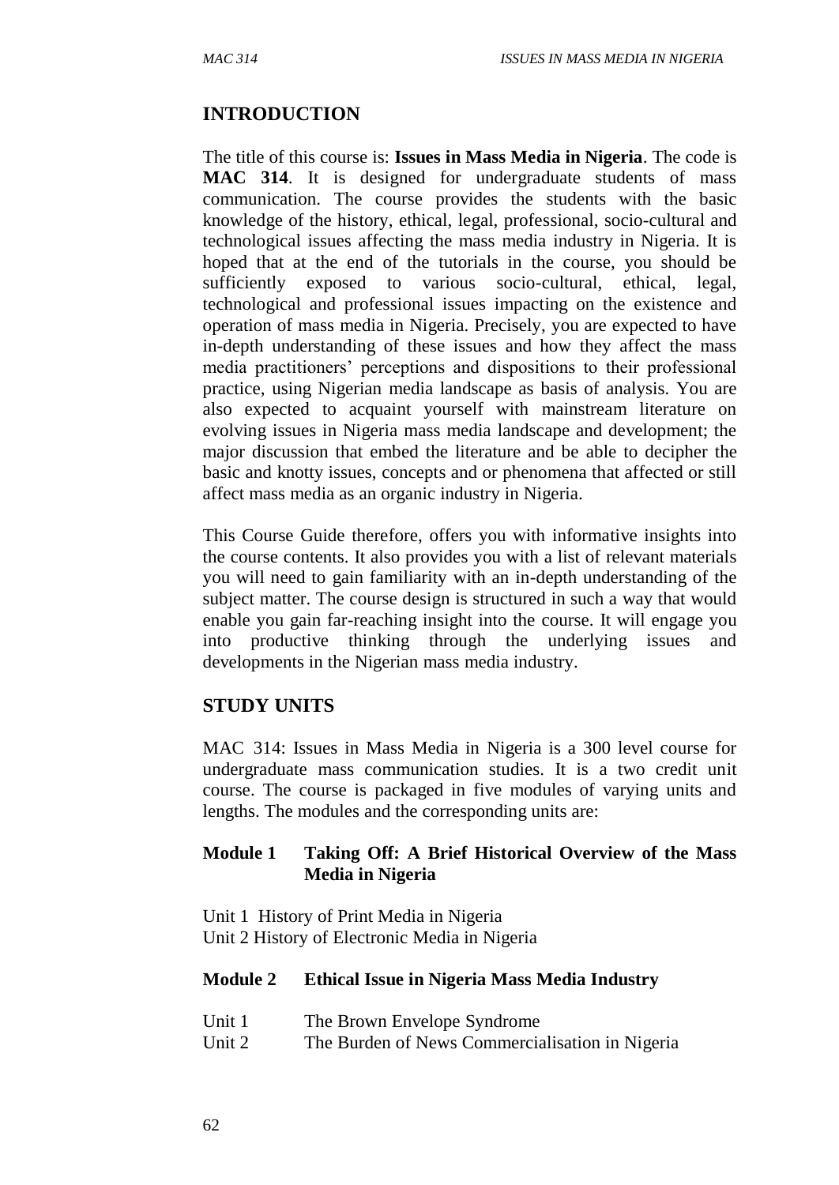## INTRODUCTION

The title of this course is: **Issues in Mass Media in Nigeria**. The code is **MAC 314**. It is designed for undergraduate students of mass communication. The course provides the students with the basic knowledge of the history, ethical, legal, professional, socio-cultural and technological issues affecting the mass media industry in Nigeria. It is hoped that at the end of the tutorials in the course, you should be sufficiently exposed to various socio-cultural, ethical, legal, technological and professional issues impacting on the existence and operation of mass media in Nigeria. Precisely, you are expected to have in-depth understanding of these issues and how they affect the mass media practitioners' perceptions and dispositions to their professional practice, using Nigerian media landscape as basis of analysis. You are also expected to acquaint yourself with mainstream literature on evolving issues in Nigeria mass media landscape and development; the major discussion that embed the literature and be able to decipher the basic and knotty issues, concepts and or phenomena that affected or still affect mass media as an organic industry in Nigeria.

This Course Guide therefore, offers you with informative insights into the course contents. It also provides you with a list of relevant materials you will need to gain familiarity with an in-depth understanding of the subject matter. The course design is structured in such a way that would enable you gain far-reaching insight into the course. It will engage you into productive thinking through the underlying issues and developments in the Nigerian mass media industry.

## STUDY UNITS

MAC 314: Issues in Mass Media in Nigeria is a 300 level course for undergraduate mass communication studies. It is a two credit unit course. The course is packaged in five modules of varying units and lengths. The modules and the corresponding units are:

**Module 1 Taking Off: A Brief Historical Overview of the Mass Media in Nigeria**

Unit 1 History of Print Media in Nigeria
Unit 2 History of Electronic Media in Nigeria

**Module 2 Ethical Issue in Nigeria Mass Media Industry**

Unit 1 The Brown Envelope Syndrome
Unit 2 The Burden of News Commercialisation in Nigeria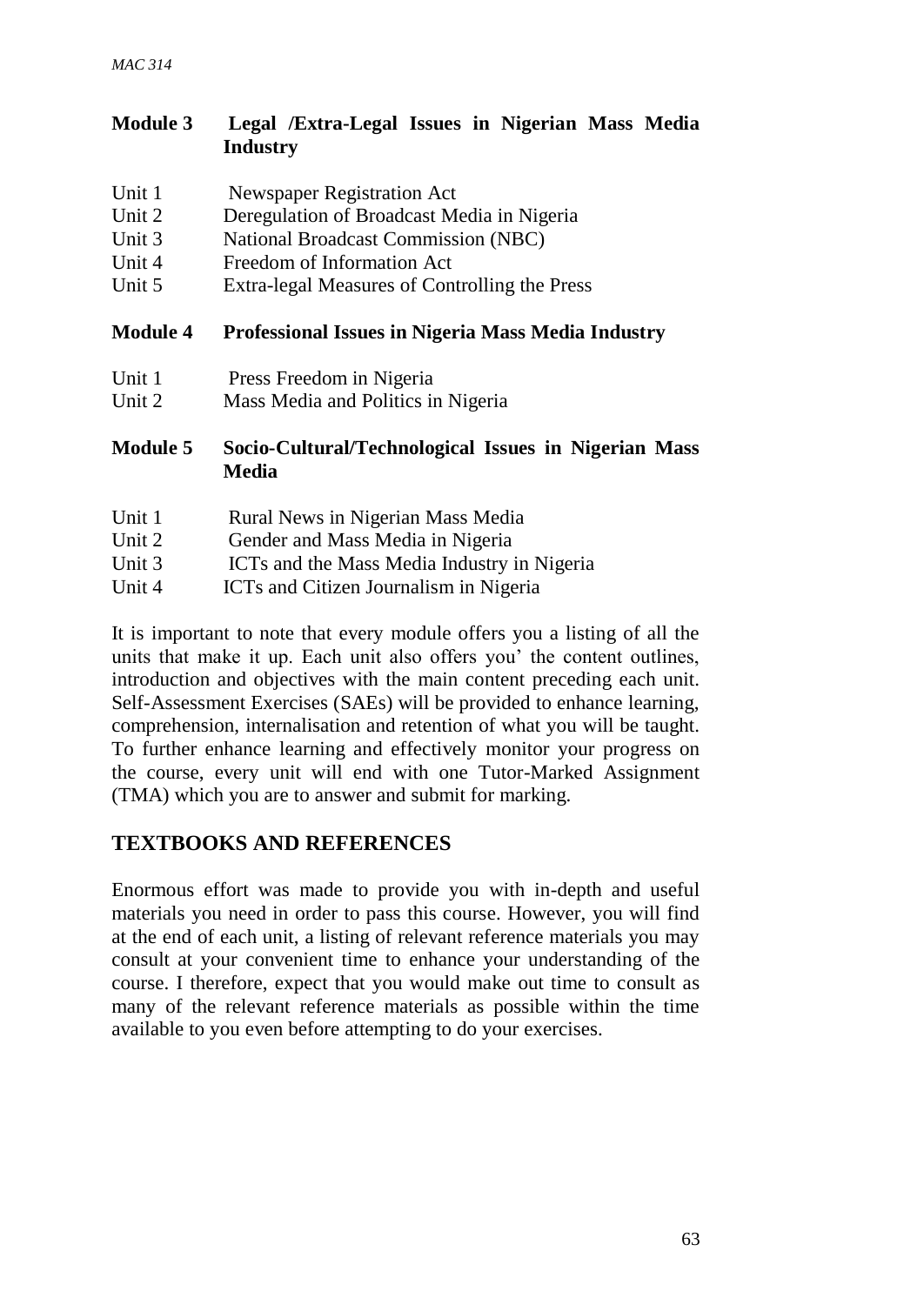**Module 3 Legal /Extra-Legal Issues in Nigerian Mass Media Industry**

Unit 1 Newspaper Registration Act
Unit 2 Deregulation of Broadcast Media in Nigeria
Unit 3 National Broadcast Commission (NBC)
Unit 4 Freedom of Information Act
Unit 5 Extra-legal Measures of Controlling the Press

**Module 4 Professional Issues in Nigeria Mass Media Industry**

Unit 1 Press Freedom in Nigeria
Unit 2 Mass Media and Politics in Nigeria

**Module 5 Socio-Cultural/Technological Issues in Nigerian Mass Media**

Unit 1 Rural News in Nigerian Mass Media
Unit 2 Gender and Mass Media in Nigeria
Unit 3 ICTs and the Mass Media Industry in Nigeria
Unit 4 ICTs and Citizen Journalism in Nigeria

It is important to note that every module offers you a listing of all the units that make it up. Each unit also offers you' the content outlines, introduction and objectives with the main content preceding each unit. Self-Assessment Exercises (SAEs) will be provided to enhance learning, comprehension, internalisation and retention of what you will be taught. To further enhance learning and effectively monitor your progress on the course, every unit will end with one Tutor-Marked Assignment (TMA) which you are to answer and submit for marking.

## TEXTBOOKS AND REFERENCES

Enormous effort was made to provide you with in-depth and useful materials you need in order to pass this course. However, you will find at the end of each unit, a listing of relevant reference materials you may consult at your convenient time to enhance your understanding of the course. I therefore, expect that you would make out time to consult as many of the relevant reference materials as possible within the time available to you even before attempting to do your exercises.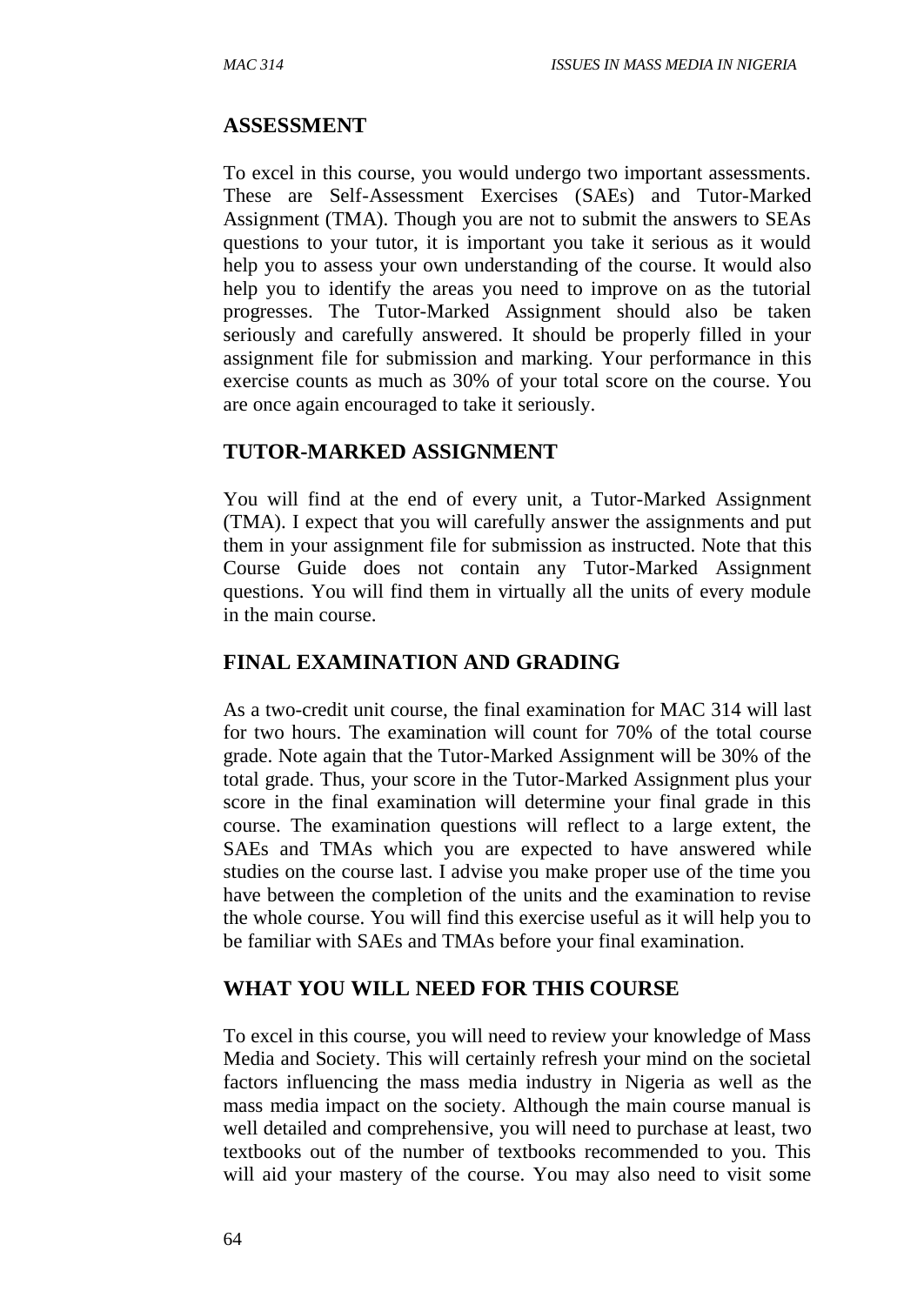## ASSESSMENT

To excel in this course, you would undergo two important assessments. These are Self-Assessment Exercises (SAEs) and Tutor-Marked Assignment (TMA). Though you are not to submit the answers to SEAs questions to your tutor, it is important you take it serious as it would help you to assess your own understanding of the course. It would also help you to identify the areas you need to improve on as the tutorial progresses. The Tutor-Marked Assignment should also be taken seriously and carefully answered. It should be properly filled in your assignment file for submission and marking. Your performance in this exercise counts as much as 30% of your total score on the course. You are once again encouraged to take it seriously.

## TUTOR-MARKED ASSIGNMENT

You will find at the end of every unit, a Tutor-Marked Assignment (TMA). I expect that you will carefully answer the assignments and put them in your assignment file for submission as instructed. Note that this Course Guide does not contain any Tutor-Marked Assignment questions. You will find them in virtually all the units of every module in the main course.

## FINAL EXAMINATION AND GRADING

As a two-credit unit course, the final examination for MAC 314 will last for two hours. The examination will count for 70% of the total course grade. Note again that the Tutor-Marked Assignment will be 30% of the total grade. Thus, your score in the Tutor-Marked Assignment plus your score in the final examination will determine your final grade in this course. The examination questions will reflect to a large extent, the SAEs and TMAs which you are expected to have answered while studies on the course last. I advise you make proper use of the time you have between the completion of the units and the examination to revise the whole course. You will find this exercise useful as it will help you to be familiar with SAEs and TMAs before your final examination.

## WHAT YOU WILL NEED FOR THIS COURSE

To excel in this course, you will need to review your knowledge of Mass Media and Society. This will certainly refresh your mind on the societal factors influencing the mass media industry in Nigeria as well as the mass media impact on the society. Although the main course manual is well detailed and comprehensive, you will need to purchase at least, two textbooks out of the number of textbooks recommended to you. This will aid your mastery of the course. You may also need to visit some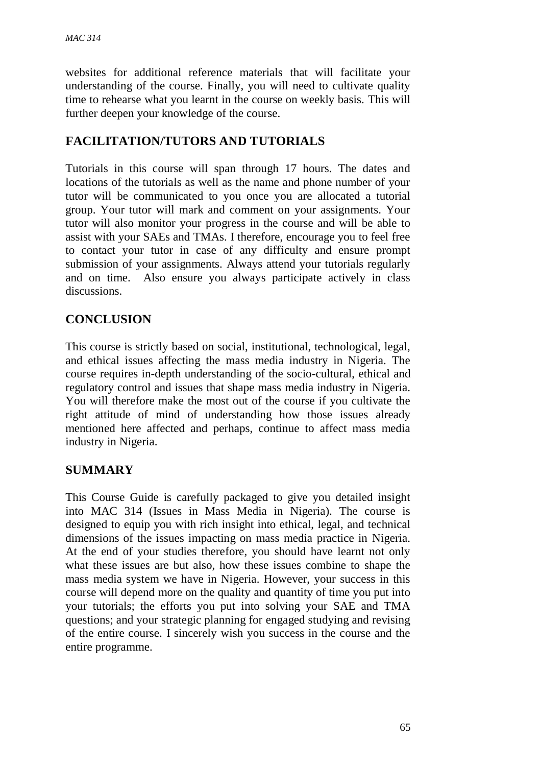websites for additional reference materials that will facilitate your understanding of the course. Finally, you will need to cultivate quality time to rehearse what you learnt in the course on weekly basis. This will further deepen your knowledge of the course.

## FACILITATION/TUTORS AND TUTORIALS

Tutorials in this course will span through 17 hours. The dates and locations of the tutorials as well as the name and phone number of your tutor will be communicated to you once you are allocated a tutorial group. Your tutor will mark and comment on your assignments. Your tutor will also monitor your progress in the course and will be able to assist with your SAEs and TMAs. I therefore, encourage you to feel free to contact your tutor in case of any difficulty and ensure prompt submission of your assignments. Always attend your tutorials regularly and on time. Also ensure you always participate actively in class discussions.

## CONCLUSION

This course is strictly based on social, institutional, technological, legal, and ethical issues affecting the mass media industry in Nigeria. The course requires in-depth understanding of the socio-cultural, ethical and regulatory control and issues that shape mass media industry in Nigeria. You will therefore make the most out of the course if you cultivate the right attitude of mind of understanding how those issues already mentioned here affected and perhaps, continue to affect mass media industry in Nigeria.

## SUMMARY

This Course Guide is carefully packaged to give you detailed insight into MAC 314 (Issues in Mass Media in Nigeria). The course is designed to equip you with rich insight into ethical, legal, and technical dimensions of the issues impacting on mass media practice in Nigeria. At the end of your studies therefore, you should have learnt not only what these issues are but also, how these issues combine to shape the mass media system we have in Nigeria. However, your success in this course will depend more on the quality and quantity of time you put into your tutorials; the efforts you put into solving your SAE and TMA questions; and your strategic planning for engaged studying and revising of the entire course. I sincerely wish you success in the course and the entire programme.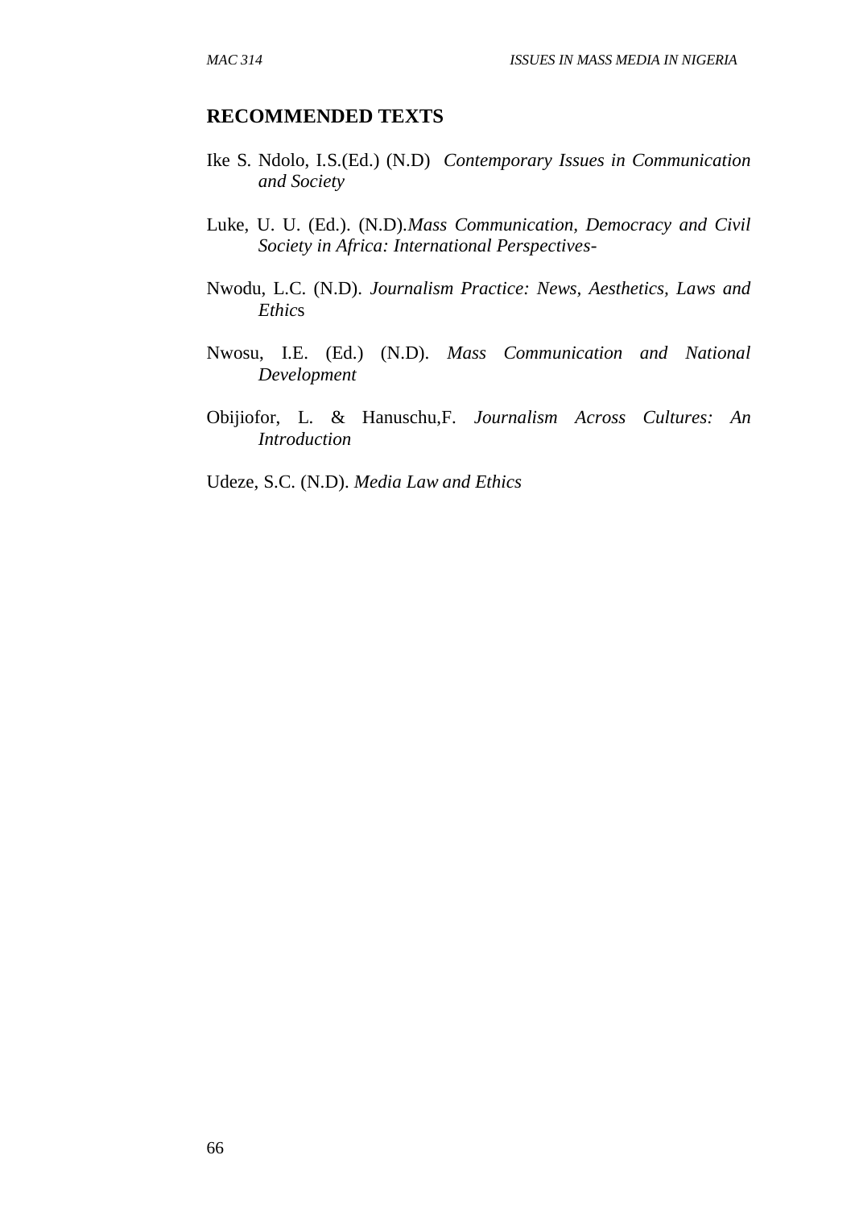## RECOMMENDED TEXTS

Ike S. Ndolo, I.S.(Ed.) (N.D) *Contemporary Issues in Communication and Society*

Luke, U. U. (Ed.). (N.D).*Mass Communication, Democracy and Civil Society in Africa: International Perspectives-*

Nwodu, L.C. (N.D). *Journalism Practice: News, Aesthetics, Laws and Ethic*s

Nwosu, I.E. (Ed.) (N.D). *Mass Communication and National Development*

Obijiofor, L. & Hanuschu,F. *Journalism Across Cultures: An Introduction*

Udeze, S.C. (N.D). *Media Law and Ethics*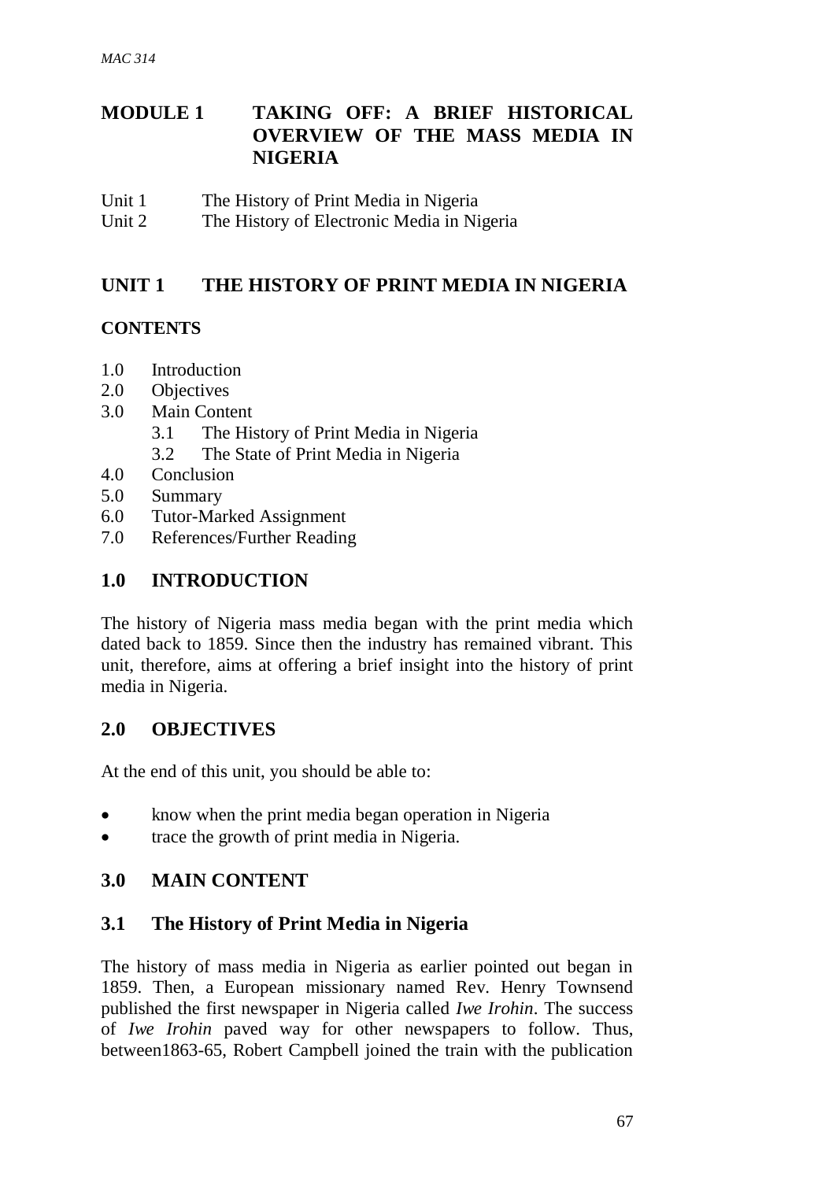# MODULE 1 TAKING OFF: A BRIEF HISTORICAL OVERVIEW OF THE MASS MEDIA IN NIGERIA

Unit 1 The History of Print Media in Nigeria
Unit 2 The History of Electronic Media in Nigeria

## UNIT 1 THE HISTORY OF PRINT MEDIA IN NIGERIA

**CONTENTS**

1.0 Introduction
2.0 Objectives
3.0 Main Content
  3.1 The History of Print Media in Nigeria
  3.2 The State of Print Media in Nigeria
4.0 Conclusion
5.0 Summary
6.0 Tutor-Marked Assignment
7.0 References/Further Reading

## 1.0 INTRODUCTION

The history of Nigeria mass media began with the print media which dated back to 1859. Since then the industry has remained vibrant. This unit, therefore, aims at offering a brief insight into the history of print media in Nigeria.

## 2.0 OBJECTIVES

At the end of this unit, you should be able to:

- know when the print media began operation in Nigeria
- trace the growth of print media in Nigeria.

## 3.0 MAIN CONTENT

### 3.1 The History of Print Media in Nigeria

The history of mass media in Nigeria as earlier pointed out began in 1859. Then, a European missionary named Rev. Henry Townsend published the first newspaper in Nigeria called *Iwe Irohin*. The success of *Iwe Irohin* paved way for other newspapers to follow. Thus, between1863-65, Robert Campbell joined the train with the publication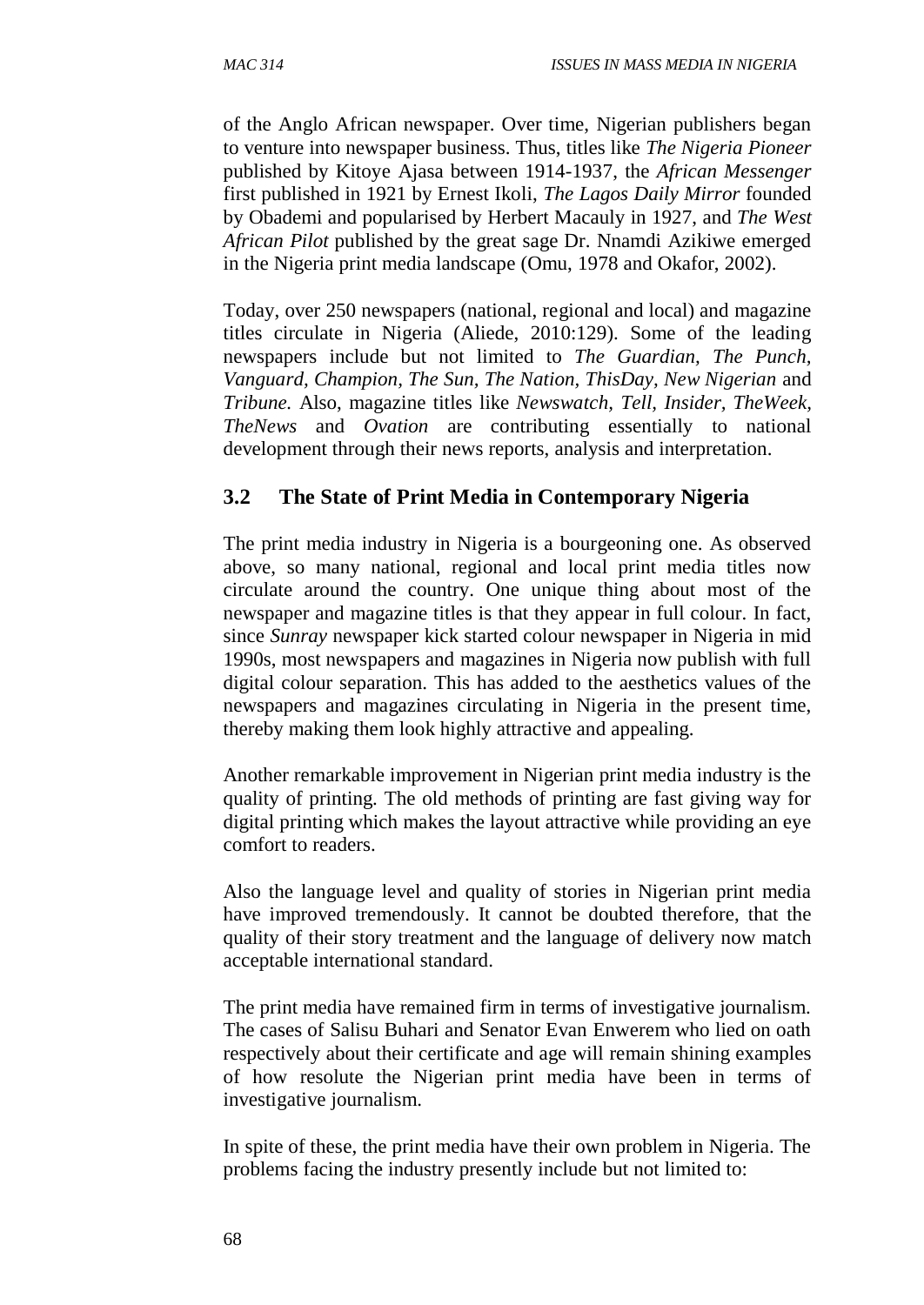of the Anglo African newspaper. Over time, Nigerian publishers began to venture into newspaper business. Thus, titles like *The Nigeria Pioneer* published by Kitoye Ajasa between 1914-1937, the *African Messenger* first published in 1921 by Ernest Ikoli, *The Lagos Daily Mirror* founded by Obademi and popularised by Herbert Macauly in 1927, and *The West African Pilot* published by the great sage Dr. Nnamdi Azikiwe emerged in the Nigeria print media landscape (Omu, 1978 and Okafor, 2002).

Today, over 250 newspapers (national, regional and local) and magazine titles circulate in Nigeria (Aliede, 2010:129). Some of the leading newspapers include but not limited to *The Guardian*, *The Punch*, *Vanguard, Champion, The Sun, The Nation, ThisDay, New Nigerian* and *Tribune.* Also, magazine titles like *Newswatch, Tell, Insider, TheWeek, TheNews* and *Ovation* are contributing essentially to national development through their news reports, analysis and interpretation.

## 3.2 The State of Print Media in Contemporary Nigeria

The print media industry in Nigeria is a bourgeoning one. As observed above, so many national, regional and local print media titles now circulate around the country. One unique thing about most of the newspaper and magazine titles is that they appear in full colour. In fact, since *Sunray* newspaper kick started colour newspaper in Nigeria in mid 1990s, most newspapers and magazines in Nigeria now publish with full digital colour separation. This has added to the aesthetics values of the newspapers and magazines circulating in Nigeria in the present time, thereby making them look highly attractive and appealing.

Another remarkable improvement in Nigerian print media industry is the quality of printing. The old methods of printing are fast giving way for digital printing which makes the layout attractive while providing an eye comfort to readers.

Also the language level and quality of stories in Nigerian print media have improved tremendously. It cannot be doubted therefore, that the quality of their story treatment and the language of delivery now match acceptable international standard.

The print media have remained firm in terms of investigative journalism. The cases of Salisu Buhari and Senator Evan Enwerem who lied on oath respectively about their certificate and age will remain shining examples of how resolute the Nigerian print media have been in terms of investigative journalism.

In spite of these, the print media have their own problem in Nigeria. The problems facing the industry presently include but not limited to: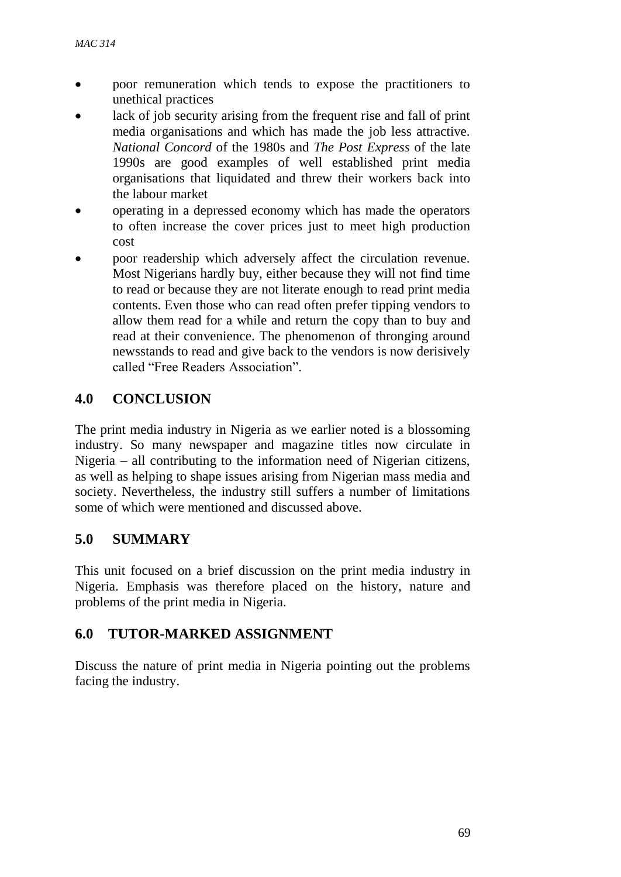- poor remuneration which tends to expose the practitioners to unethical practices
- lack of job security arising from the frequent rise and fall of print media organisations and which has made the job less attractive. *National Concord* of the 1980s and *The Post Express* of the late 1990s are good examples of well established print media organisations that liquidated and threw their workers back into the labour market
- operating in a depressed economy which has made the operators to often increase the cover prices just to meet high production cost
- poor readership which adversely affect the circulation revenue. Most Nigerians hardly buy, either because they will not find time to read or because they are not literate enough to read print media contents. Even those who can read often prefer tipping vendors to allow them read for a while and return the copy than to buy and read at their convenience. The phenomenon of thronging around newsstands to read and give back to the vendors is now derisively called "Free Readers Association".

## 4.0 CONCLUSION

The print media industry in Nigeria as we earlier noted is a blossoming industry. So many newspaper and magazine titles now circulate in Nigeria – all contributing to the information need of Nigerian citizens, as well as helping to shape issues arising from Nigerian mass media and society. Nevertheless, the industry still suffers a number of limitations some of which were mentioned and discussed above.

## 5.0 SUMMARY

This unit focused on a brief discussion on the print media industry in Nigeria. Emphasis was therefore placed on the history, nature and problems of the print media in Nigeria.

## 6.0 TUTOR-MARKED ASSIGNMENT

Discuss the nature of print media in Nigeria pointing out the problems facing the industry.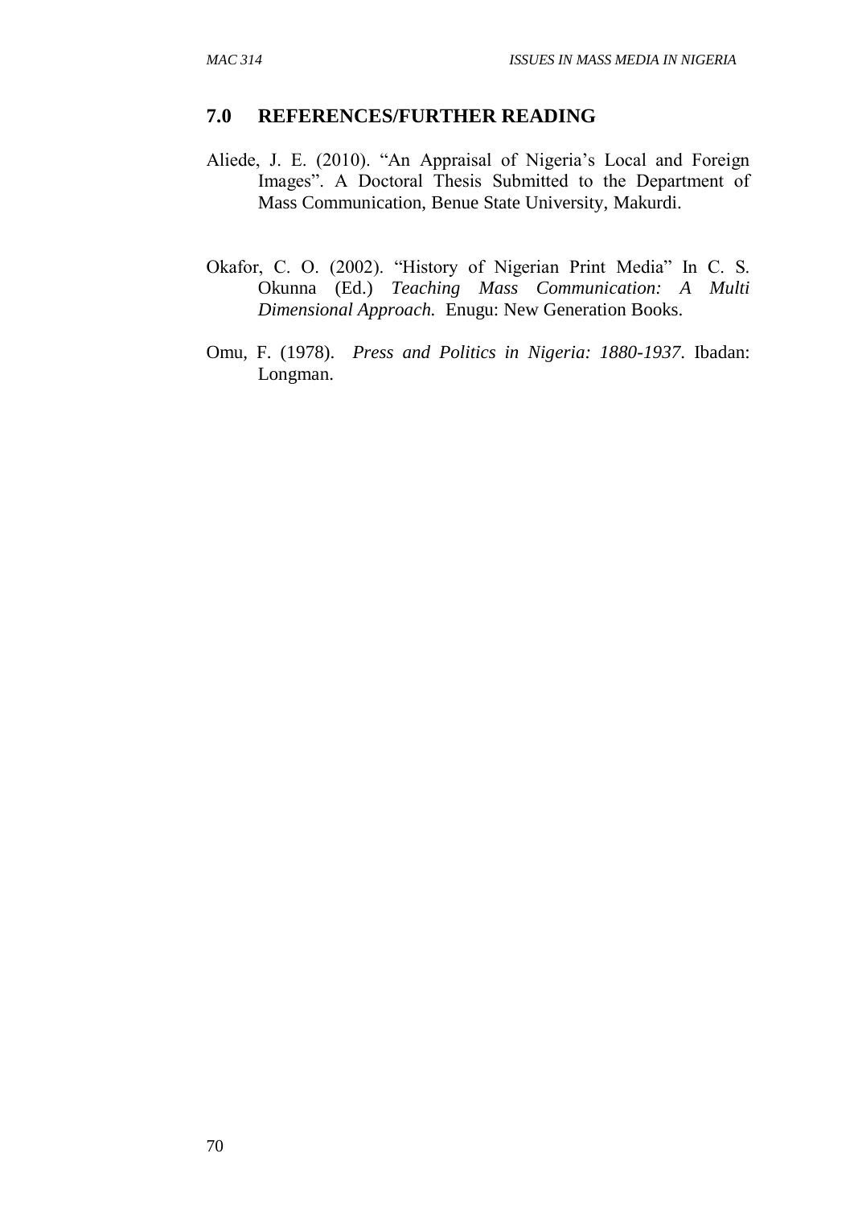## 7.0 REFERENCES/FURTHER READING

Aliede, J. E. (2010). "An Appraisal of Nigeria's Local and Foreign Images". A Doctoral Thesis Submitted to the Department of Mass Communication, Benue State University, Makurdi.

Okafor, C. O. (2002). "History of Nigerian Print Media" In C. S. Okunna (Ed.) *Teaching Mass Communication: A Multi Dimensional Approach.* Enugu: New Generation Books.

Omu, F. (1978). *Press and Politics in Nigeria: 1880-1937*. Ibadan: Longman.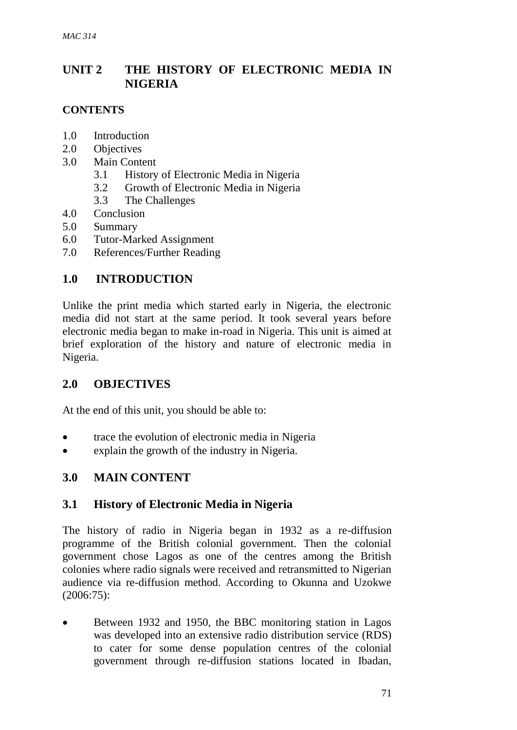## UNIT 2 THE HISTORY OF ELECTRONIC MEDIA IN NIGERIA

**CONTENTS**

1.0 Introduction
2.0 Objectives
3.0 Main Content
 3.1 History of Electronic Media in Nigeria
 3.2 Growth of Electronic Media in Nigeria
 3.3 The Challenges
4.0 Conclusion
5.0 Summary
6.0 Tutor-Marked Assignment
7.0 References/Further Reading

## 1.0 INTRODUCTION

Unlike the print media which started early in Nigeria, the electronic media did not start at the same period. It took several years before electronic media began to make in-road in Nigeria. This unit is aimed at brief exploration of the history and nature of electronic media in Nigeria.

## 2.0 OBJECTIVES

At the end of this unit, you should be able to:

- trace the evolution of electronic media in Nigeria
- explain the growth of the industry in Nigeria.

## 3.0 MAIN CONTENT

### 3.1 History of Electronic Media in Nigeria

The history of radio in Nigeria began in 1932 as a re-diffusion programme of the British colonial government. Then the colonial government chose Lagos as one of the centres among the British colonies where radio signals were received and retransmitted to Nigerian audience via re-diffusion method. According to Okunna and Uzokwe (2006:75):

- Between 1932 and 1950, the BBC monitoring station in Lagos was developed into an extensive radio distribution service (RDS) to cater for some dense population centres of the colonial government through re-diffusion stations located in Ibadan,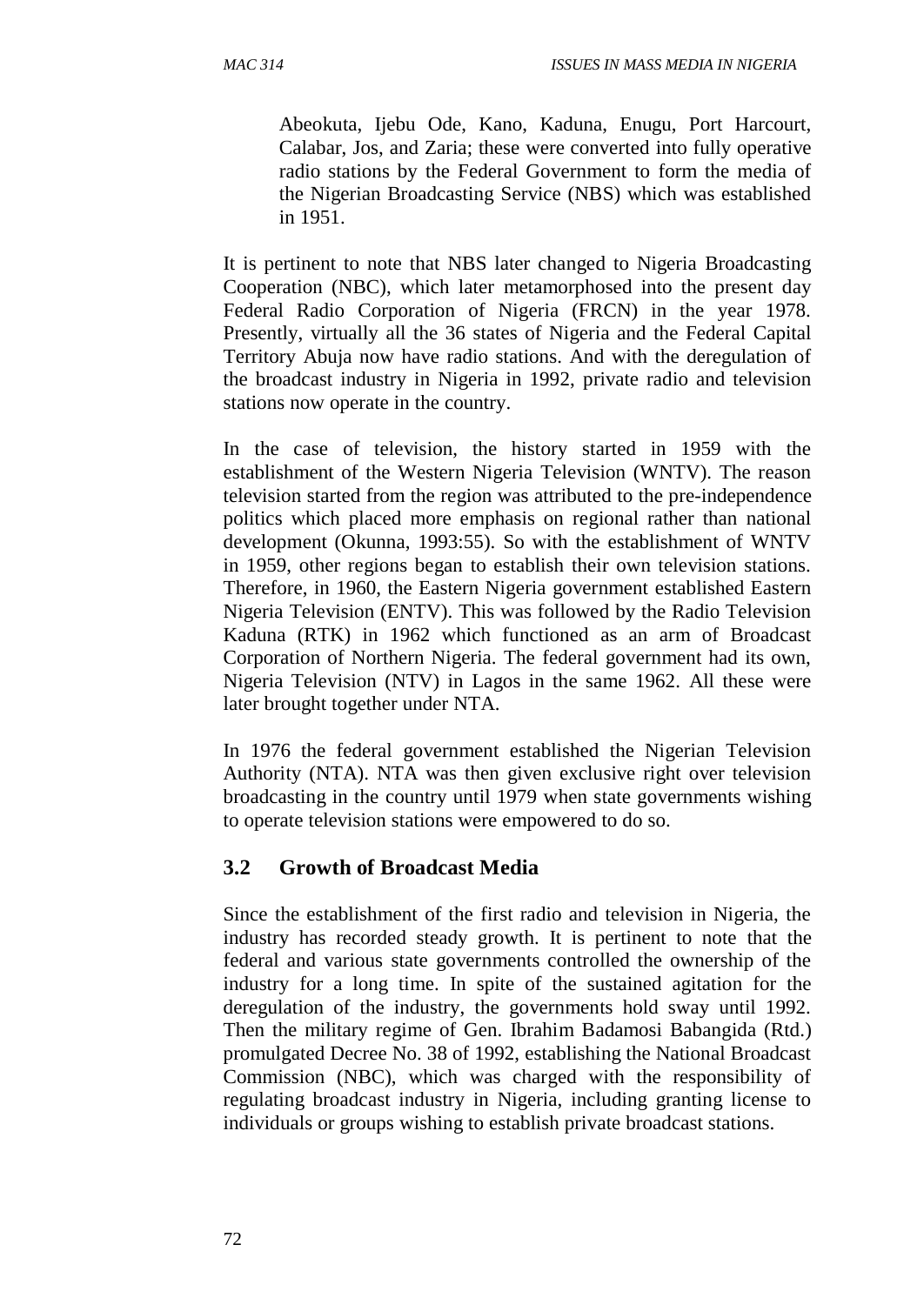Abeokuta, Ijebu Ode, Kano, Kaduna, Enugu, Port Harcourt, Calabar, Jos, and Zaria; these were converted into fully operative radio stations by the Federal Government to form the media of the Nigerian Broadcasting Service (NBS) which was established in 1951.

It is pertinent to note that NBS later changed to Nigeria Broadcasting Cooperation (NBC), which later metamorphosed into the present day Federal Radio Corporation of Nigeria (FRCN) in the year 1978. Presently, virtually all the 36 states of Nigeria and the Federal Capital Territory Abuja now have radio stations. And with the deregulation of the broadcast industry in Nigeria in 1992, private radio and television stations now operate in the country.

In the case of television, the history started in 1959 with the establishment of the Western Nigeria Television (WNTV). The reason television started from the region was attributed to the pre-independence politics which placed more emphasis on regional rather than national development (Okunna, 1993:55). So with the establishment of WNTV in 1959, other regions began to establish their own television stations. Therefore, in 1960, the Eastern Nigeria government established Eastern Nigeria Television (ENTV). This was followed by the Radio Television Kaduna (RTK) in 1962 which functioned as an arm of Broadcast Corporation of Northern Nigeria. The federal government had its own, Nigeria Television (NTV) in Lagos in the same 1962. All these were later brought together under NTA.

In 1976 the federal government established the Nigerian Television Authority (NTA). NTA was then given exclusive right over television broadcasting in the country until 1979 when state governments wishing to operate television stations were empowered to do so.

## 3.2 Growth of Broadcast Media

Since the establishment of the first radio and television in Nigeria, the industry has recorded steady growth. It is pertinent to note that the federal and various state governments controlled the ownership of the industry for a long time. In spite of the sustained agitation for the deregulation of the industry, the governments hold sway until 1992. Then the military regime of Gen. Ibrahim Badamosi Babangida (Rtd.) promulgated Decree No. 38 of 1992, establishing the National Broadcast Commission (NBC), which was charged with the responsibility of regulating broadcast industry in Nigeria, including granting license to individuals or groups wishing to establish private broadcast stations.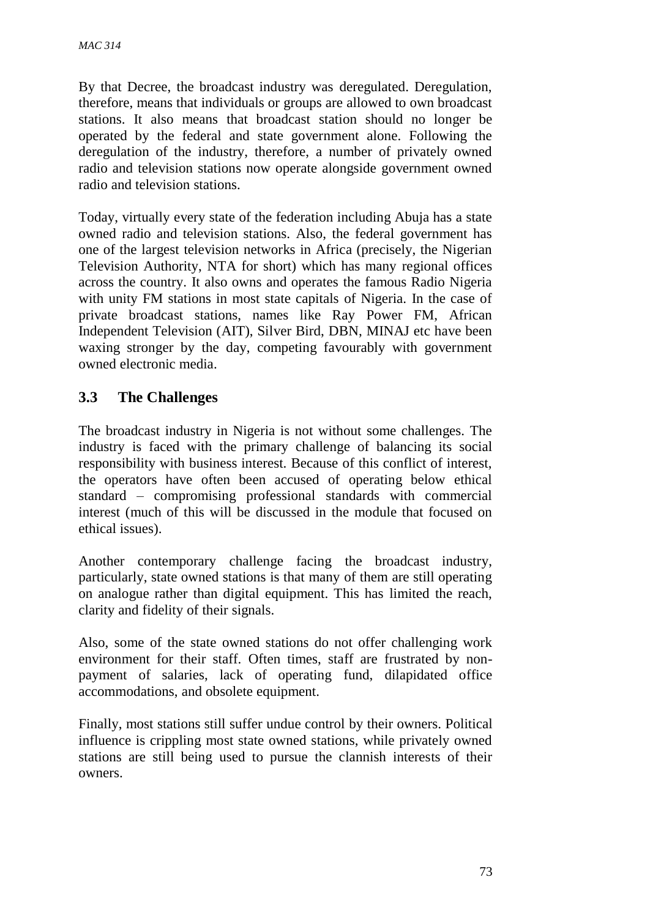By that Decree, the broadcast industry was deregulated. Deregulation, therefore, means that individuals or groups are allowed to own broadcast stations. It also means that broadcast station should no longer be operated by the federal and state government alone. Following the deregulation of the industry, therefore, a number of privately owned radio and television stations now operate alongside government owned radio and television stations.

Today, virtually every state of the federation including Abuja has a state owned radio and television stations. Also, the federal government has one of the largest television networks in Africa (precisely, the Nigerian Television Authority, NTA for short) which has many regional offices across the country. It also owns and operates the famous Radio Nigeria with unity FM stations in most state capitals of Nigeria. In the case of private broadcast stations, names like Ray Power FM, African Independent Television (AIT), Silver Bird, DBN, MINAJ etc have been waxing stronger by the day, competing favourably with government owned electronic media.

## 3.3 The Challenges

The broadcast industry in Nigeria is not without some challenges. The industry is faced with the primary challenge of balancing its social responsibility with business interest. Because of this conflict of interest, the operators have often been accused of operating below ethical standard – compromising professional standards with commercial interest (much of this will be discussed in the module that focused on ethical issues).

Another contemporary challenge facing the broadcast industry, particularly, state owned stations is that many of them are still operating on analogue rather than digital equipment. This has limited the reach, clarity and fidelity of their signals.

Also, some of the state owned stations do not offer challenging work environment for their staff. Often times, staff are frustrated by non-payment of salaries, lack of operating fund, dilapidated office accommodations, and obsolete equipment.

Finally, most stations still suffer undue control by their owners. Political influence is crippling most state owned stations, while privately owned stations are still being used to pursue the clannish interests of their owners.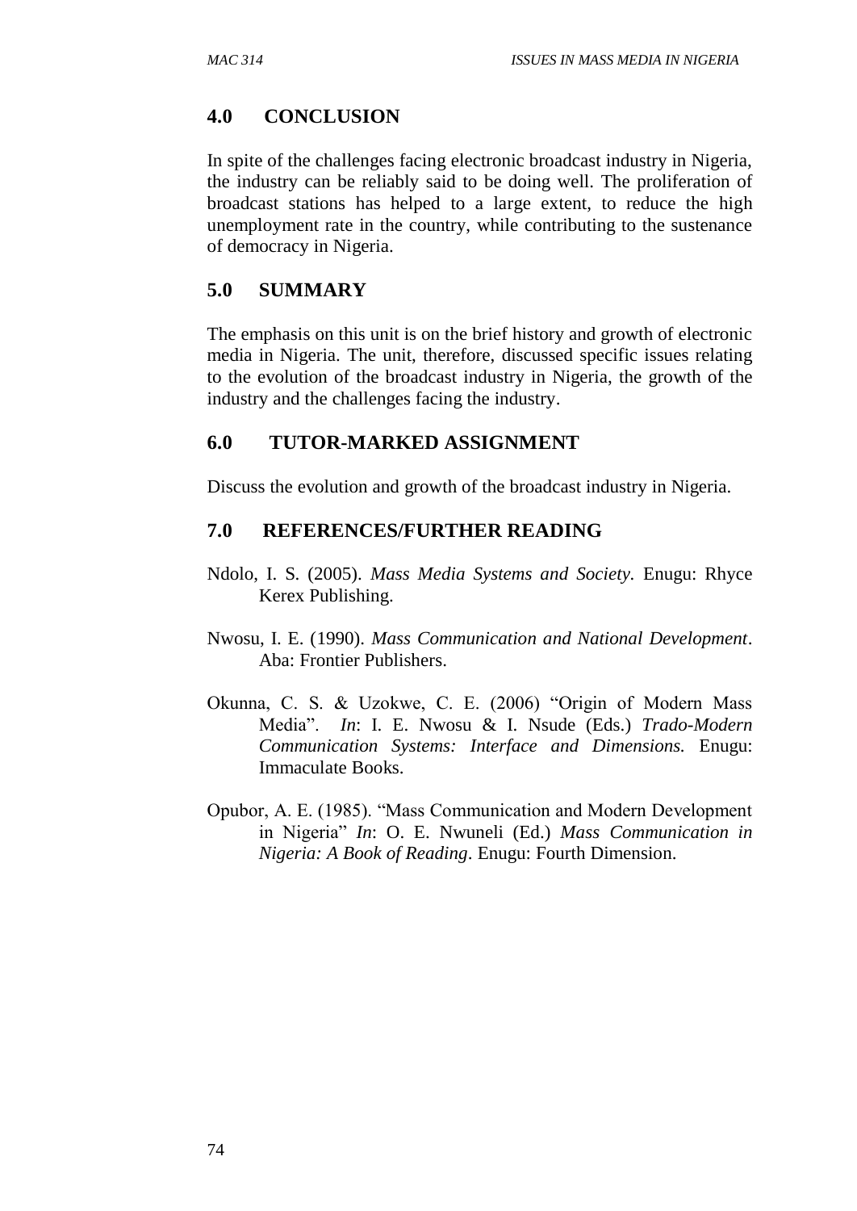## 4.0 CONCLUSION

In spite of the challenges facing electronic broadcast industry in Nigeria, the industry can be reliably said to be doing well. The proliferation of broadcast stations has helped to a large extent, to reduce the high unemployment rate in the country, while contributing to the sustenance of democracy in Nigeria.

## 5.0 SUMMARY

The emphasis on this unit is on the brief history and growth of electronic media in Nigeria. The unit, therefore, discussed specific issues relating to the evolution of the broadcast industry in Nigeria, the growth of the industry and the challenges facing the industry.

## 6.0 TUTOR-MARKED ASSIGNMENT

Discuss the evolution and growth of the broadcast industry in Nigeria.

## 7.0 REFERENCES/FURTHER READING

Ndolo, I. S. (2005). *Mass Media Systems and Society.* Enugu: Rhyce Kerex Publishing.

Nwosu, I. E. (1990). *Mass Communication and National Development*. Aba: Frontier Publishers.

Okunna, C. S. & Uzokwe, C. E. (2006) "Origin of Modern Mass Media". *In*: I. E. Nwosu & I. Nsude (Eds.) *Trado-Modern Communication Systems: Interface and Dimensions.* Enugu: Immaculate Books.

Opubor, A. E. (1985). "Mass Communication and Modern Development in Nigeria" *In*: O. E. Nwuneli (Ed.) *Mass Communication in Nigeria: A Book of Reading*. Enugu: Fourth Dimension.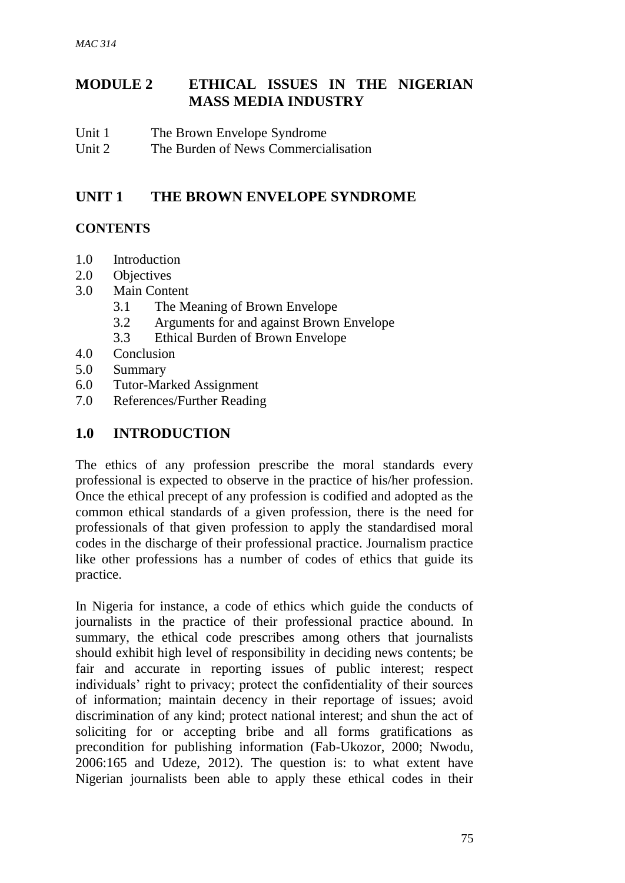# MODULE 2 ETHICAL ISSUES IN THE NIGERIAN MASS MEDIA INDUSTRY

Unit 1 The Brown Envelope Syndrome
Unit 2 The Burden of News Commercialisation

## UNIT 1 THE BROWN ENVELOPE SYNDROME

### CONTENTS

- 1.0 Introduction
- 2.0 Objectives
- 3.0 Main Content
  - 3.1 The Meaning of Brown Envelope
  - 3.2 Arguments for and against Brown Envelope
  - 3.3 Ethical Burden of Brown Envelope
- 4.0 Conclusion
- 5.0 Summary
- 6.0 Tutor-Marked Assignment
- 7.0 References/Further Reading

## 1.0 INTRODUCTION

The ethics of any profession prescribe the moral standards every professional is expected to observe in the practice of his/her profession. Once the ethical precept of any profession is codified and adopted as the common ethical standards of a given profession, there is the need for professionals of that given profession to apply the standardised moral codes in the discharge of their professional practice. Journalism practice like other professions has a number of codes of ethics that guide its practice.

In Nigeria for instance, a code of ethics which guide the conducts of journalists in the practice of their professional practice abound. In summary, the ethical code prescribes among others that journalists should exhibit high level of responsibility in deciding news contents; be fair and accurate in reporting issues of public interest; respect individuals' right to privacy; protect the confidentiality of their sources of information; maintain decency in their reportage of issues; avoid discrimination of any kind; protect national interest; and shun the act of soliciting for or accepting bribe and all forms gratifications as precondition for publishing information (Fab-Ukozor, 2000; Nwodu, 2006:165 and Udeze, 2012). The question is: to what extent have Nigerian journalists been able to apply these ethical codes in their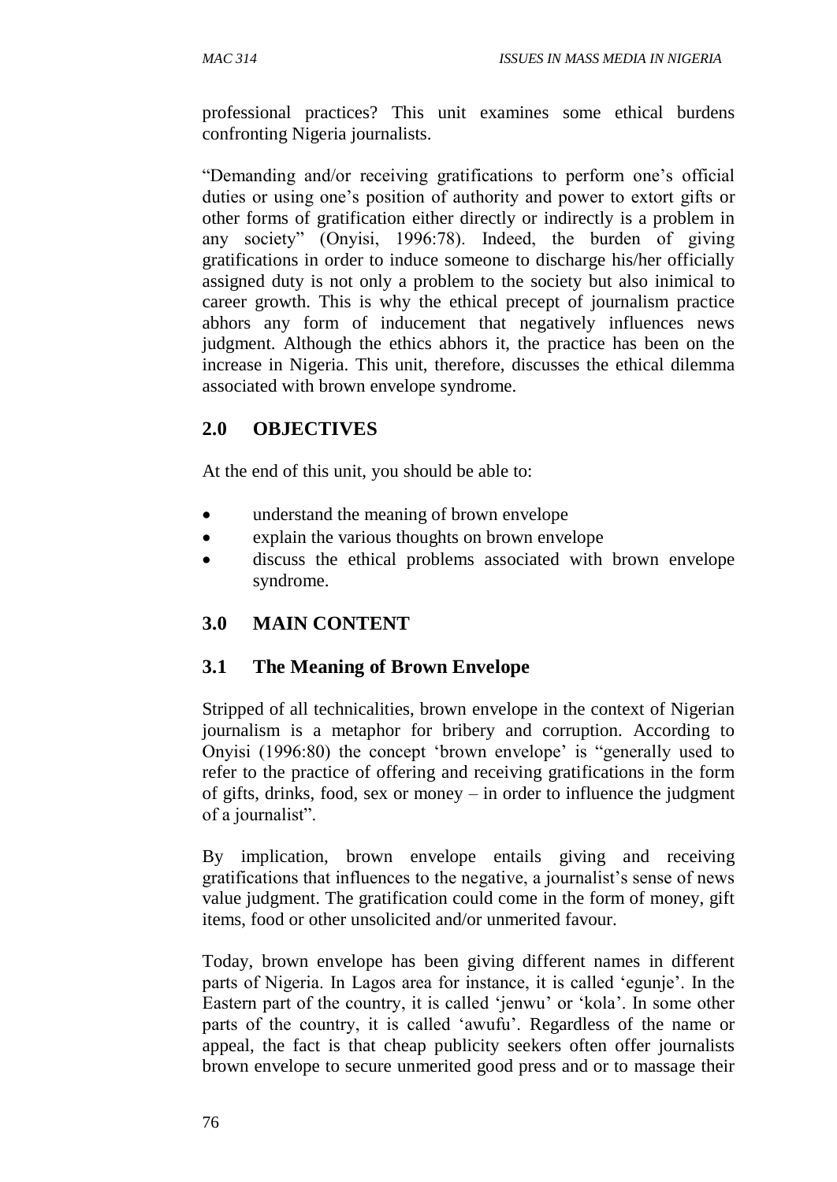professional practices? This unit examines some ethical burdens confronting Nigeria journalists.

"Demanding and/or receiving gratifications to perform one's official duties or using one's position of authority and power to extort gifts or other forms of gratification either directly or indirectly is a problem in any society" (Onyisi, 1996:78). Indeed, the burden of giving gratifications in order to induce someone to discharge his/her officially assigned duty is not only a problem to the society but also inimical to career growth. This is why the ethical precept of journalism practice abhors any form of inducement that negatively influences news judgment. Although the ethics abhors it, the practice has been on the increase in Nigeria. This unit, therefore, discusses the ethical dilemma associated with brown envelope syndrome.

## 2.0 OBJECTIVES

At the end of this unit, you should be able to:

- understand the meaning of brown envelope
- explain the various thoughts on brown envelope
- discuss the ethical problems associated with brown envelope syndrome.

## 3.0 MAIN CONTENT

### 3.1 The Meaning of Brown Envelope

Stripped of all technicalities, brown envelope in the context of Nigerian journalism is a metaphor for bribery and corruption. According to Onyisi (1996:80) the concept 'brown envelope' is "generally used to refer to the practice of offering and receiving gratifications in the form of gifts, drinks, food, sex or money – in order to influence the judgment of a journalist".

By implication, brown envelope entails giving and receiving gratifications that influences to the negative, a journalist's sense of news value judgment. The gratification could come in the form of money, gift items, food or other unsolicited and/or unmerited favour.

Today, brown envelope has been giving different names in different parts of Nigeria. In Lagos area for instance, it is called 'egunje'. In the Eastern part of the country, it is called 'jenwu' or 'kola'. In some other parts of the country, it is called 'awufu'. Regardless of the name or appeal, the fact is that cheap publicity seekers often offer journalists brown envelope to secure unmerited good press and or to massage their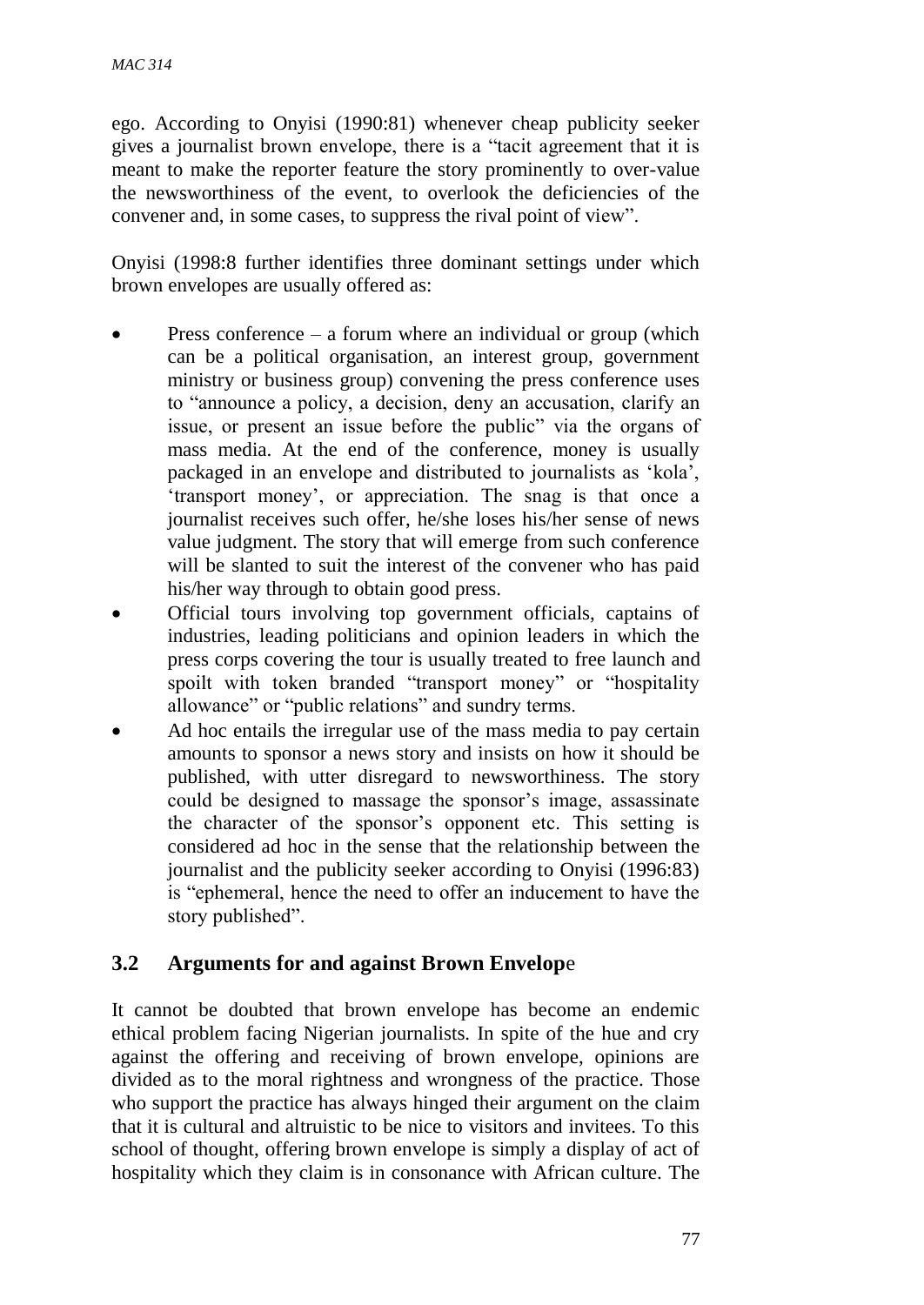ego. According to Onyisi (1990:81) whenever cheap publicity seeker gives a journalist brown envelope, there is a "tacit agreement that it is meant to make the reporter feature the story prominently to over-value the newsworthiness of the event, to overlook the deficiencies of the convener and, in some cases, to suppress the rival point of view".

Onyisi (1998:8 further identifies three dominant settings under which brown envelopes are usually offered as:

- Press conference – a forum where an individual or group (which can be a political organisation, an interest group, government ministry or business group) convening the press conference uses to "announce a policy, a decision, deny an accusation, clarify an issue, or present an issue before the public" via the organs of mass media. At the end of the conference, money is usually packaged in an envelope and distributed to journalists as 'kola', 'transport money', or appreciation. The snag is that once a journalist receives such offer, he/she loses his/her sense of news value judgment. The story that will emerge from such conference will be slanted to suit the interest of the convener who has paid his/her way through to obtain good press.
- Official tours involving top government officials, captains of industries, leading politicians and opinion leaders in which the press corps covering the tour is usually treated to free launch and spoilt with token branded "transport money" or "hospitality allowance" or "public relations" and sundry terms.
- Ad hoc entails the irregular use of the mass media to pay certain amounts to sponsor a news story and insists on how it should be published, with utter disregard to newsworthiness. The story could be designed to massage the sponsor's image, assassinate the character of the sponsor's opponent etc. This setting is considered ad hoc in the sense that the relationship between the journalist and the publicity seeker according to Onyisi (1996:83) is "ephemeral, hence the need to offer an inducement to have the story published".

## 3.2 Arguments for and against Brown Envelope

It cannot be doubted that brown envelope has become an endemic ethical problem facing Nigerian journalists. In spite of the hue and cry against the offering and receiving of brown envelope, opinions are divided as to the moral rightness and wrongness of the practice. Those who support the practice has always hinged their argument on the claim that it is cultural and altruistic to be nice to visitors and invitees. To this school of thought, offering brown envelope is simply a display of act of hospitality which they claim is in consonance with African culture. The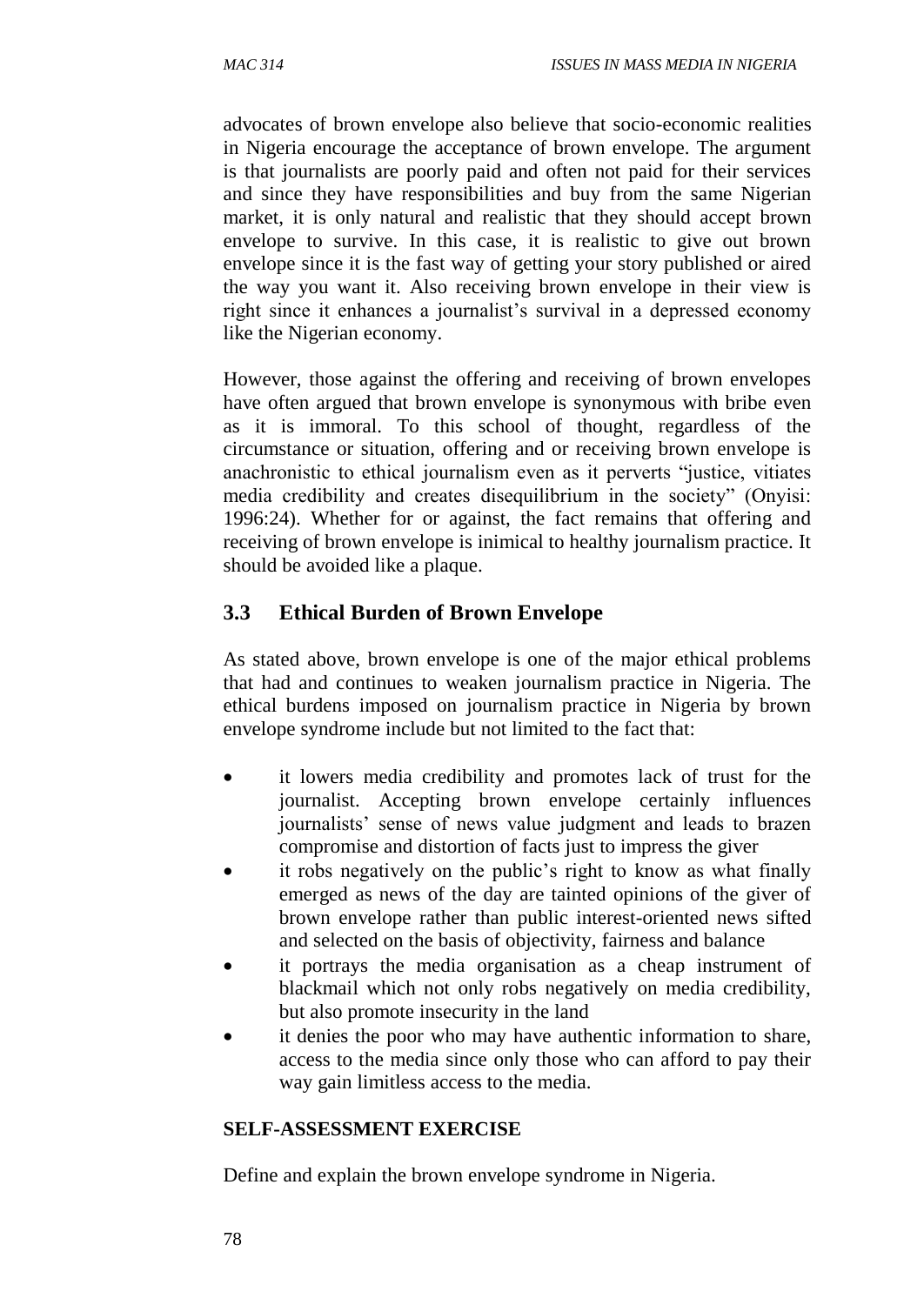advocates of brown envelope also believe that socio-economic realities in Nigeria encourage the acceptance of brown envelope. The argument is that journalists are poorly paid and often not paid for their services and since they have responsibilities and buy from the same Nigerian market, it is only natural and realistic that they should accept brown envelope to survive. In this case, it is realistic to give out brown envelope since it is the fast way of getting your story published or aired the way you want it. Also receiving brown envelope in their view is right since it enhances a journalist's survival in a depressed economy like the Nigerian economy.

However, those against the offering and receiving of brown envelopes have often argued that brown envelope is synonymous with bribe even as it is immoral. To this school of thought, regardless of the circumstance or situation, offering and or receiving brown envelope is anachronistic to ethical journalism even as it perverts "justice, vitiates media credibility and creates disequilibrium in the society" (Onyisi: 1996:24). Whether for or against, the fact remains that offering and receiving of brown envelope is inimical to healthy journalism practice. It should be avoided like a plaque.

## 3.3 Ethical Burden of Brown Envelope

As stated above, brown envelope is one of the major ethical problems that had and continues to weaken journalism practice in Nigeria. The ethical burdens imposed on journalism practice in Nigeria by brown envelope syndrome include but not limited to the fact that:

- it lowers media credibility and promotes lack of trust for the journalist. Accepting brown envelope certainly influences journalists' sense of news value judgment and leads to brazen compromise and distortion of facts just to impress the giver
- it robs negatively on the public's right to know as what finally emerged as news of the day are tainted opinions of the giver of brown envelope rather than public interest-oriented news sifted and selected on the basis of objectivity, fairness and balance
- it portrays the media organisation as a cheap instrument of blackmail which not only robs negatively on media credibility, but also promote insecurity in the land
- it denies the poor who may have authentic information to share, access to the media since only those who can afford to pay their way gain limitless access to the media.

**SELF-ASSESSMENT EXERCISE**

Define and explain the brown envelope syndrome in Nigeria.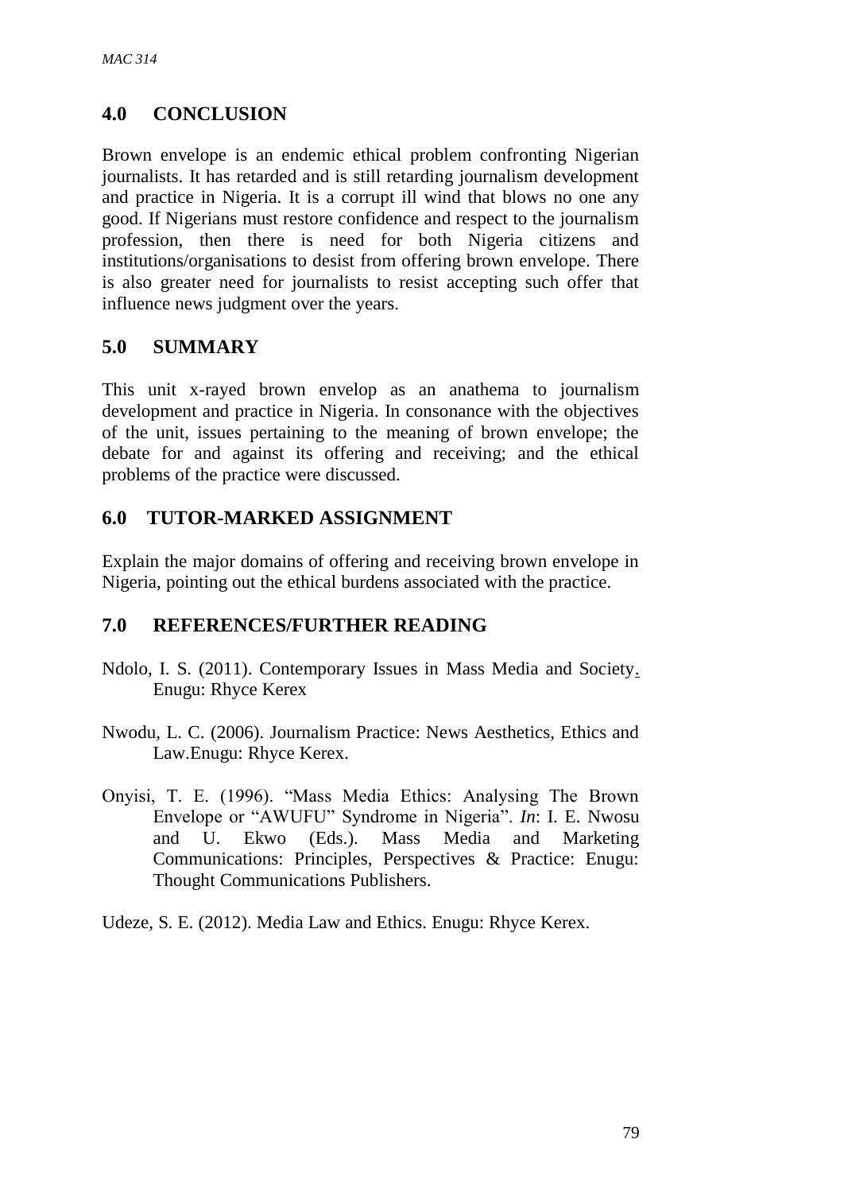## 4.0 CONCLUSION

Brown envelope is an endemic ethical problem confronting Nigerian journalists. It has retarded and is still retarding journalism development and practice in Nigeria. It is a corrupt ill wind that blows no one any good. If Nigerians must restore confidence and respect to the journalism profession, then there is need for both Nigeria citizens and institutions/organisations to desist from offering brown envelope. There is also greater need for journalists to resist accepting such offer that influence news judgment over the years.

## 5.0 SUMMARY

This unit x-rayed brown envelop as an anathema to journalism development and practice in Nigeria. In consonance with the objectives of the unit, issues pertaining to the meaning of brown envelope; the debate for and against its offering and receiving; and the ethical problems of the practice were discussed.

## 6.0 TUTOR-MARKED ASSIGNMENT

Explain the major domains of offering and receiving brown envelope in Nigeria, pointing out the ethical burdens associated with the practice.

## 7.0 REFERENCES/FURTHER READING

Ndolo, I. S. (2011). Contemporary Issues in Mass Media and Society. Enugu: Rhyce Kerex

Nwodu, L. C. (2006). Journalism Practice: News Aesthetics, Ethics and Law.Enugu: Rhyce Kerex.

Onyisi, T. E. (1996). "Mass Media Ethics: Analysing The Brown Envelope or "AWUFU" Syndrome in Nigeria". *In*: I. E. Nwosu and U. Ekwo (Eds.). Mass Media and Marketing Communications: Principles, Perspectives & Practice: Enugu: Thought Communications Publishers.

Udeze, S. E. (2012). Media Law and Ethics. Enugu: Rhyce Kerex.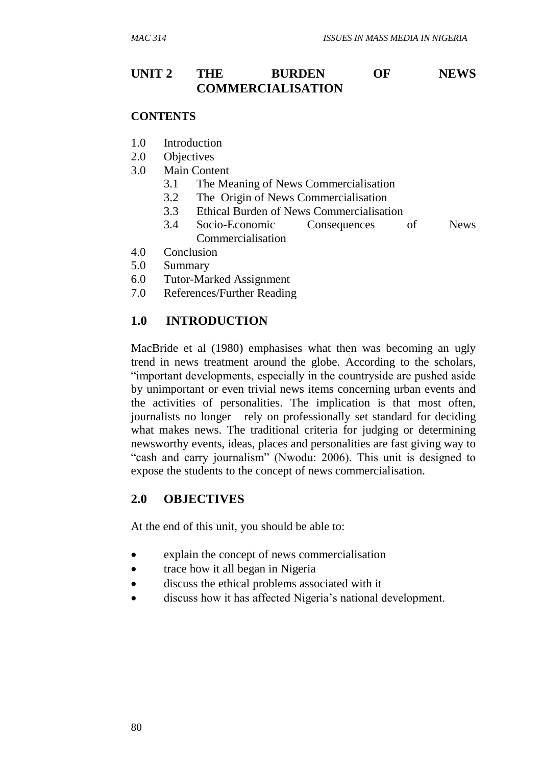## UNIT 2 THE BURDEN OF NEWS COMMERCIALISATION

**CONTENTS**

1.0 Introduction
2.0 Objectives
3.0 Main Content
    3.1 The Meaning of News Commercialisation
    3.2 The Origin of News Commercialisation
    3.3 Ethical Burden of News Commercialisation
    3.4 Socio-Economic Consequences of News Commercialisation
4.0 Conclusion
5.0 Summary
6.0 Tutor-Marked Assignment
7.0 References/Further Reading

## 1.0 INTRODUCTION

MacBride et al (1980) emphasises what then was becoming an ugly trend in news treatment around the globe. According to the scholars, "important developments, especially in the countryside are pushed aside by unimportant or even trivial news items concerning urban events and the activities of personalities. The implication is that most often, journalists no longer rely on professionally set standard for deciding what makes news. The traditional criteria for judging or determining newsworthy events, ideas, places and personalities are fast giving way to "cash and carry journalism" (Nwodu: 2006). This unit is designed to expose the students to the concept of news commercialisation.

## 2.0 OBJECTIVES

At the end of this unit, you should be able to:

- explain the concept of news commercialisation
- trace how it all began in Nigeria
- discuss the ethical problems associated with it
- discuss how it has affected Nigeria's national development.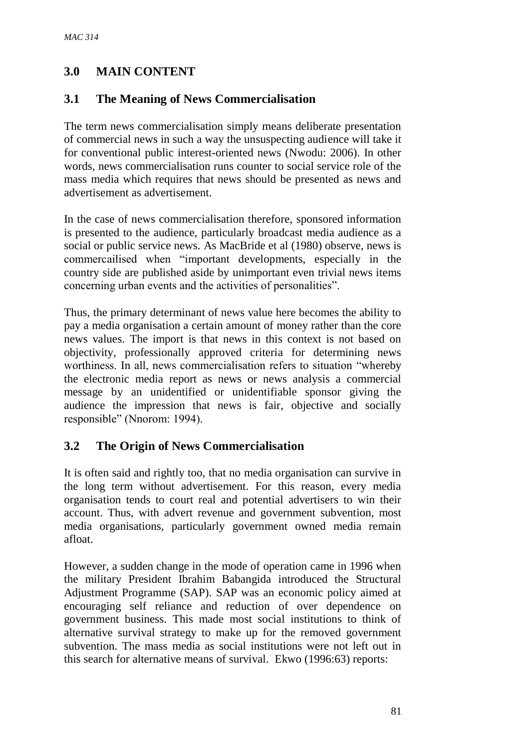## 3.0 MAIN CONTENT

### 3.1 The Meaning of News Commercialisation

The term news commercialisation simply means deliberate presentation of commercial news in such a way the unsuspecting audience will take it for conventional public interest-oriented news (Nwodu: 2006). In other words, news commercialisation runs counter to social service role of the mass media which requires that news should be presented as news and advertisement as advertisement.

In the case of news commercialisation therefore, sponsored information is presented to the audience, particularly broadcast media audience as a social or public service news. As MacBride et al (1980) observe, news is commercailised when "important developments, especially in the country side are published aside by unimportant even trivial news items concerning urban events and the activities of personalities".

Thus, the primary determinant of news value here becomes the ability to pay a media organisation a certain amount of money rather than the core news values. The import is that news in this context is not based on objectivity, professionally approved criteria for determining news worthiness. In all, news commercialisation refers to situation "whereby the electronic media report as news or news analysis a commercial message by an unidentified or unidentifiable sponsor giving the audience the impression that news is fair, objective and socially responsible" (Nnorom: 1994).

### 3.2 The Origin of News Commercialisation

It is often said and rightly too, that no media organisation can survive in the long term without advertisement. For this reason, every media organisation tends to court real and potential advertisers to win their account. Thus, with advert revenue and government subvention, most media organisations, particularly government owned media remain afloat.

However, a sudden change in the mode of operation came in 1996 when the military President Ibrahim Babangida introduced the Structural Adjustment Programme (SAP). SAP was an economic policy aimed at encouraging self reliance and reduction of over dependence on government business. This made most social institutions to think of alternative survival strategy to make up for the removed government subvention. The mass media as social institutions were not left out in this search for alternative means of survival. Ekwo (1996:63) reports: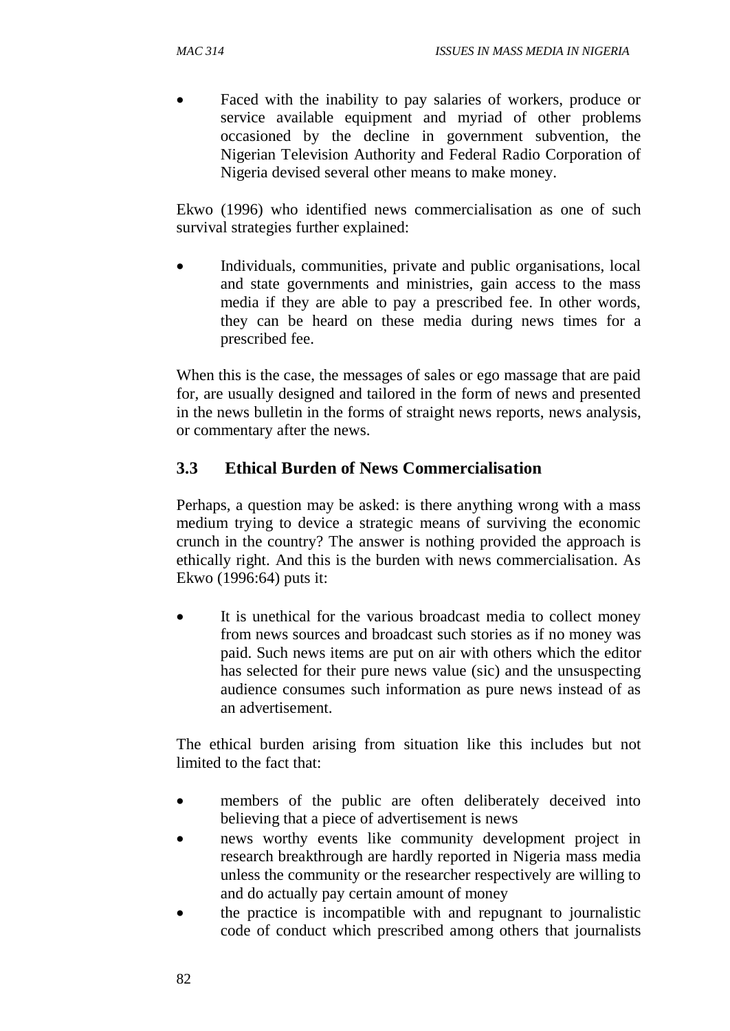- Faced with the inability to pay salaries of workers, produce or service available equipment and myriad of other problems occasioned by the decline in government subvention, the Nigerian Television Authority and Federal Radio Corporation of Nigeria devised several other means to make money.

Ekwo (1996) who identified news commercialisation as one of such survival strategies further explained:

- Individuals, communities, private and public organisations, local and state governments and ministries, gain access to the mass media if they are able to pay a prescribed fee. In other words, they can be heard on these media during news times for a prescribed fee.

When this is the case, the messages of sales or ego massage that are paid for, are usually designed and tailored in the form of news and presented in the news bulletin in the forms of straight news reports, news analysis, or commentary after the news.

### 3.3 Ethical Burden of News Commercialisation

Perhaps, a question may be asked: is there anything wrong with a mass medium trying to device a strategic means of surviving the economic crunch in the country? The answer is nothing provided the approach is ethically right. And this is the burden with news commercialisation. As Ekwo (1996:64) puts it:

- It is unethical for the various broadcast media to collect money from news sources and broadcast such stories as if no money was paid. Such news items are put on air with others which the editor has selected for their pure news value (sic) and the unsuspecting audience consumes such information as pure news instead of as an advertisement.

The ethical burden arising from situation like this includes but not limited to the fact that:

- members of the public are often deliberately deceived into believing that a piece of advertisement is news
- news worthy events like community development project in research breakthrough are hardly reported in Nigeria mass media unless the community or the researcher respectively are willing to and do actually pay certain amount of money
- the practice is incompatible with and repugnant to journalistic code of conduct which prescribed among others that journalists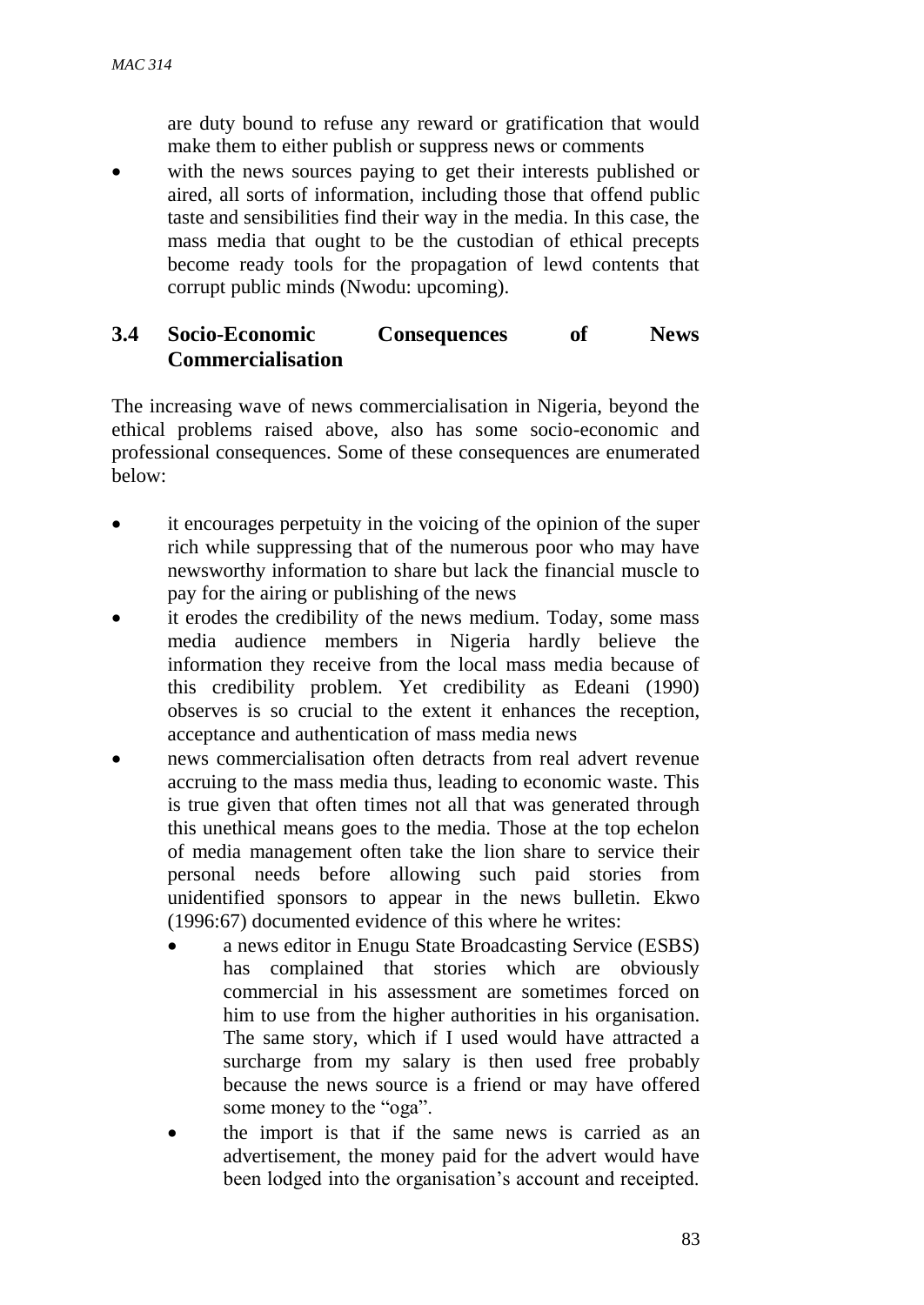are duty bound to refuse any reward or gratification that would make them to either publish or suppress news or comments

- with the news sources paying to get their interests published or aired, all sorts of information, including those that offend public taste and sensibilities find their way in the media. In this case, the mass media that ought to be the custodian of ethical precepts become ready tools for the propagation of lewd contents that corrupt public minds (Nwodu: upcoming).

## 3.4 Socio-Economic Consequences of News Commercialisation

The increasing wave of news commercialisation in Nigeria, beyond the ethical problems raised above, also has some socio-economic and professional consequences. Some of these consequences are enumerated below:

- it encourages perpetuity in the voicing of the opinion of the super rich while suppressing that of the numerous poor who may have newsworthy information to share but lack the financial muscle to pay for the airing or publishing of the news
- it erodes the credibility of the news medium. Today, some mass media audience members in Nigeria hardly believe the information they receive from the local mass media because of this credibility problem. Yet credibility as Edeani (1990) observes is so crucial to the extent it enhances the reception, acceptance and authentication of mass media news
- news commercialisation often detracts from real advert revenue accruing to the mass media thus, leading to economic waste. This is true given that often times not all that was generated through this unethical means goes to the media. Those at the top echelon of media management often take the lion share to service their personal needs before allowing such paid stories from unidentified sponsors to appear in the news bulletin. Ekwo (1996:67) documented evidence of this where he writes:
  - a news editor in Enugu State Broadcasting Service (ESBS) has complained that stories which are obviously commercial in his assessment are sometimes forced on him to use from the higher authorities in his organisation. The same story, which if I used would have attracted a surcharge from my salary is then used free probably because the news source is a friend or may have offered some money to the "oga".
  - the import is that if the same news is carried as an advertisement, the money paid for the advert would have been lodged into the organisation's account and receipted.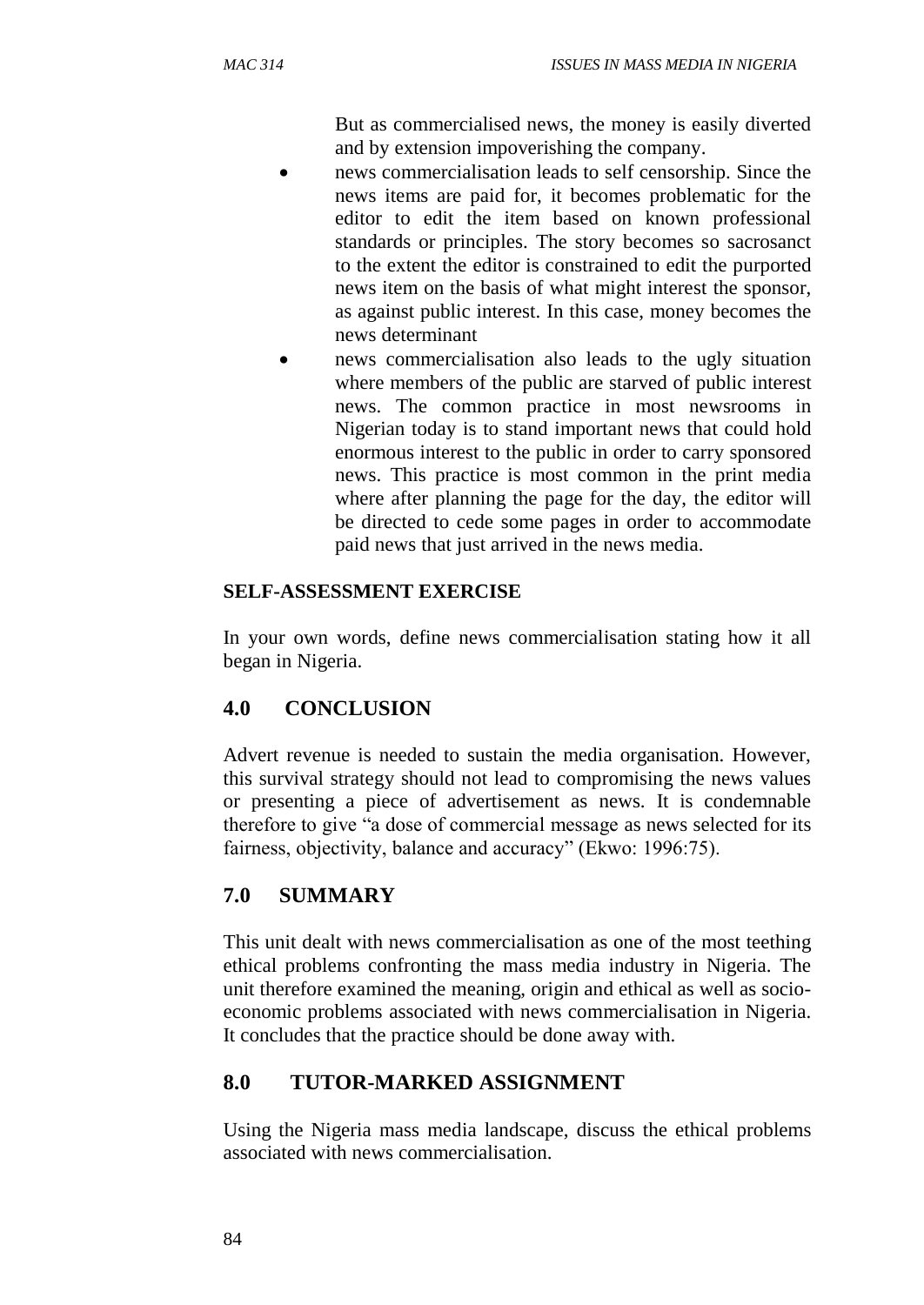But as commercialised news, the money is easily diverted and by extension impoverishing the company.

- news commercialisation leads to self censorship. Since the news items are paid for, it becomes problematic for the editor to edit the item based on known professional standards or principles. The story becomes so sacrosanct to the extent the editor is constrained to edit the purported news item on the basis of what might interest the sponsor, as against public interest. In this case, money becomes the news determinant
- news commercialisation also leads to the ugly situation where members of the public are starved of public interest news. The common practice in most newsrooms in Nigerian today is to stand important news that could hold enormous interest to the public in order to carry sponsored news. This practice is most common in the print media where after planning the page for the day, the editor will be directed to cede some pages in order to accommodate paid news that just arrived in the news media.

**SELF-ASSESSMENT EXERCISE**

In your own words, define news commercialisation stating how it all began in Nigeria.

## 4.0 CONCLUSION

Advert revenue is needed to sustain the media organisation. However, this survival strategy should not lead to compromising the news values or presenting a piece of advertisement as news. It is condemnable therefore to give "a dose of commercial message as news selected for its fairness, objectivity, balance and accuracy" (Ekwo: 1996:75).

## 7.0 SUMMARY

This unit dealt with news commercialisation as one of the most teething ethical problems confronting the mass media industry in Nigeria. The unit therefore examined the meaning, origin and ethical as well as socio-economic problems associated with news commercialisation in Nigeria. It concludes that the practice should be done away with.

## 8.0 TUTOR-MARKED ASSIGNMENT

Using the Nigeria mass media landscape, discuss the ethical problems associated with news commercialisation.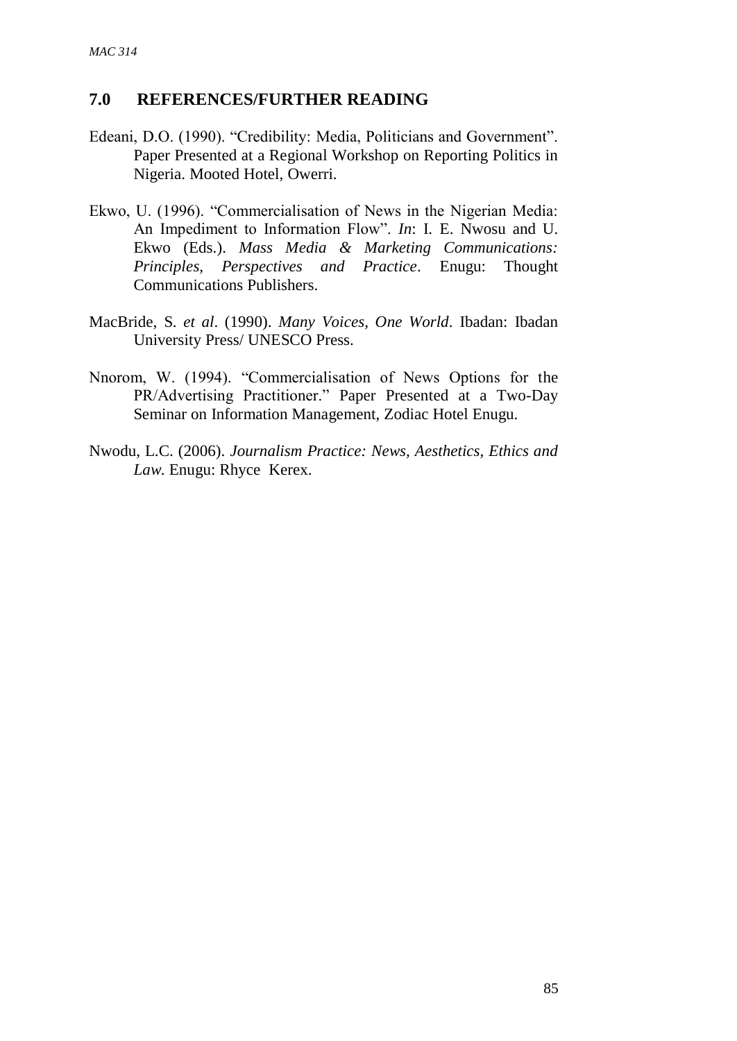## 7.0 REFERENCES/FURTHER READING

Edeani, D.O. (1990). "Credibility: Media, Politicians and Government". Paper Presented at a Regional Workshop on Reporting Politics in Nigeria. Mooted Hotel, Owerri.

Ekwo, U. (1996). "Commercialisation of News in the Nigerian Media: An Impediment to Information Flow". *In*: I. E. Nwosu and U. Ekwo (Eds.). *Mass Media & Marketing Communications: Principles, Perspectives and Practice*. Enugu: Thought Communications Publishers.

MacBride, S. *et al*. (1990). *Many Voices, One World*. Ibadan: Ibadan University Press/ UNESCO Press.

Nnorom, W. (1994). "Commercialisation of News Options for the PR/Advertising Practitioner." Paper Presented at a Two-Day Seminar on Information Management, Zodiac Hotel Enugu.

Nwodu, L.C. (2006). *Journalism Practice: News, Aesthetics, Ethics and Law*. Enugu: Rhyce Kerex.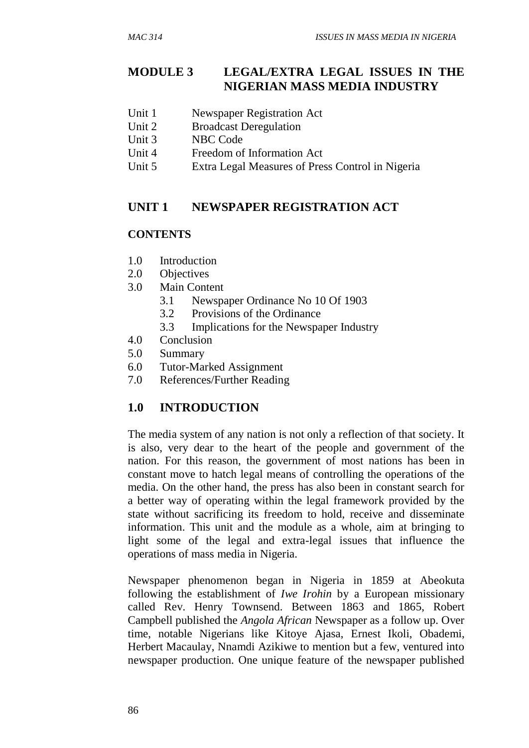# MODULE 3 LEGAL/EXTRA LEGAL ISSUES IN THE NIGERIAN MASS MEDIA INDUSTRY

Unit 1 Newspaper Registration Act
Unit 2 Broadcast Deregulation
Unit 3 NBC Code
Unit 4 Freedom of Information Act
Unit 5 Extra Legal Measures of Press Control in Nigeria

## UNIT 1 NEWSPAPER REGISTRATION ACT

**CONTENTS**

1.0 Introduction
2.0 Objectives
3.0 Main Content
 3.1 Newspaper Ordinance No 10 Of 1903
 3.2 Provisions of the Ordinance
 3.3 Implications for the Newspaper Industry
4.0 Conclusion
5.0 Summary
6.0 Tutor-Marked Assignment
7.0 References/Further Reading

## 1.0 INTRODUCTION

The media system of any nation is not only a reflection of that society. It is also, very dear to the heart of the people and government of the nation. For this reason, the government of most nations has been in constant move to hatch legal means of controlling the operations of the media. On the other hand, the press has also been in constant search for a better way of operating within the legal framework provided by the state without sacrificing its freedom to hold, receive and disseminate information. This unit and the module as a whole, aim at bringing to light some of the legal and extra-legal issues that influence the operations of mass media in Nigeria.

Newspaper phenomenon began in Nigeria in 1859 at Abeokuta following the establishment of *Iwe Irohin* by a European missionary called Rev. Henry Townsend. Between 1863 and 1865, Robert Campbell published the *Angola African* Newspaper as a follow up. Over time, notable Nigerians like Kitoye Ajasa, Ernest Ikoli, Obademi, Herbert Macaulay, Nnamdi Azikiwe to mention but a few, ventured into newspaper production. One unique feature of the newspaper published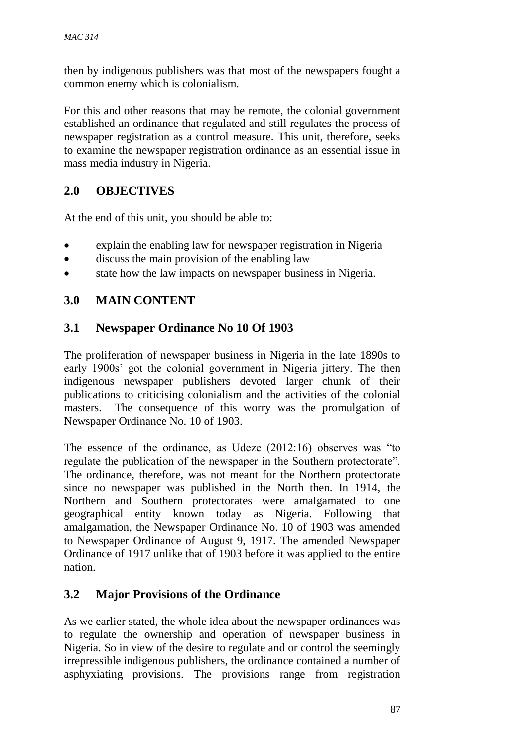then by indigenous publishers was that most of the newspapers fought a common enemy which is colonialism.

For this and other reasons that may be remote, the colonial government established an ordinance that regulated and still regulates the process of newspaper registration as a control measure. This unit, therefore, seeks to examine the newspaper registration ordinance as an essential issue in mass media industry in Nigeria.

## 2.0 OBJECTIVES

At the end of this unit, you should be able to:

- explain the enabling law for newspaper registration in Nigeria
- discuss the main provision of the enabling law
- state how the law impacts on newspaper business in Nigeria.

## 3.0 MAIN CONTENT

### 3.1 Newspaper Ordinance No 10 Of 1903

The proliferation of newspaper business in Nigeria in the late 1890s to early 1900s' got the colonial government in Nigeria jittery. The then indigenous newspaper publishers devoted larger chunk of their publications to criticising colonialism and the activities of the colonial masters. The consequence of this worry was the promulgation of Newspaper Ordinance No. 10 of 1903.

The essence of the ordinance, as Udeze (2012:16) observes was "to regulate the publication of the newspaper in the Southern protectorate". The ordinance, therefore, was not meant for the Northern protectorate since no newspaper was published in the North then. In 1914, the Northern and Southern protectorates were amalgamated to one geographical entity known today as Nigeria. Following that amalgamation, the Newspaper Ordinance No. 10 of 1903 was amended to Newspaper Ordinance of August 9, 1917. The amended Newspaper Ordinance of 1917 unlike that of 1903 before it was applied to the entire nation.

### 3.2 Major Provisions of the Ordinance

As we earlier stated, the whole idea about the newspaper ordinances was to regulate the ownership and operation of newspaper business in Nigeria. So in view of the desire to regulate and or control the seemingly irrepressible indigenous publishers, the ordinance contained a number of asphyxiating provisions. The provisions range from registration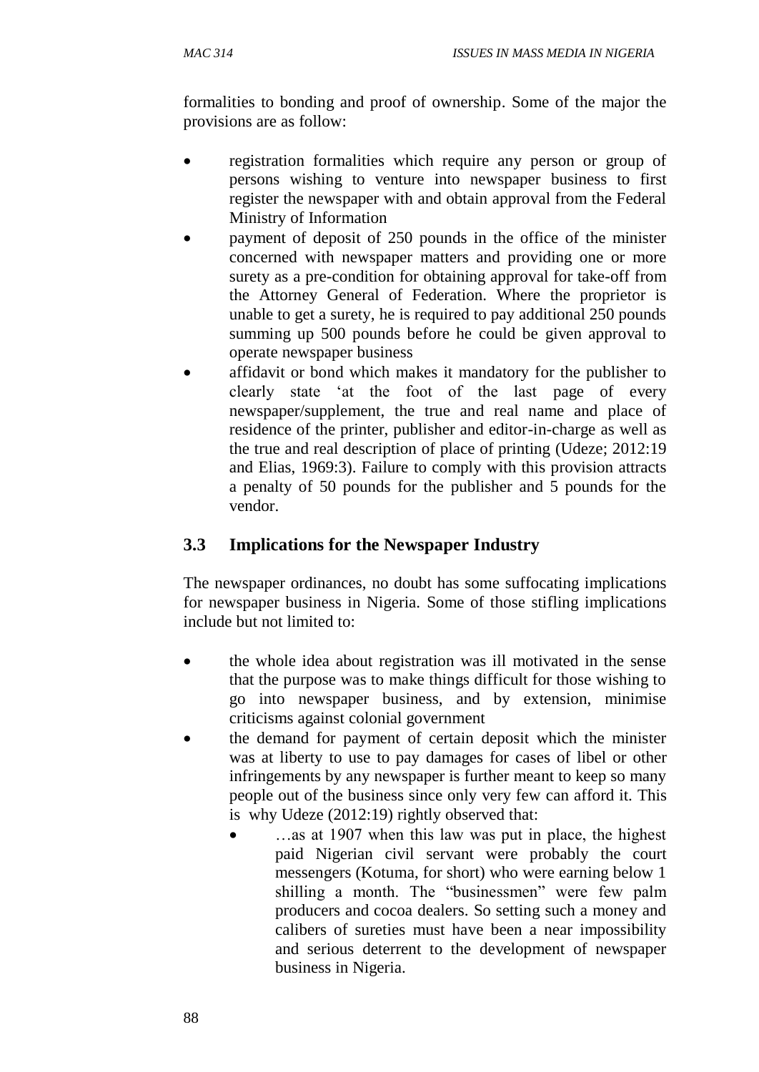formalities to bonding and proof of ownership. Some of the major the provisions are as follow:

- registration formalities which require any person or group of persons wishing to venture into newspaper business to first register the newspaper with and obtain approval from the Federal Ministry of Information
- payment of deposit of 250 pounds in the office of the minister concerned with newspaper matters and providing one or more surety as a pre-condition for obtaining approval for take-off from the Attorney General of Federation. Where the proprietor is unable to get a surety, he is required to pay additional 250 pounds summing up 500 pounds before he could be given approval to operate newspaper business
- affidavit or bond which makes it mandatory for the publisher to clearly state 'at the foot of the last page of every newspaper/supplement, the true and real name and place of residence of the printer, publisher and editor-in-charge as well as the true and real description of place of printing (Udeze; 2012:19 and Elias, 1969:3). Failure to comply with this provision attracts a penalty of 50 pounds for the publisher and 5 pounds for the vendor.

## 3.3 Implications for the Newspaper Industry

The newspaper ordinances, no doubt has some suffocating implications for newspaper business in Nigeria. Some of those stifling implications include but not limited to:

- the whole idea about registration was ill motivated in the sense that the purpose was to make things difficult for those wishing to go into newspaper business, and by extension, minimise criticisms against colonial government
- the demand for payment of certain deposit which the minister was at liberty to use to pay damages for cases of libel or other infringements by any newspaper is further meant to keep so many people out of the business since only very few can afford it. This is why Udeze (2012:19) rightly observed that:
  - …as at 1907 when this law was put in place, the highest paid Nigerian civil servant were probably the court messengers (Kotuma, for short) who were earning below 1 shilling a month. The "businessmen" were few palm producers and cocoa dealers. So setting such a money and calibers of sureties must have been a near impossibility and serious deterrent to the development of newspaper business in Nigeria.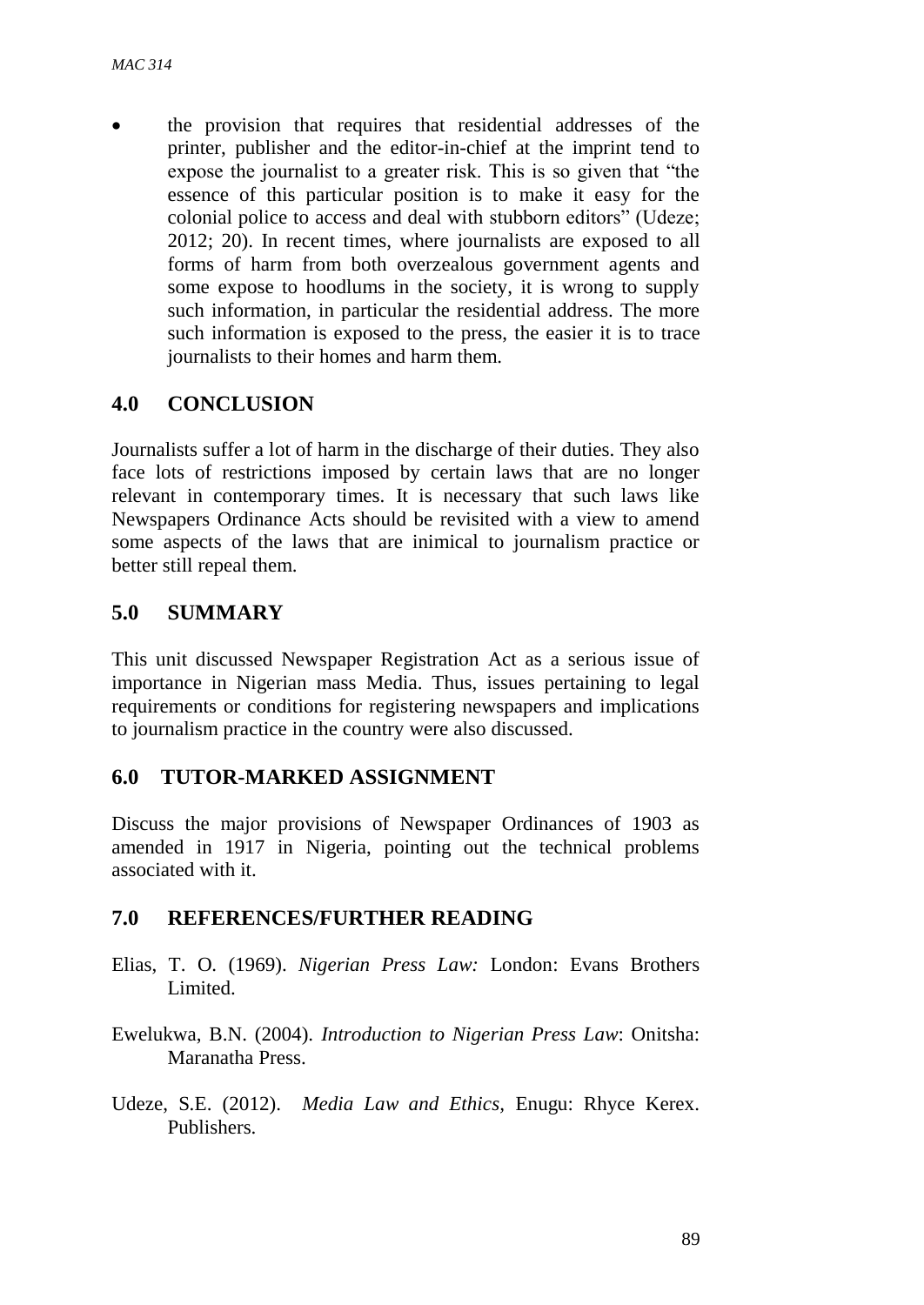- the provision that requires that residential addresses of the printer, publisher and the editor-in-chief at the imprint tend to expose the journalist to a greater risk. This is so given that "the essence of this particular position is to make it easy for the colonial police to access and deal with stubborn editors" (Udeze; 2012; 20). In recent times, where journalists are exposed to all forms of harm from both overzealous government agents and some expose to hoodlums in the society, it is wrong to supply such information, in particular the residential address. The more such information is exposed to the press, the easier it is to trace journalists to their homes and harm them.

## 4.0 CONCLUSION

Journalists suffer a lot of harm in the discharge of their duties. They also face lots of restrictions imposed by certain laws that are no longer relevant in contemporary times. It is necessary that such laws like Newspapers Ordinance Acts should be revisited with a view to amend some aspects of the laws that are inimical to journalism practice or better still repeal them.

## 5.0 SUMMARY

This unit discussed Newspaper Registration Act as a serious issue of importance in Nigerian mass Media. Thus, issues pertaining to legal requirements or conditions for registering newspapers and implications to journalism practice in the country were also discussed.

## 6.0 TUTOR-MARKED ASSIGNMENT

Discuss the major provisions of Newspaper Ordinances of 1903 as amended in 1917 in Nigeria, pointing out the technical problems associated with it.

## 7.0 REFERENCES/FURTHER READING

Elias, T. O. (1969). *Nigerian Press Law:* London: Evans Brothers Limited.

Ewelukwa, B.N. (2004). *Introduction to Nigerian Press Law*: Onitsha: Maranatha Press.

Udeze, S.E. (2012). *Media Law and Ethics*, Enugu: Rhyce Kerex. Publishers.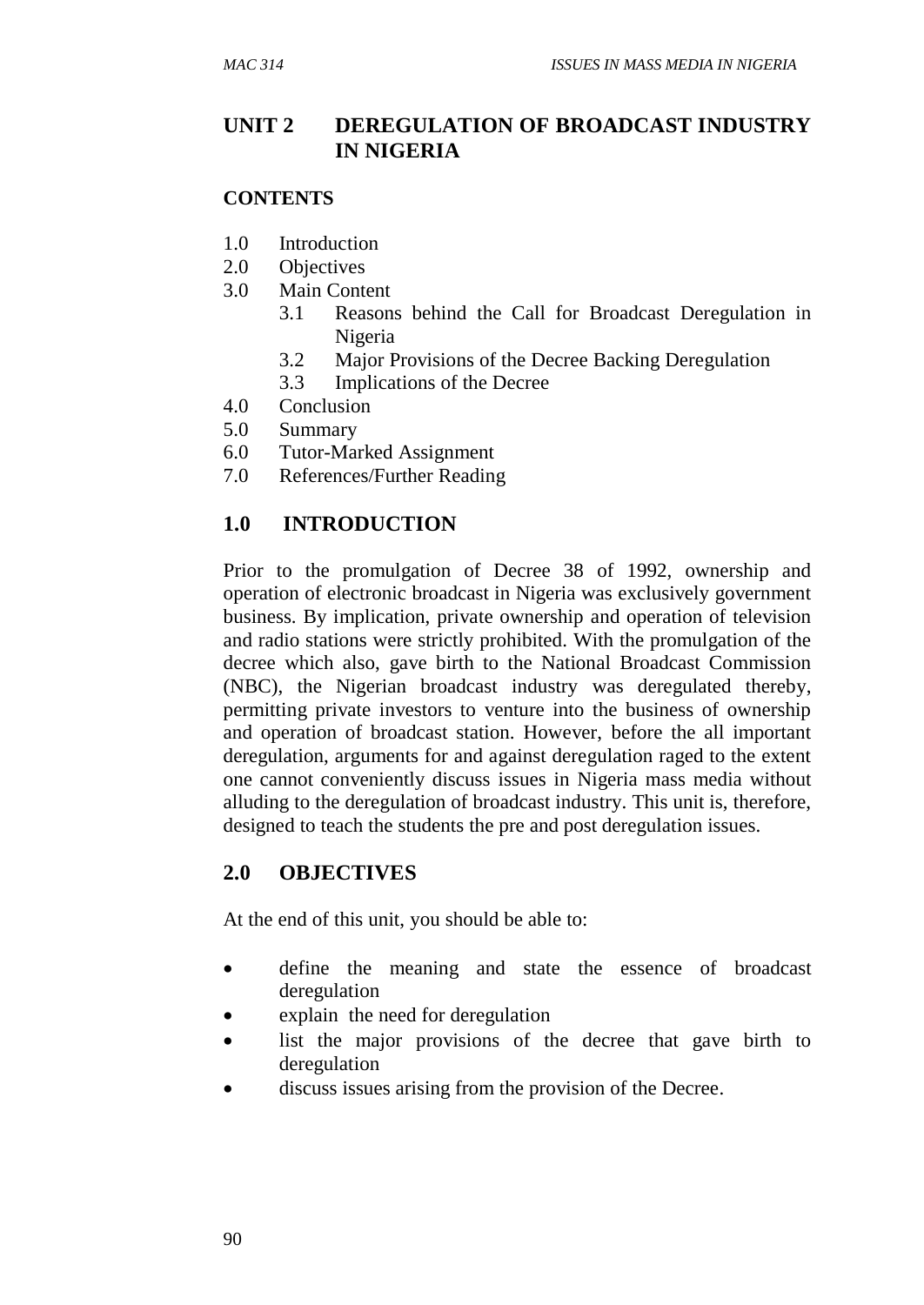# UNIT 2 DEREGULATION OF BROADCAST INDUSTRY IN NIGERIA

**CONTENTS**

1.0 Introduction
2.0 Objectives
3.0 Main Content
    3.1 Reasons behind the Call for Broadcast Deregulation in Nigeria
    3.2 Major Provisions of the Decree Backing Deregulation
    3.3 Implications of the Decree
4.0 Conclusion
5.0 Summary
6.0 Tutor-Marked Assignment
7.0 References/Further Reading

## 1.0 INTRODUCTION

Prior to the promulgation of Decree 38 of 1992, ownership and operation of electronic broadcast in Nigeria was exclusively government business. By implication, private ownership and operation of television and radio stations were strictly prohibited. With the promulgation of the decree which also, gave birth to the National Broadcast Commission (NBC), the Nigerian broadcast industry was deregulated thereby, permitting private investors to venture into the business of ownership and operation of broadcast station. However, before the all important deregulation, arguments for and against deregulation raged to the extent one cannot conveniently discuss issues in Nigeria mass media without alluding to the deregulation of broadcast industry. This unit is, therefore, designed to teach the students the pre and post deregulation issues.

## 2.0 OBJECTIVES

At the end of this unit, you should be able to:

- define the meaning and state the essence of broadcast deregulation
- explain the need for deregulation
- list the major provisions of the decree that gave birth to deregulation
- discuss issues arising from the provision of the Decree.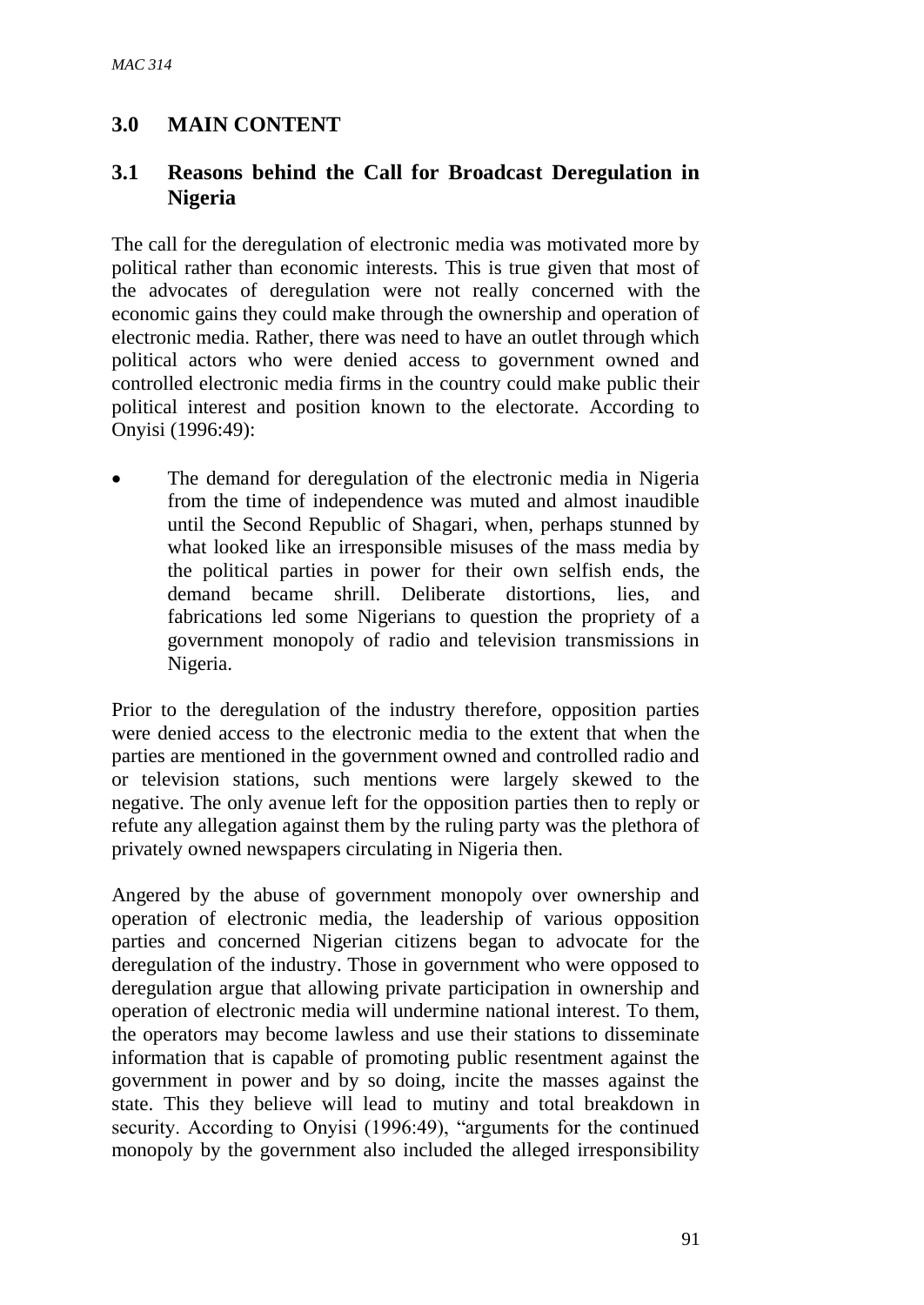## 3.0 MAIN CONTENT

### 3.1 Reasons behind the Call for Broadcast Deregulation in Nigeria

The call for the deregulation of electronic media was motivated more by political rather than economic interests. This is true given that most of the advocates of deregulation were not really concerned with the economic gains they could make through the ownership and operation of electronic media. Rather, there was need to have an outlet through which political actors who were denied access to government owned and controlled electronic media firms in the country could make public their political interest and position known to the electorate. According to Onyisi (1996:49):

- The demand for deregulation of the electronic media in Nigeria from the time of independence was muted and almost inaudible until the Second Republic of Shagari, when, perhaps stunned by what looked like an irresponsible misuses of the mass media by the political parties in power for their own selfish ends, the demand became shrill. Deliberate distortions, lies, and fabrications led some Nigerians to question the propriety of a government monopoly of radio and television transmissions in Nigeria.

Prior to the deregulation of the industry therefore, opposition parties were denied access to the electronic media to the extent that when the parties are mentioned in the government owned and controlled radio and or television stations, such mentions were largely skewed to the negative. The only avenue left for the opposition parties then to reply or refute any allegation against them by the ruling party was the plethora of privately owned newspapers circulating in Nigeria then.

Angered by the abuse of government monopoly over ownership and operation of electronic media, the leadership of various opposition parties and concerned Nigerian citizens began to advocate for the deregulation of the industry. Those in government who were opposed to deregulation argue that allowing private participation in ownership and operation of electronic media will undermine national interest. To them, the operators may become lawless and use their stations to disseminate information that is capable of promoting public resentment against the government in power and by so doing, incite the masses against the state. This they believe will lead to mutiny and total breakdown in security. According to Onyisi (1996:49), "arguments for the continued monopoly by the government also included the alleged irresponsibility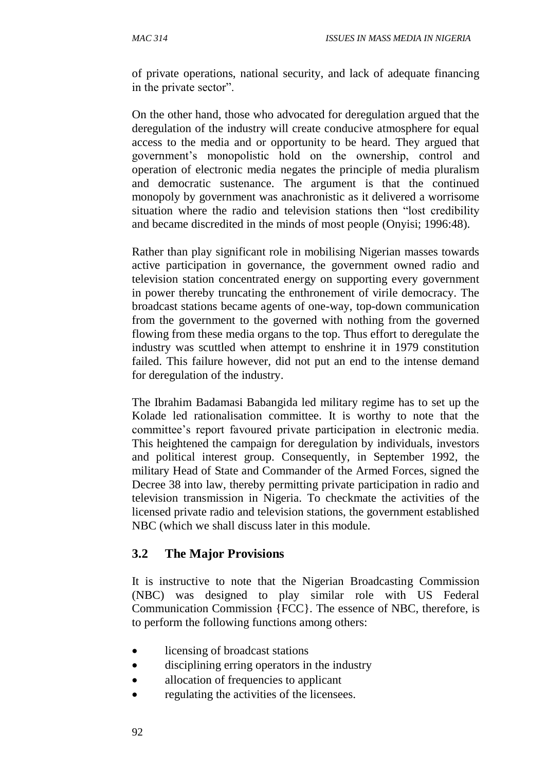of private operations, national security, and lack of adequate financing in the private sector".

On the other hand, those who advocated for deregulation argued that the deregulation of the industry will create conducive atmosphere for equal access to the media and or opportunity to be heard. They argued that government's monopolistic hold on the ownership, control and operation of electronic media negates the principle of media pluralism and democratic sustenance. The argument is that the continued monopoly by government was anachronistic as it delivered a worrisome situation where the radio and television stations then "lost credibility and became discredited in the minds of most people (Onyisi; 1996:48).

Rather than play significant role in mobilising Nigerian masses towards active participation in governance, the government owned radio and television station concentrated energy on supporting every government in power thereby truncating the enthronement of virile democracy. The broadcast stations became agents of one-way, top-down communication from the government to the governed with nothing from the governed flowing from these media organs to the top. Thus effort to deregulate the industry was scuttled when attempt to enshrine it in 1979 constitution failed. This failure however, did not put an end to the intense demand for deregulation of the industry.

The Ibrahim Badamasi Babangida led military regime has to set up the Kolade led rationalisation committee. It is worthy to note that the committee's report favoured private participation in electronic media. This heightened the campaign for deregulation by individuals, investors and political interest group. Consequently, in September 1992, the military Head of State and Commander of the Armed Forces, signed the Decree 38 into law, thereby permitting private participation in radio and television transmission in Nigeria. To checkmate the activities of the licensed private radio and television stations, the government established NBC (which we shall discuss later in this module.

## 3.2 The Major Provisions

It is instructive to note that the Nigerian Broadcasting Commission (NBC) was designed to play similar role with US Federal Communication Commission {FCC}. The essence of NBC, therefore, is to perform the following functions among others:

- licensing of broadcast stations
- disciplining erring operators in the industry
- allocation of frequencies to applicant
- regulating the activities of the licensees.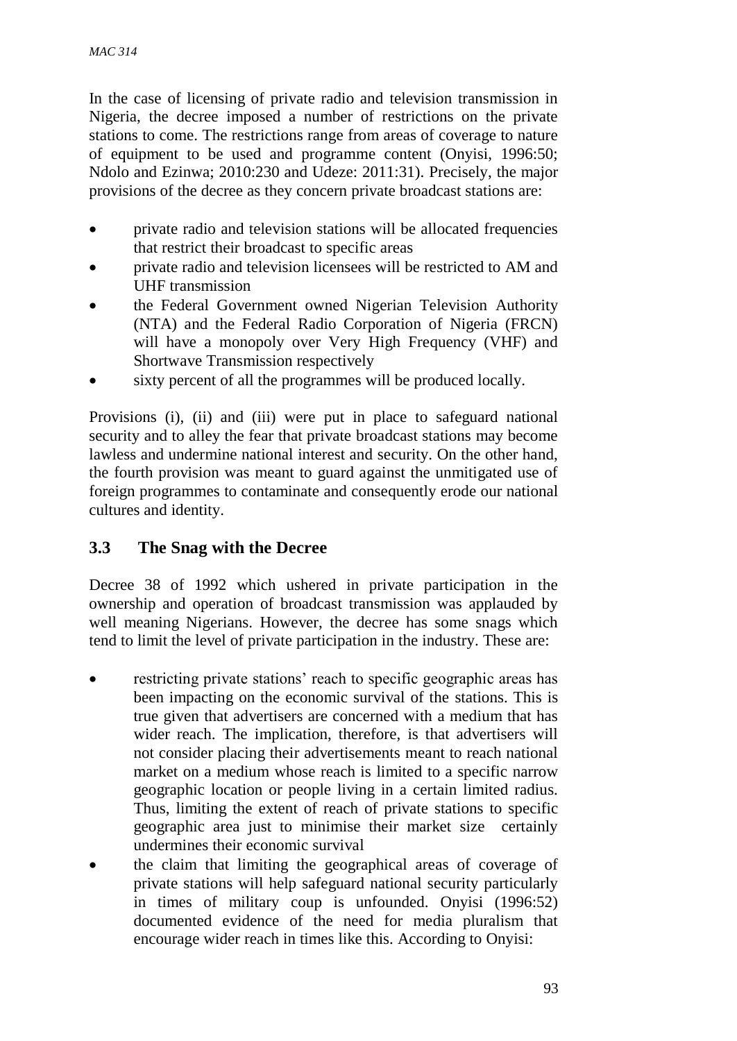In the case of licensing of private radio and television transmission in Nigeria, the decree imposed a number of restrictions on the private stations to come. The restrictions range from areas of coverage to nature of equipment to be used and programme content (Onyisi, 1996:50; Ndolo and Ezinwa; 2010:230 and Udeze: 2011:31). Precisely, the major provisions of the decree as they concern private broadcast stations are:

- private radio and television stations will be allocated frequencies that restrict their broadcast to specific areas
- private radio and television licensees will be restricted to AM and UHF transmission
- the Federal Government owned Nigerian Television Authority (NTA) and the Federal Radio Corporation of Nigeria (FRCN) will have a monopoly over Very High Frequency (VHF) and Shortwave Transmission respectively
- sixty percent of all the programmes will be produced locally.

Provisions (i), (ii) and (iii) were put in place to safeguard national security and to alley the fear that private broadcast stations may become lawless and undermine national interest and security. On the other hand, the fourth provision was meant to guard against the unmitigated use of foreign programmes to contaminate and consequently erode our national cultures and identity.

### 3.3 The Snag with the Decree

Decree 38 of 1992 which ushered in private participation in the ownership and operation of broadcast transmission was applauded by well meaning Nigerians. However, the decree has some snags which tend to limit the level of private participation in the industry. These are:

- restricting private stations' reach to specific geographic areas has been impacting on the economic survival of the stations. This is true given that advertisers are concerned with a medium that has wider reach. The implication, therefore, is that advertisers will not consider placing their advertisements meant to reach national market on a medium whose reach is limited to a specific narrow geographic location or people living in a certain limited radius. Thus, limiting the extent of reach of private stations to specific geographic area just to minimise their market size certainly undermines their economic survival
- the claim that limiting the geographical areas of coverage of private stations will help safeguard national security particularly in times of military coup is unfounded. Onyisi (1996:52) documented evidence of the need for media pluralism that encourage wider reach in times like this. According to Onyisi: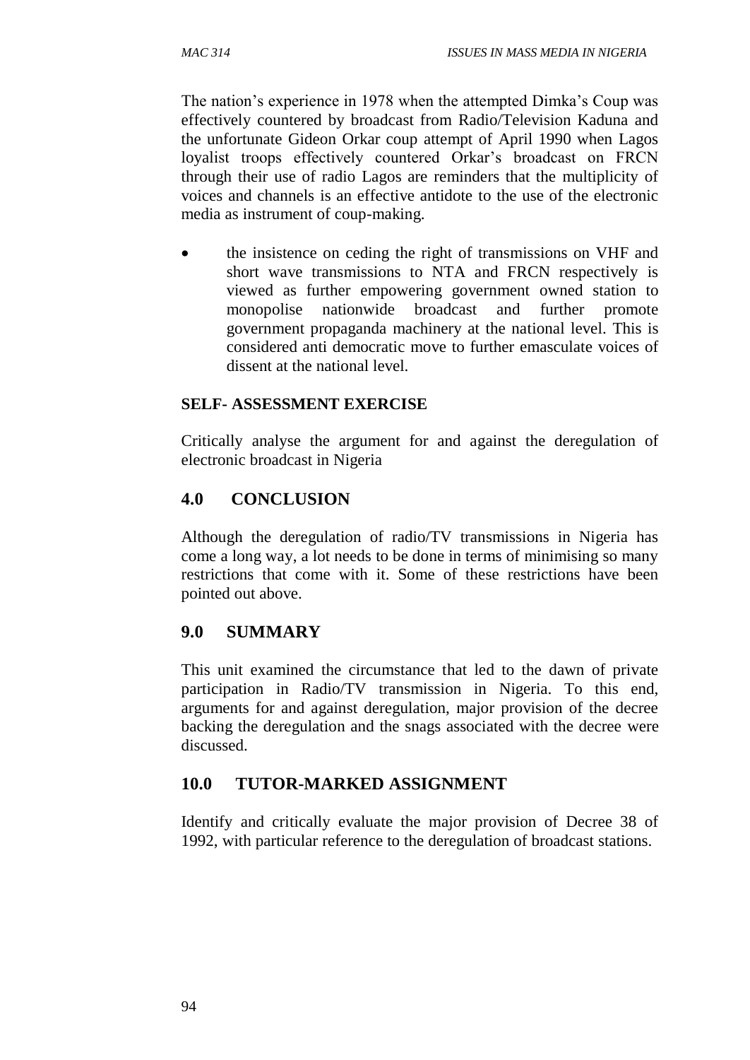The nation's experience in 1978 when the attempted Dimka's Coup was effectively countered by broadcast from Radio/Television Kaduna and the unfortunate Gideon Orkar coup attempt of April 1990 when Lagos loyalist troops effectively countered Orkar's broadcast on FRCN through their use of radio Lagos are reminders that the multiplicity of voices and channels is an effective antidote to the use of the electronic media as instrument of coup-making.

- the insistence on ceding the right of transmissions on VHF and short wave transmissions to NTA and FRCN respectively is viewed as further empowering government owned station to monopolise nationwide broadcast and further promote government propaganda machinery at the national level. This is considered anti democratic move to further emasculate voices of dissent at the national level.

**SELF- ASSESSMENT EXERCISE**

Critically analyse the argument for and against the deregulation of electronic broadcast in Nigeria

## 4.0 CONCLUSION

Although the deregulation of radio/TV transmissions in Nigeria has come a long way, a lot needs to be done in terms of minimising so many restrictions that come with it. Some of these restrictions have been pointed out above.

## 9.0 SUMMARY

This unit examined the circumstance that led to the dawn of private participation in Radio/TV transmission in Nigeria. To this end, arguments for and against deregulation, major provision of the decree backing the deregulation and the snags associated with the decree were discussed.

## 10.0 TUTOR-MARKED ASSIGNMENT

Identify and critically evaluate the major provision of Decree 38 of 1992, with particular reference to the deregulation of broadcast stations.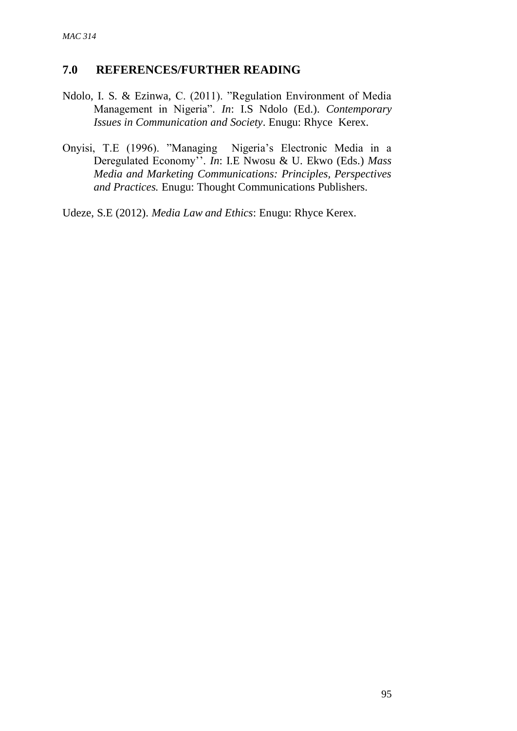## 7.0 REFERENCES/FURTHER READING

Ndolo, I. S. & Ezinwa, C. (2011). "Regulation Environment of Media Management in Nigeria". *In*: I.S Ndolo (Ed.). *Contemporary Issues in Communication and Society*. Enugu: Rhyce Kerex.

Onyisi, T.E (1996). "Managing Nigeria's Electronic Media in a Deregulated Economy''. *In*: I.E Nwosu & U. Ekwo (Eds.) *Mass Media and Marketing Communications: Principles, Perspectives and Practices.* Enugu: Thought Communications Publishers.

Udeze, S.E (2012). *Media Law and Ethics*: Enugu: Rhyce Kerex.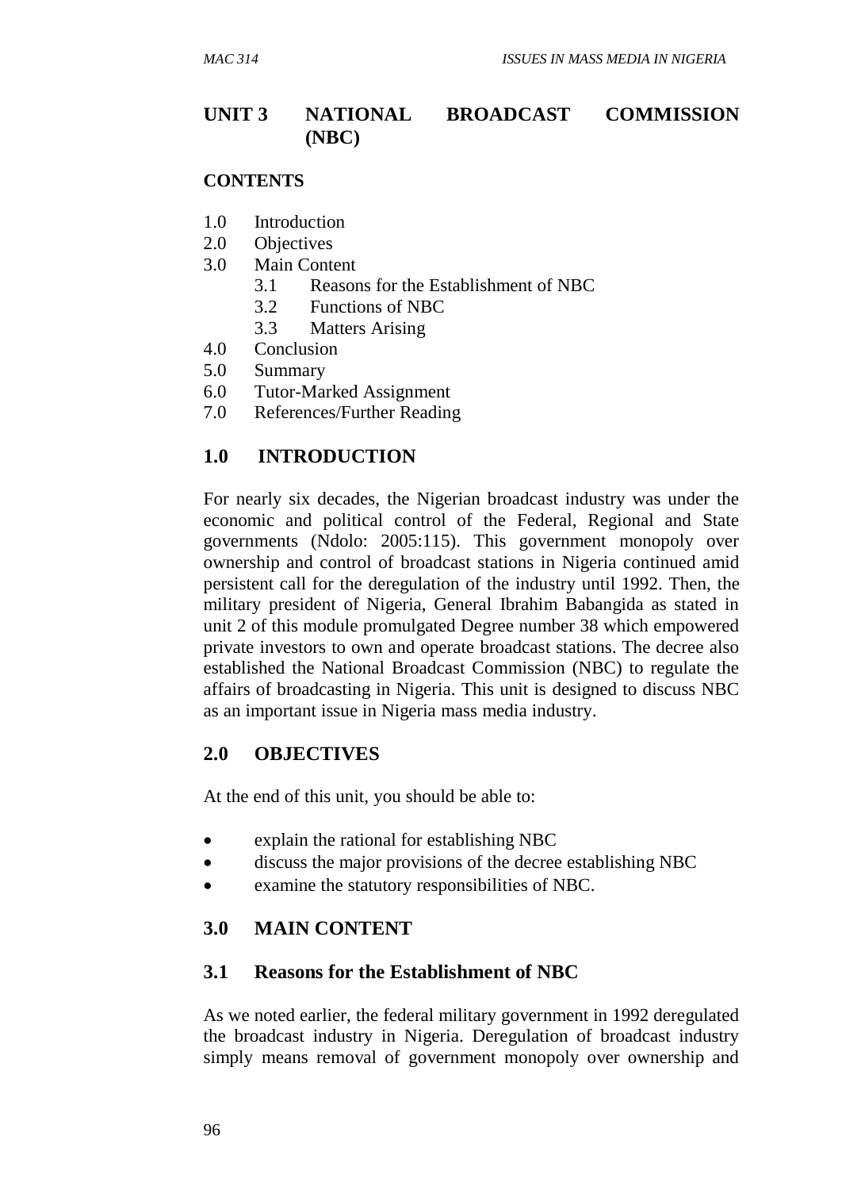# UNIT 3 NATIONAL BROADCAST COMMISSION (NBC)

**CONTENTS**

1.0 Introduction
2.0 Objectives
3.0 Main Content
   3.1 Reasons for the Establishment of NBC
   3.2 Functions of NBC
   3.3 Matters Arising
4.0 Conclusion
5.0 Summary
6.0 Tutor-Marked Assignment
7.0 References/Further Reading

## 1.0 INTRODUCTION

For nearly six decades, the Nigerian broadcast industry was under the economic and political control of the Federal, Regional and State governments (Ndolo: 2005:115). This government monopoly over ownership and control of broadcast stations in Nigeria continued amid persistent call for the deregulation of the industry until 1992. Then, the military president of Nigeria, General Ibrahim Babangida as stated in unit 2 of this module promulgated Degree number 38 which empowered private investors to own and operate broadcast stations. The decree also established the National Broadcast Commission (NBC) to regulate the affairs of broadcasting in Nigeria. This unit is designed to discuss NBC as an important issue in Nigeria mass media industry.

## 2.0 OBJECTIVES

At the end of this unit, you should be able to:

- explain the rational for establishing NBC
- discuss the major provisions of the decree establishing NBC
- examine the statutory responsibilities of NBC.

## 3.0 MAIN CONTENT

### 3.1 Reasons for the Establishment of NBC

As we noted earlier, the federal military government in 1992 deregulated the broadcast industry in Nigeria. Deregulation of broadcast industry simply means removal of government monopoly over ownership and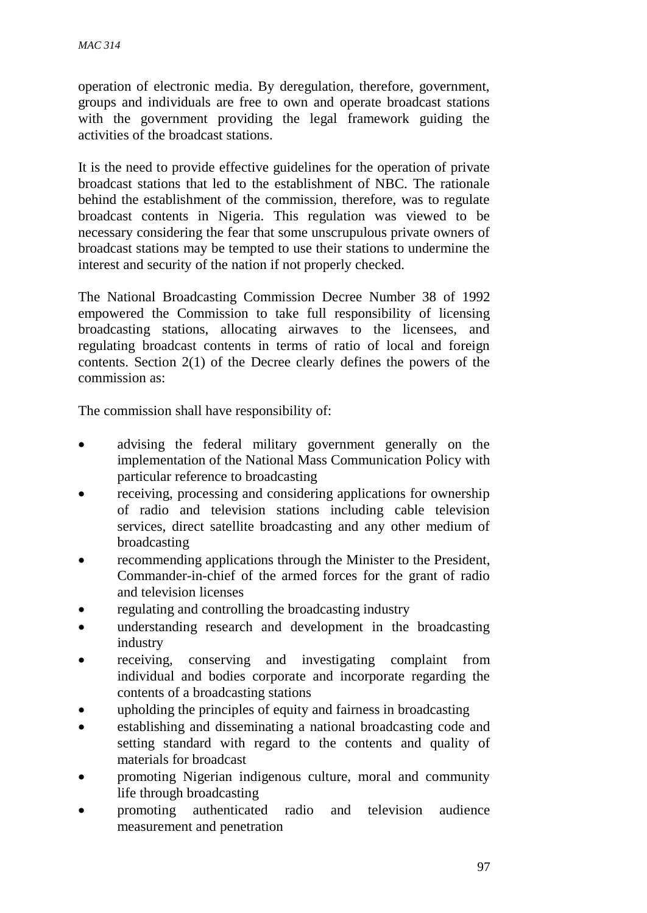operation of electronic media. By deregulation, therefore, government, groups and individuals are free to own and operate broadcast stations with the government providing the legal framework guiding the activities of the broadcast stations.

It is the need to provide effective guidelines for the operation of private broadcast stations that led to the establishment of NBC. The rationale behind the establishment of the commission, therefore, was to regulate broadcast contents in Nigeria. This regulation was viewed to be necessary considering the fear that some unscrupulous private owners of broadcast stations may be tempted to use their stations to undermine the interest and security of the nation if not properly checked.

The National Broadcasting Commission Decree Number 38 of 1992 empowered the Commission to take full responsibility of licensing broadcasting stations, allocating airwaves to the licensees, and regulating broadcast contents in terms of ratio of local and foreign contents. Section 2(1) of the Decree clearly defines the powers of the commission as:

The commission shall have responsibility of:

- advising the federal military government generally on the implementation of the National Mass Communication Policy with particular reference to broadcasting
- receiving, processing and considering applications for ownership of radio and television stations including cable television services, direct satellite broadcasting and any other medium of broadcasting
- recommending applications through the Minister to the President, Commander-in-chief of the armed forces for the grant of radio and television licenses
- regulating and controlling the broadcasting industry
- understanding research and development in the broadcasting industry
- receiving, conserving and investigating complaint from individual and bodies corporate and incorporate regarding the contents of a broadcasting stations
- upholding the principles of equity and fairness in broadcasting
- establishing and disseminating a national broadcasting code and setting standard with regard to the contents and quality of materials for broadcast
- promoting Nigerian indigenous culture, moral and community life through broadcasting
- promoting authenticated radio and television audience measurement and penetration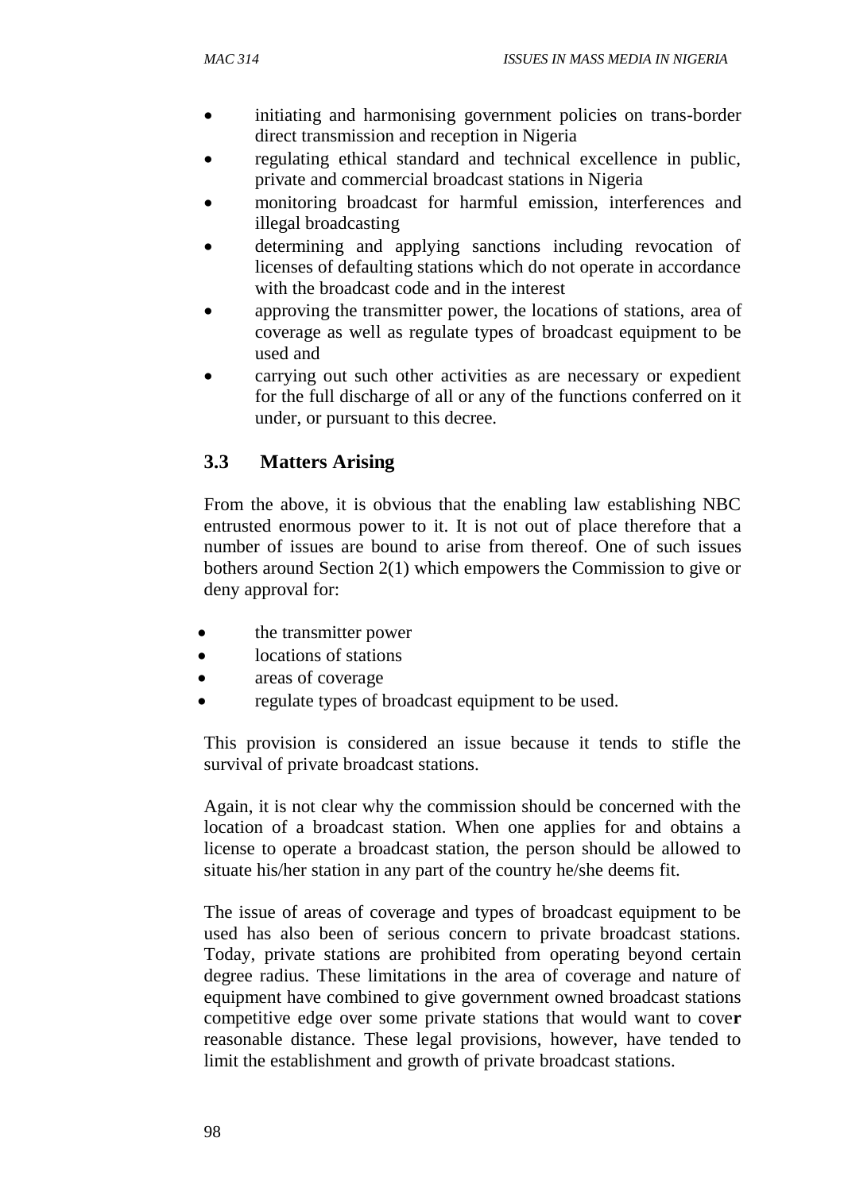- initiating and harmonising government policies on trans-border direct transmission and reception in Nigeria
- regulating ethical standard and technical excellence in public, private and commercial broadcast stations in Nigeria
- monitoring broadcast for harmful emission, interferences and illegal broadcasting
- determining and applying sanctions including revocation of licenses of defaulting stations which do not operate in accordance with the broadcast code and in the interest
- approving the transmitter power, the locations of stations, area of coverage as well as regulate types of broadcast equipment to be used and
- carrying out such other activities as are necessary or expedient for the full discharge of all or any of the functions conferred on it under, or pursuant to this decree.

## 3.3 Matters Arising

From the above, it is obvious that the enabling law establishing NBC entrusted enormous power to it. It is not out of place therefore that a number of issues are bound to arise from thereof. One of such issues bothers around Section 2(1) which empowers the Commission to give or deny approval for:

- the transmitter power
- locations of stations
- areas of coverage
- regulate types of broadcast equipment to be used.

This provision is considered an issue because it tends to stifle the survival of private broadcast stations.

Again, it is not clear why the commission should be concerned with the location of a broadcast station. When one applies for and obtains a license to operate a broadcast station, the person should be allowed to situate his/her station in any part of the country he/she deems fit.

The issue of areas of coverage and types of broadcast equipment to be used has also been of serious concern to private broadcast stations. Today, private stations are prohibited from operating beyond certain degree radius. These limitations in the area of coverage and nature of equipment have combined to give government owned broadcast stations competitive edge over some private stations that would want to cover reasonable distance. These legal provisions, however, have tended to limit the establishment and growth of private broadcast stations.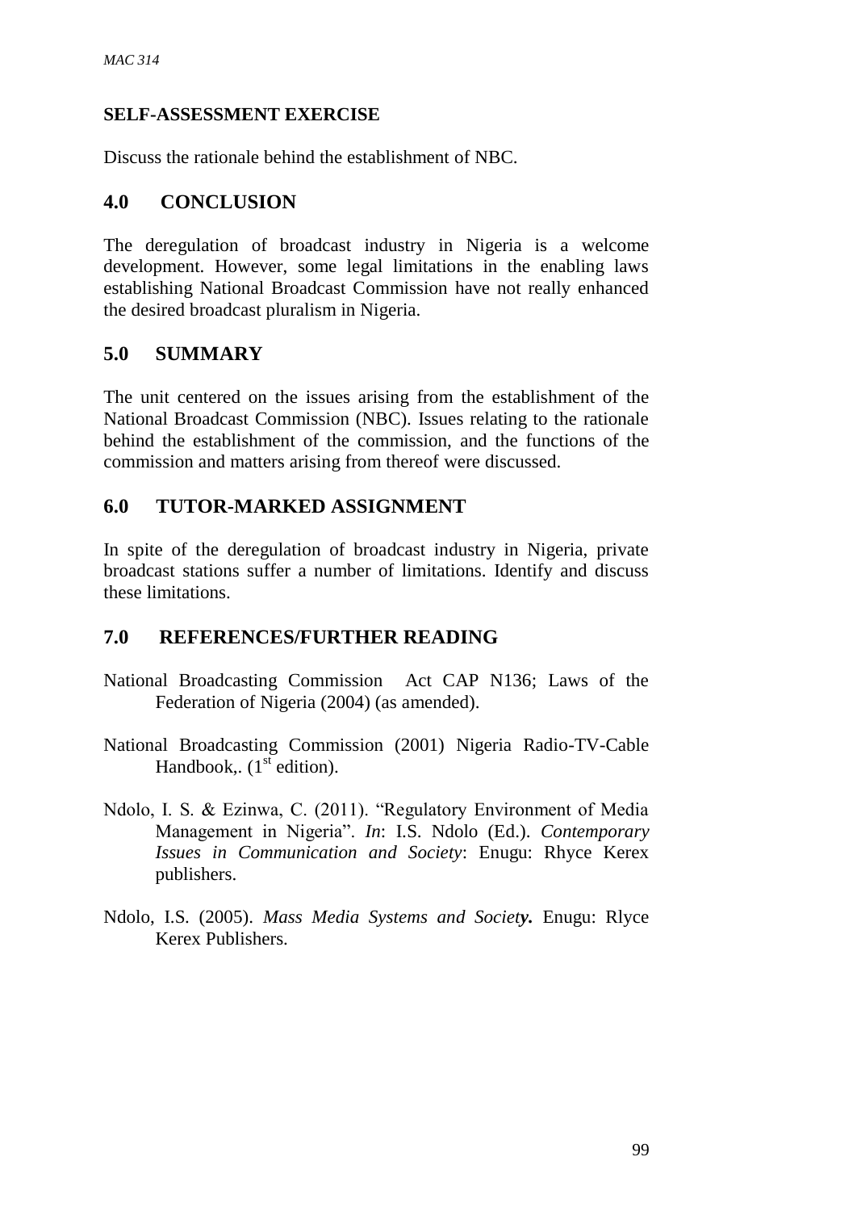**SELF-ASSESSMENT EXERCISE**

Discuss the rationale behind the establishment of NBC.

## 4.0 CONCLUSION

The deregulation of broadcast industry in Nigeria is a welcome development. However, some legal limitations in the enabling laws establishing National Broadcast Commission have not really enhanced the desired broadcast pluralism in Nigeria.

## 5.0 SUMMARY

The unit centered on the issues arising from the establishment of the National Broadcast Commission (NBC). Issues relating to the rationale behind the establishment of the commission, and the functions of the commission and matters arising from thereof were discussed.

## 6.0 TUTOR-MARKED ASSIGNMENT

In spite of the deregulation of broadcast industry in Nigeria, private broadcast stations suffer a number of limitations. Identify and discuss these limitations.

## 7.0 REFERENCES/FURTHER READING

National Broadcasting Commission Act CAP N136; Laws of the Federation of Nigeria (2004) (as amended).

National Broadcasting Commission (2001) Nigeria Radio-TV-Cable Handbook,. (1st edition).

Ndolo, I. S. & Ezinwa, C. (2011). "Regulatory Environment of Media Management in Nigeria". *In*: I.S. Ndolo (Ed.). *Contemporary Issues in Communication and Society*: Enugu: Rhyce Kerex publishers.

Ndolo, I.S. (2005). *Mass Media Systems and Society.* Enugu: Rlyce Kerex Publishers.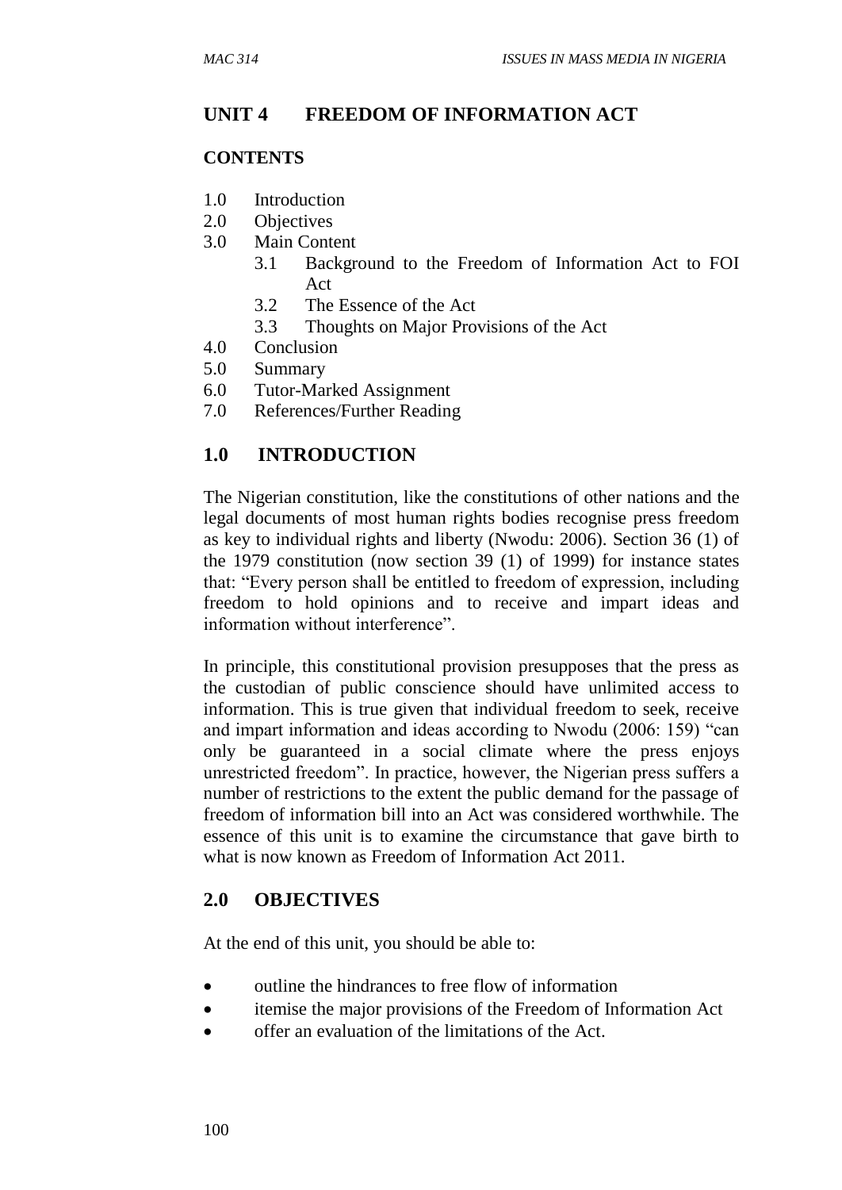## UNIT 4 FREEDOM OF INFORMATION ACT

**CONTENTS**

1.0 Introduction
2.0 Objectives
3.0 Main Content
  3.1 Background to the Freedom of Information Act to FOI Act
  3.2 The Essence of the Act
  3.3 Thoughts on Major Provisions of the Act
4.0 Conclusion
5.0 Summary
6.0 Tutor-Marked Assignment
7.0 References/Further Reading

## 1.0 INTRODUCTION

The Nigerian constitution, like the constitutions of other nations and the legal documents of most human rights bodies recognise press freedom as key to individual rights and liberty (Nwodu: 2006). Section 36 (1) of the 1979 constitution (now section 39 (1) of 1999) for instance states that: "Every person shall be entitled to freedom of expression, including freedom to hold opinions and to receive and impart ideas and information without interference".

In principle, this constitutional provision presupposes that the press as the custodian of public conscience should have unlimited access to information. This is true given that individual freedom to seek, receive and impart information and ideas according to Nwodu (2006: 159) "can only be guaranteed in a social climate where the press enjoys unrestricted freedom". In practice, however, the Nigerian press suffers a number of restrictions to the extent the public demand for the passage of freedom of information bill into an Act was considered worthwhile. The essence of this unit is to examine the circumstance that gave birth to what is now known as Freedom of Information Act 2011.

## 2.0 OBJECTIVES

At the end of this unit, you should be able to:

- outline the hindrances to free flow of information
- itemise the major provisions of the Freedom of Information Act
- offer an evaluation of the limitations of the Act.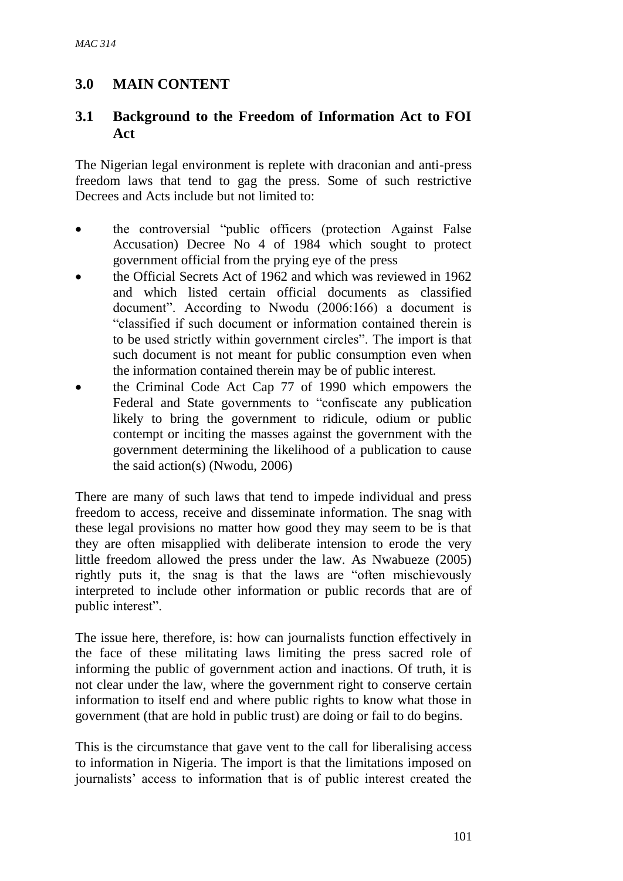## 3.0 MAIN CONTENT

### 3.1 Background to the Freedom of Information Act to FOI Act

The Nigerian legal environment is replete with draconian and anti-press freedom laws that tend to gag the press. Some of such restrictive Decrees and Acts include but not limited to:

- the controversial "public officers (protection Against False Accusation) Decree No 4 of 1984 which sought to protect government official from the prying eye of the press
- the Official Secrets Act of 1962 and which was reviewed in 1962 and which listed certain official documents as classified document". According to Nwodu (2006:166) a document is "classified if such document or information contained therein is to be used strictly within government circles". The import is that such document is not meant for public consumption even when the information contained therein may be of public interest.
- the Criminal Code Act Cap 77 of 1990 which empowers the Federal and State governments to "confiscate any publication likely to bring the government to ridicule, odium or public contempt or inciting the masses against the government with the government determining the likelihood of a publication to cause the said action(s) (Nwodu, 2006)

There are many of such laws that tend to impede individual and press freedom to access, receive and disseminate information. The snag with these legal provisions no matter how good they may seem to be is that they are often misapplied with deliberate intension to erode the very little freedom allowed the press under the law. As Nwabueze (2005) rightly puts it, the snag is that the laws are "often mischievously interpreted to include other information or public records that are of public interest".

The issue here, therefore, is: how can journalists function effectively in the face of these militating laws limiting the press sacred role of informing the public of government action and inactions. Of truth, it is not clear under the law, where the government right to conserve certain information to itself end and where public rights to know what those in government (that are hold in public trust) are doing or fail to do begins.

This is the circumstance that gave vent to the call for liberalising access to information in Nigeria. The import is that the limitations imposed on journalists' access to information that is of public interest created the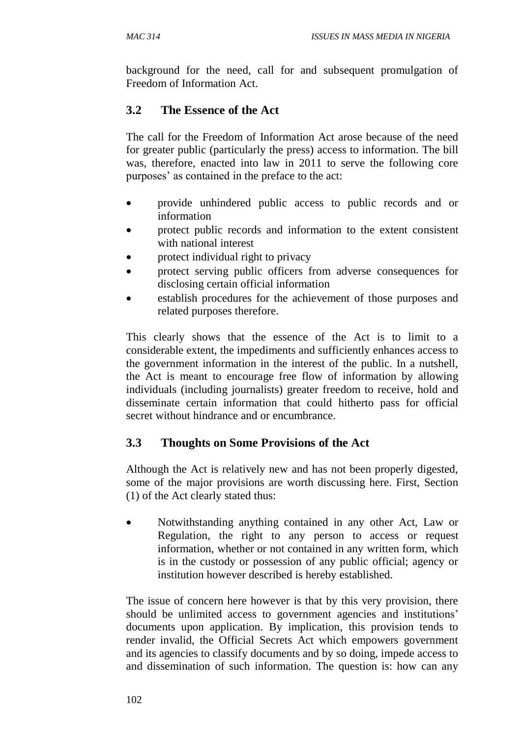background for the need, call for and subsequent promulgation of Freedom of Information Act.

### 3.2 The Essence of the Act

The call for the Freedom of Information Act arose because of the need for greater public (particularly the press) access to information. The bill was, therefore, enacted into law in 2011 to serve the following core purposes' as contained in the preface to the act:

- provide unhindered public access to public records and or information
- protect public records and information to the extent consistent with national interest
- protect individual right to privacy
- protect serving public officers from adverse consequences for disclosing certain official information
- establish procedures for the achievement of those purposes and related purposes therefore.

This clearly shows that the essence of the Act is to limit to a considerable extent, the impediments and sufficiently enhances access to the government information in the interest of the public. In a nutshell, the Act is meant to encourage free flow of information by allowing individuals (including journalists) greater freedom to receive, hold and disseminate certain information that could hitherto pass for official secret without hindrance and or encumbrance.

### 3.3 Thoughts on Some Provisions of the Act

Although the Act is relatively new and has not been properly digested, some of the major provisions are worth discussing here. First, Section (1) of the Act clearly stated thus:

- Notwithstanding anything contained in any other Act, Law or Regulation, the right to any person to access or request information, whether or not contained in any written form, which is in the custody or possession of any public official; agency or institution however described is hereby established.

The issue of concern here however is that by this very provision, there should be unlimited access to government agencies and institutions' documents upon application. By implication, this provision tends to render invalid, the Official Secrets Act which empowers government and its agencies to classify documents and by so doing, impede access to and dissemination of such information. The question is: how can any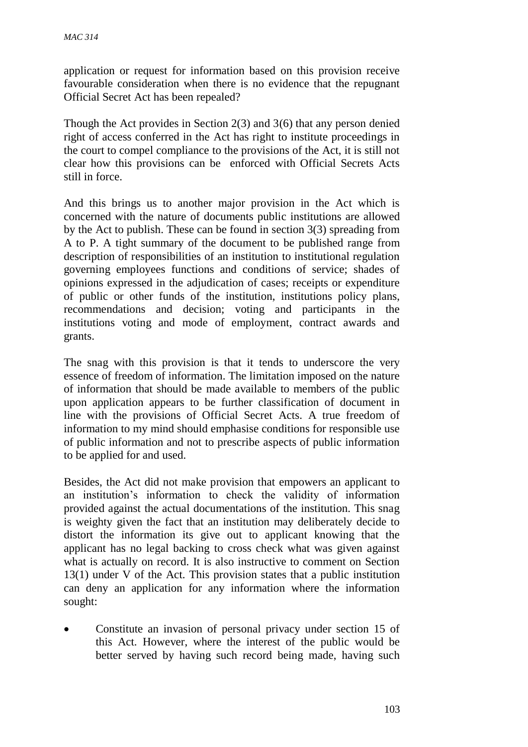application or request for information based on this provision receive favourable consideration when there is no evidence that the repugnant Official Secret Act has been repealed?

Though the Act provides in Section 2(3) and 3(6) that any person denied right of access conferred in the Act has right to institute proceedings in the court to compel compliance to the provisions of the Act, it is still not clear how this provisions can be enforced with Official Secrets Acts still in force.

And this brings us to another major provision in the Act which is concerned with the nature of documents public institutions are allowed by the Act to publish. These can be found in section 3(3) spreading from A to P. A tight summary of the document to be published range from description of responsibilities of an institution to institutional regulation governing employees functions and conditions of service; shades of opinions expressed in the adjudication of cases; receipts or expenditure of public or other funds of the institution, institutions policy plans, recommendations and decision; voting and participants in the institutions voting and mode of employment, contract awards and grants.

The snag with this provision is that it tends to underscore the very essence of freedom of information. The limitation imposed on the nature of information that should be made available to members of the public upon application appears to be further classification of document in line with the provisions of Official Secret Acts. A true freedom of information to my mind should emphasise conditions for responsible use of public information and not to prescribe aspects of public information to be applied for and used.

Besides, the Act did not make provision that empowers an applicant to an institution's information to check the validity of information provided against the actual documentations of the institution. This snag is weighty given the fact that an institution may deliberately decide to distort the information its give out to applicant knowing that the applicant has no legal backing to cross check what was given against what is actually on record. It is also instructive to comment on Section 13(1) under V of the Act. This provision states that a public institution can deny an application for any information where the information sought:

- Constitute an invasion of personal privacy under section 15 of this Act. However, where the interest of the public would be better served by having such record being made, having such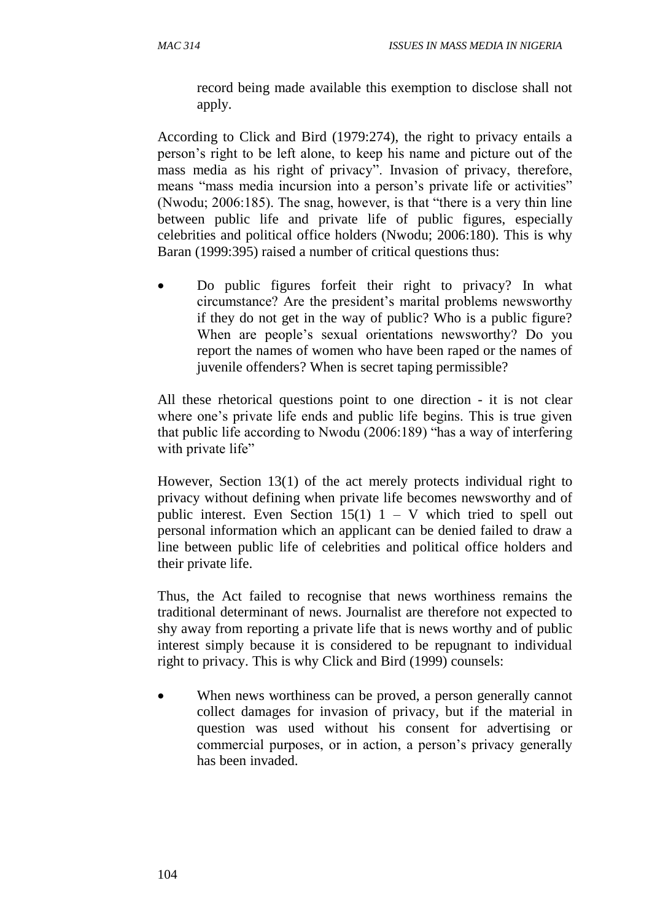record being made available this exemption to disclose shall not apply.

According to Click and Bird (1979:274), the right to privacy entails a person's right to be left alone, to keep his name and picture out of the mass media as his right of privacy". Invasion of privacy, therefore, means "mass media incursion into a person's private life or activities" (Nwodu; 2006:185). The snag, however, is that "there is a very thin line between public life and private life of public figures, especially celebrities and political office holders (Nwodu; 2006:180). This is why Baran (1999:395) raised a number of critical questions thus:

- Do public figures forfeit their right to privacy? In what circumstance? Are the president's marital problems newsworthy if they do not get in the way of public? Who is a public figure? When are people's sexual orientations newsworthy? Do you report the names of women who have been raped or the names of juvenile offenders? When is secret taping permissible?

All these rhetorical questions point to one direction - it is not clear where one's private life ends and public life begins. This is true given that public life according to Nwodu (2006:189) "has a way of interfering with private life"

However, Section 13(1) of the act merely protects individual right to privacy without defining when private life becomes newsworthy and of public interest. Even Section 15(1) 1 – V which tried to spell out personal information which an applicant can be denied failed to draw a line between public life of celebrities and political office holders and their private life.

Thus, the Act failed to recognise that news worthiness remains the traditional determinant of news. Journalist are therefore not expected to shy away from reporting a private life that is news worthy and of public interest simply because it is considered to be repugnant to individual right to privacy. This is why Click and Bird (1999) counsels:

- When news worthiness can be proved, a person generally cannot collect damages for invasion of privacy, but if the material in question was used without his consent for advertising or commercial purposes, or in action, a person's privacy generally has been invaded.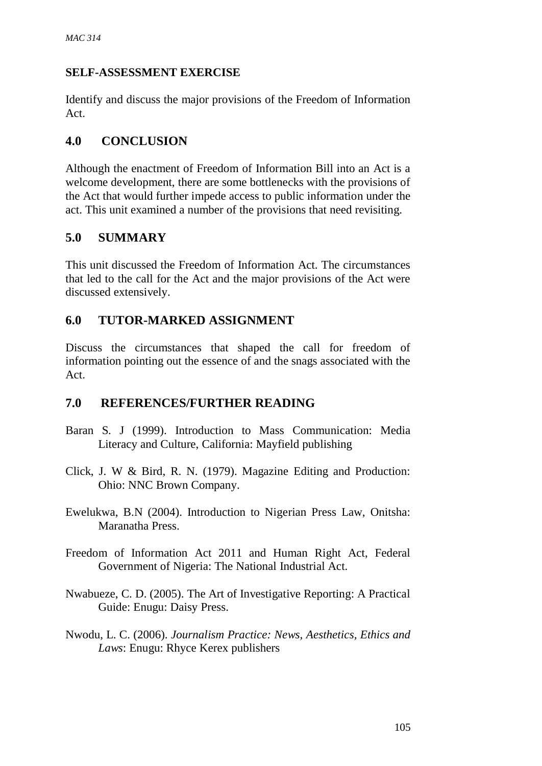**SELF-ASSESSMENT EXERCISE**

Identify and discuss the major provisions of the Freedom of Information Act.

## 4.0 CONCLUSION

Although the enactment of Freedom of Information Bill into an Act is a welcome development, there are some bottlenecks with the provisions of the Act that would further impede access to public information under the act. This unit examined a number of the provisions that need revisiting.

## 5.0 SUMMARY

This unit discussed the Freedom of Information Act. The circumstances that led to the call for the Act and the major provisions of the Act were discussed extensively.

## 6.0 TUTOR-MARKED ASSIGNMENT

Discuss the circumstances that shaped the call for freedom of information pointing out the essence of and the snags associated with the Act.

## 7.0 REFERENCES/FURTHER READING

Baran S. J (1999). Introduction to Mass Communication: Media Literacy and Culture, California: Mayfield publishing

Click, J. W & Bird, R. N. (1979). Magazine Editing and Production: Ohio: NNC Brown Company.

Ewelukwa, B.N (2004). Introduction to Nigerian Press Law, Onitsha: Maranatha Press.

Freedom of Information Act 2011 and Human Right Act, Federal Government of Nigeria: The National Industrial Act.

Nwabueze, C. D. (2005). The Art of Investigative Reporting: A Practical Guide: Enugu: Daisy Press.

Nwodu, L. C. (2006). *Journalism Practice: News, Aesthetics, Ethics and Laws*: Enugu: Rhyce Kerex publishers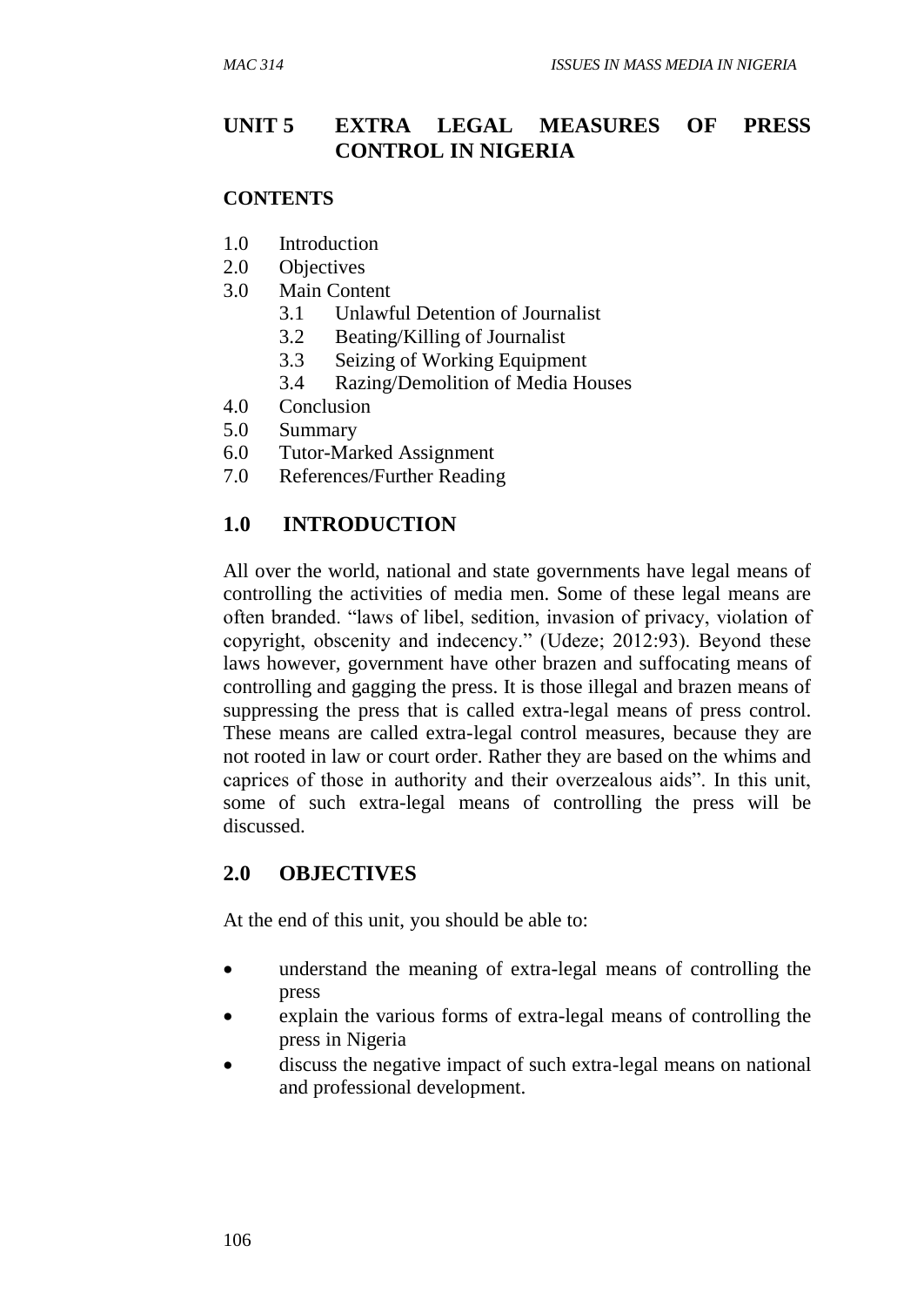# UNIT 5 EXTRA LEGAL MEASURES OF PRESS CONTROL IN NIGERIA

**CONTENTS**

1.0 Introduction
2.0 Objectives
3.0 Main Content
  3.1 Unlawful Detention of Journalist
  3.2 Beating/Killing of Journalist
  3.3 Seizing of Working Equipment
  3.4 Razing/Demolition of Media Houses
4.0 Conclusion
5.0 Summary
6.0 Tutor-Marked Assignment
7.0 References/Further Reading

## 1.0 INTRODUCTION

All over the world, national and state governments have legal means of controlling the activities of media men. Some of these legal means are often branded. "laws of libel, sedition, invasion of privacy, violation of copyright, obscenity and indecency." (Udeze; 2012:93). Beyond these laws however, government have other brazen and suffocating means of controlling and gagging the press. It is those illegal and brazen means of suppressing the press that is called extra-legal means of press control. These means are called extra-legal control measures, because they are not rooted in law or court order. Rather they are based on the whims and caprices of those in authority and their overzealous aids". In this unit, some of such extra-legal means of controlling the press will be discussed.

## 2.0 OBJECTIVES

At the end of this unit, you should be able to:

- understand the meaning of extra-legal means of controlling the press
- explain the various forms of extra-legal means of controlling the press in Nigeria
- discuss the negative impact of such extra-legal means on national and professional development.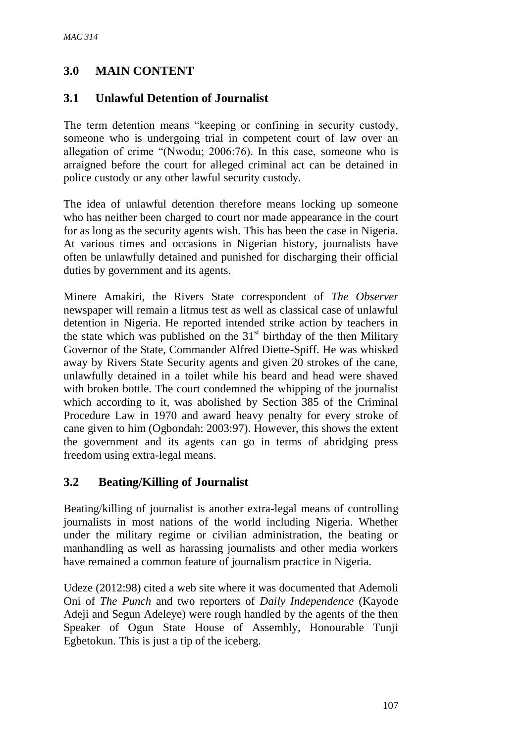## 3.0 MAIN CONTENT

### 3.1 Unlawful Detention of Journalist

The term detention means "keeping or confining in security custody, someone who is undergoing trial in competent court of law over an allegation of crime "(Nwodu; 2006:76). In this case, someone who is arraigned before the court for alleged criminal act can be detained in police custody or any other lawful security custody.

The idea of unlawful detention therefore means locking up someone who has neither been charged to court nor made appearance in the court for as long as the security agents wish. This has been the case in Nigeria. At various times and occasions in Nigerian history, journalists have often be unlawfully detained and punished for discharging their official duties by government and its agents.

Minere Amakiri, the Rivers State correspondent of *The Observer* newspaper will remain a litmus test as well as classical case of unlawful detention in Nigeria. He reported intended strike action by teachers in the state which was published on the 31st birthday of the then Military Governor of the State, Commander Alfred Diette-Spiff. He was whisked away by Rivers State Security agents and given 20 strokes of the cane, unlawfully detained in a toilet while his beard and head were shaved with broken bottle. The court condemned the whipping of the journalist which according to it, was abolished by Section 385 of the Criminal Procedure Law in 1970 and award heavy penalty for every stroke of cane given to him (Ogbondah: 2003:97). However, this shows the extent the government and its agents can go in terms of abridging press freedom using extra-legal means.

### 3.2 Beating/Killing of Journalist

Beating/killing of journalist is another extra-legal means of controlling journalists in most nations of the world including Nigeria. Whether under the military regime or civilian administration, the beating or manhandling as well as harassing journalists and other media workers have remained a common feature of journalism practice in Nigeria.

Udeze (2012:98) cited a web site where it was documented that Ademoli Oni of *The Punch* and two reporters of *Daily Independence* (Kayode Adeji and Segun Adeleye) were rough handled by the agents of the then Speaker of Ogun State House of Assembly, Honourable Tunji Egbetokun. This is just a tip of the iceberg.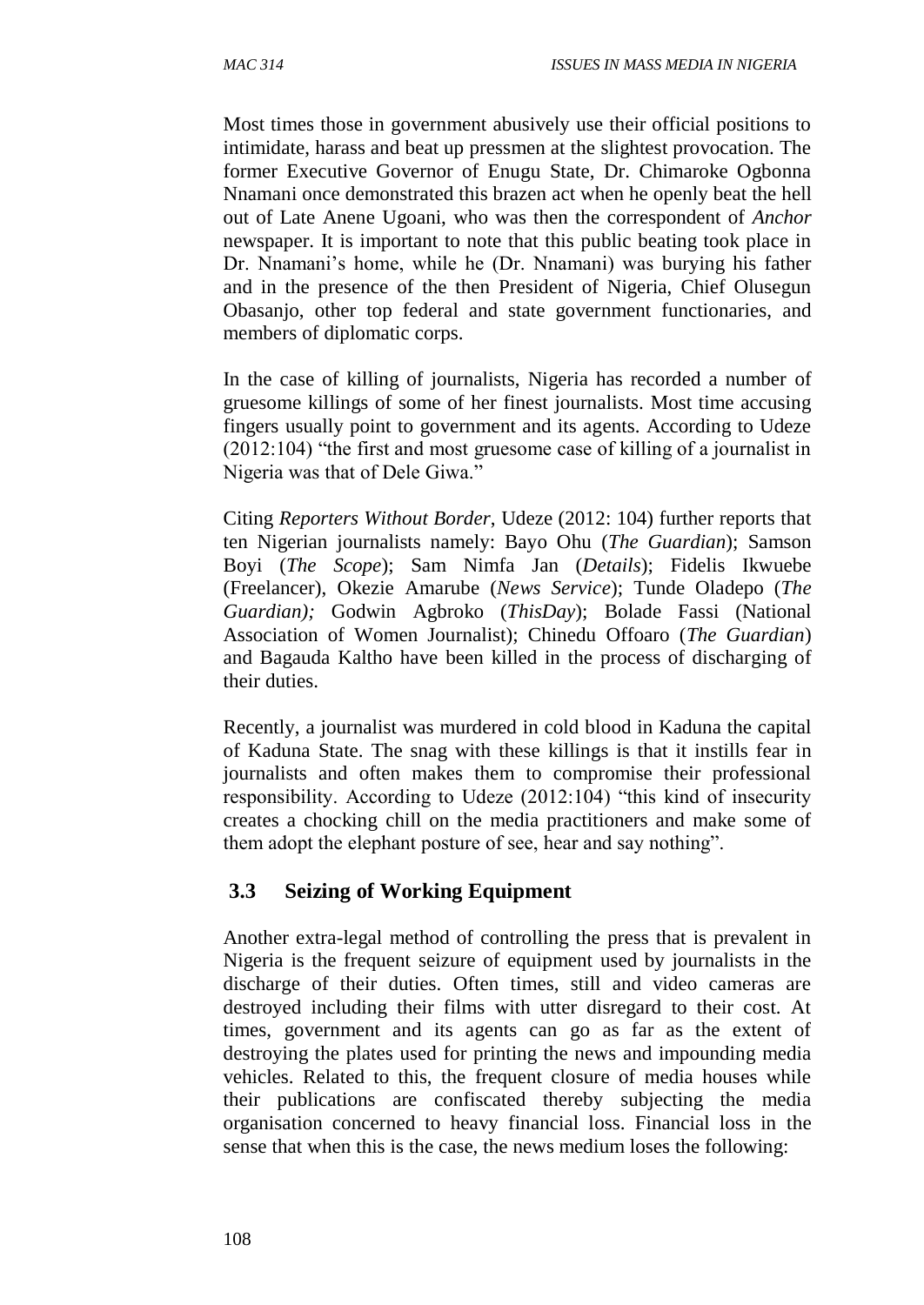Most times those in government abusively use their official positions to intimidate, harass and beat up pressmen at the slightest provocation. The former Executive Governor of Enugu State, Dr. Chimaroke Ogbonna Nnamani once demonstrated this brazen act when he openly beat the hell out of Late Anene Ugoani, who was then the correspondent of *Anchor* newspaper. It is important to note that this public beating took place in Dr. Nnamani's home, while he (Dr. Nnamani) was burying his father and in the presence of the then President of Nigeria, Chief Olusegun Obasanjo, other top federal and state government functionaries, and members of diplomatic corps.

In the case of killing of journalists, Nigeria has recorded a number of gruesome killings of some of her finest journalists. Most time accusing fingers usually point to government and its agents. According to Udeze (2012:104) "the first and most gruesome case of killing of a journalist in Nigeria was that of Dele Giwa."

Citing *Reporters Without Border*, Udeze (2012: 104) further reports that ten Nigerian journalists namely: Bayo Ohu (*The Guardian*); Samson Boyi (*The Scope*); Sam Nimfa Jan (*Details*); Fidelis Ikwuebe (Freelancer), Okezie Amarube (*News Service*); Tunde Oladepo (*The Guardian);* Godwin Agbroko (*ThisDay*); Bolade Fassi (National Association of Women Journalist); Chinedu Offoaro (*The Guardian*) and Bagauda Kaltho have been killed in the process of discharging of their duties.

Recently, a journalist was murdered in cold blood in Kaduna the capital of Kaduna State. The snag with these killings is that it instills fear in journalists and often makes them to compromise their professional responsibility. According to Udeze (2012:104) "this kind of insecurity creates a chocking chill on the media practitioners and make some of them adopt the elephant posture of see, hear and say nothing".

## 3.3 Seizing of Working Equipment

Another extra-legal method of controlling the press that is prevalent in Nigeria is the frequent seizure of equipment used by journalists in the discharge of their duties. Often times, still and video cameras are destroyed including their films with utter disregard to their cost. At times, government and its agents can go as far as the extent of destroying the plates used for printing the news and impounding media vehicles. Related to this, the frequent closure of media houses while their publications are confiscated thereby subjecting the media organisation concerned to heavy financial loss. Financial loss in the sense that when this is the case, the news medium loses the following: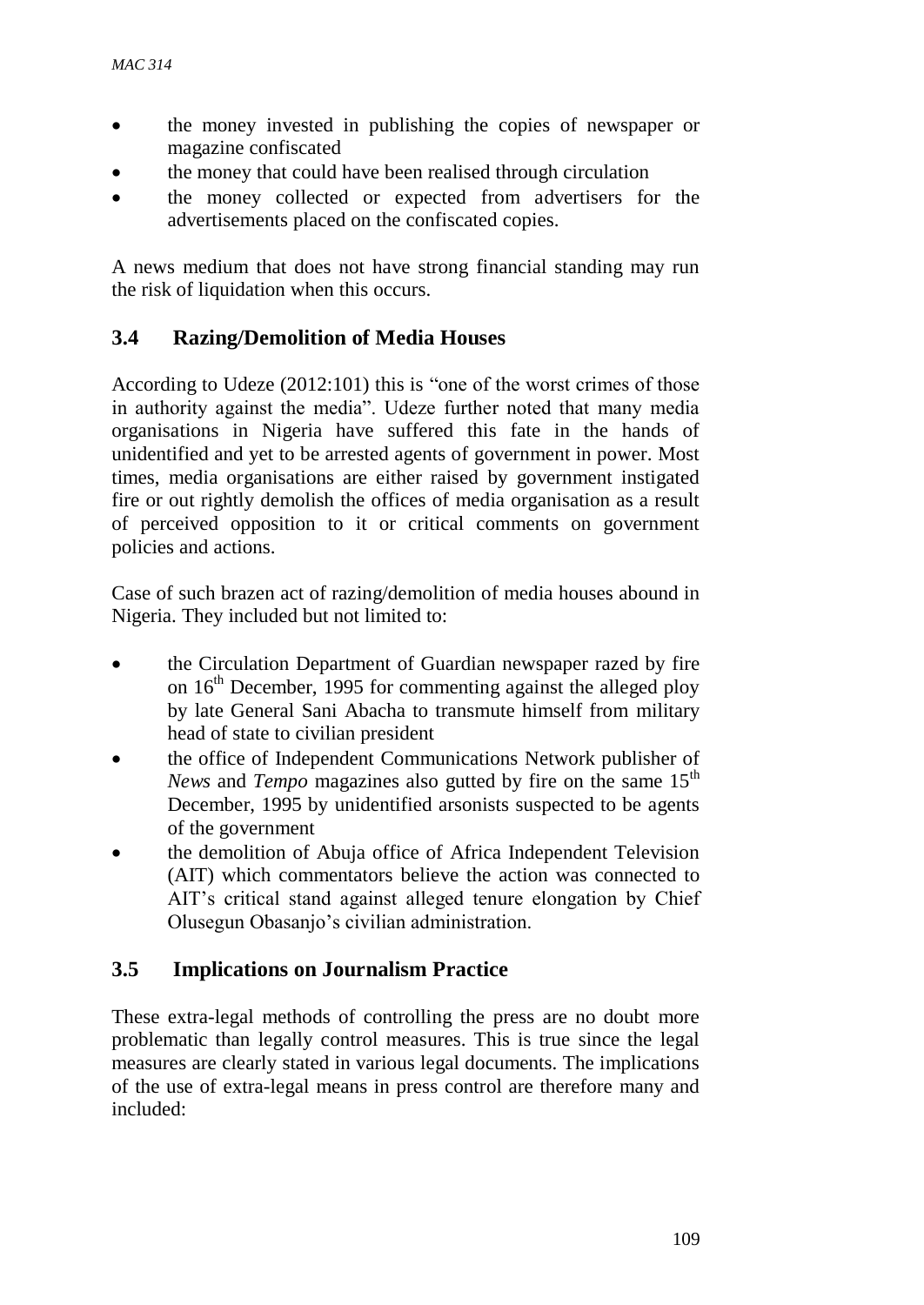- the money invested in publishing the copies of newspaper or magazine confiscated
- the money that could have been realised through circulation
- the money collected or expected from advertisers for the advertisements placed on the confiscated copies.

A news medium that does not have strong financial standing may run the risk of liquidation when this occurs.

## 3.4 Razing/Demolition of Media Houses

According to Udeze (2012:101) this is "one of the worst crimes of those in authority against the media". Udeze further noted that many media organisations in Nigeria have suffered this fate in the hands of unidentified and yet to be arrested agents of government in power. Most times, media organisations are either raised by government instigated fire or out rightly demolish the offices of media organisation as a result of perceived opposition to it or critical comments on government policies and actions.

Case of such brazen act of razing/demolition of media houses abound in Nigeria. They included but not limited to:

- the Circulation Department of Guardian newspaper razed by fire on 16th December, 1995 for commenting against the alleged ploy by late General Sani Abacha to transmute himself from military head of state to civilian president
- the office of Independent Communications Network publisher of *News* and *Tempo* magazines also gutted by fire on the same 15th December, 1995 by unidentified arsonists suspected to be agents of the government
- the demolition of Abuja office of Africa Independent Television (AIT) which commentators believe the action was connected to AIT's critical stand against alleged tenure elongation by Chief Olusegun Obasanjo's civilian administration.

## 3.5 Implications on Journalism Practice

These extra-legal methods of controlling the press are no doubt more problematic than legally control measures. This is true since the legal measures are clearly stated in various legal documents. The implications of the use of extra-legal means in press control are therefore many and included: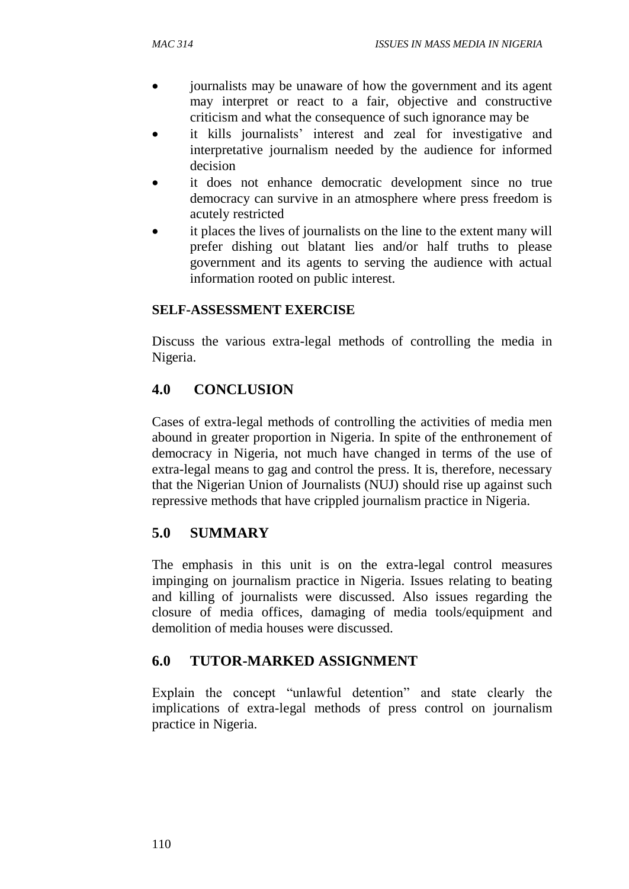- journalists may be unaware of how the government and its agent may interpret or react to a fair, objective and constructive criticism and what the consequence of such ignorance may be
- it kills journalists' interest and zeal for investigative and interpretative journalism needed by the audience for informed decision
- it does not enhance democratic development since no true democracy can survive in an atmosphere where press freedom is acutely restricted
- it places the lives of journalists on the line to the extent many will prefer dishing out blatant lies and/or half truths to please government and its agents to serving the audience with actual information rooted on public interest.

**SELF-ASSESSMENT EXERCISE**

Discuss the various extra-legal methods of controlling the media in Nigeria.

## 4.0 CONCLUSION

Cases of extra-legal methods of controlling the activities of media men abound in greater proportion in Nigeria. In spite of the enthronement of democracy in Nigeria, not much have changed in terms of the use of extra-legal means to gag and control the press. It is, therefore, necessary that the Nigerian Union of Journalists (NUJ) should rise up against such repressive methods that have crippled journalism practice in Nigeria.

## 5.0 SUMMARY

The emphasis in this unit is on the extra-legal control measures impinging on journalism practice in Nigeria. Issues relating to beating and killing of journalists were discussed. Also issues regarding the closure of media offices, damaging of media tools/equipment and demolition of media houses were discussed.

## 6.0 TUTOR-MARKED ASSIGNMENT

Explain the concept "unlawful detention" and state clearly the implications of extra-legal methods of press control on journalism practice in Nigeria.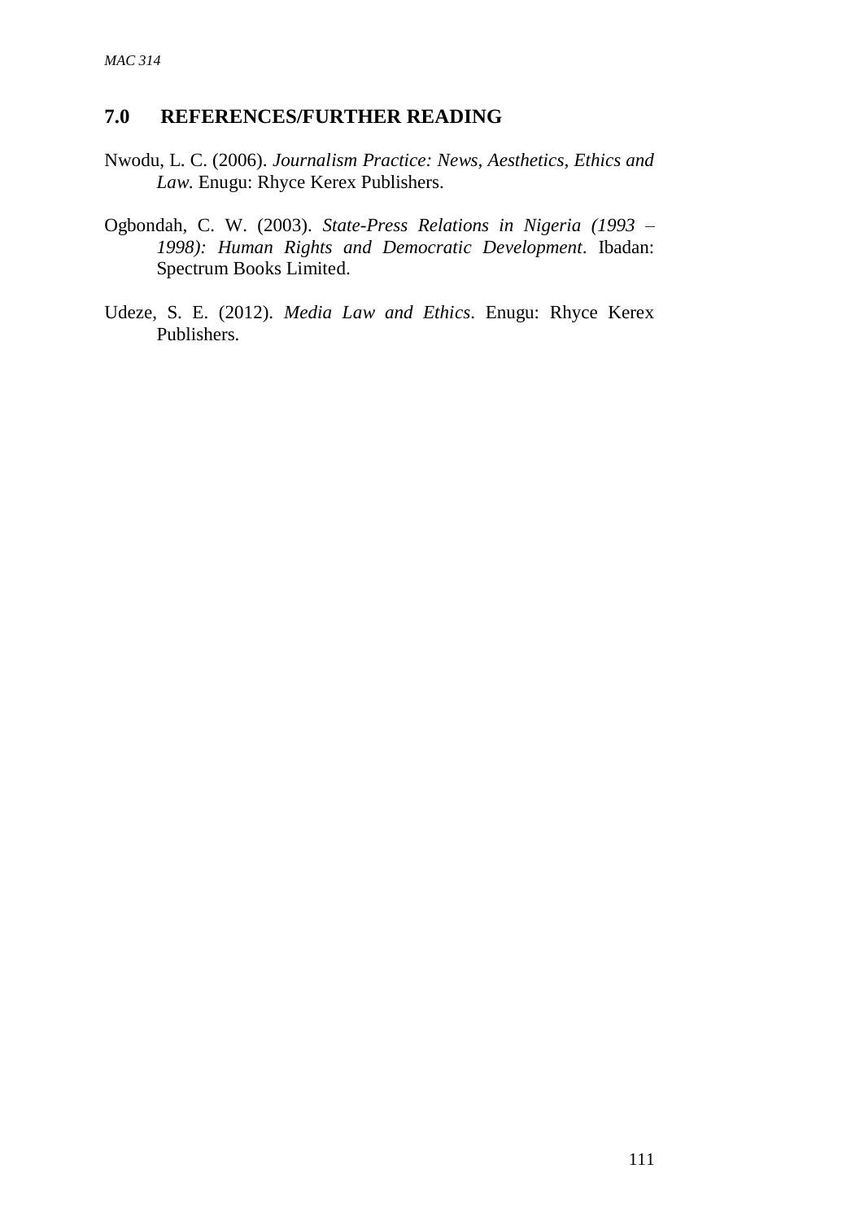## 7.0 REFERENCES/FURTHER READING

Nwodu, L. C. (2006). *Journalism Practice: News, Aesthetics, Ethics and Law.* Enugu: Rhyce Kerex Publishers.

Ogbondah, C. W. (2003). *State-Press Relations in Nigeria (1993 – 1998): Human Rights and Democratic Development*. Ibadan: Spectrum Books Limited.

Udeze, S. E. (2012). *Media Law and Ethics*. Enugu: Rhyce Kerex Publishers.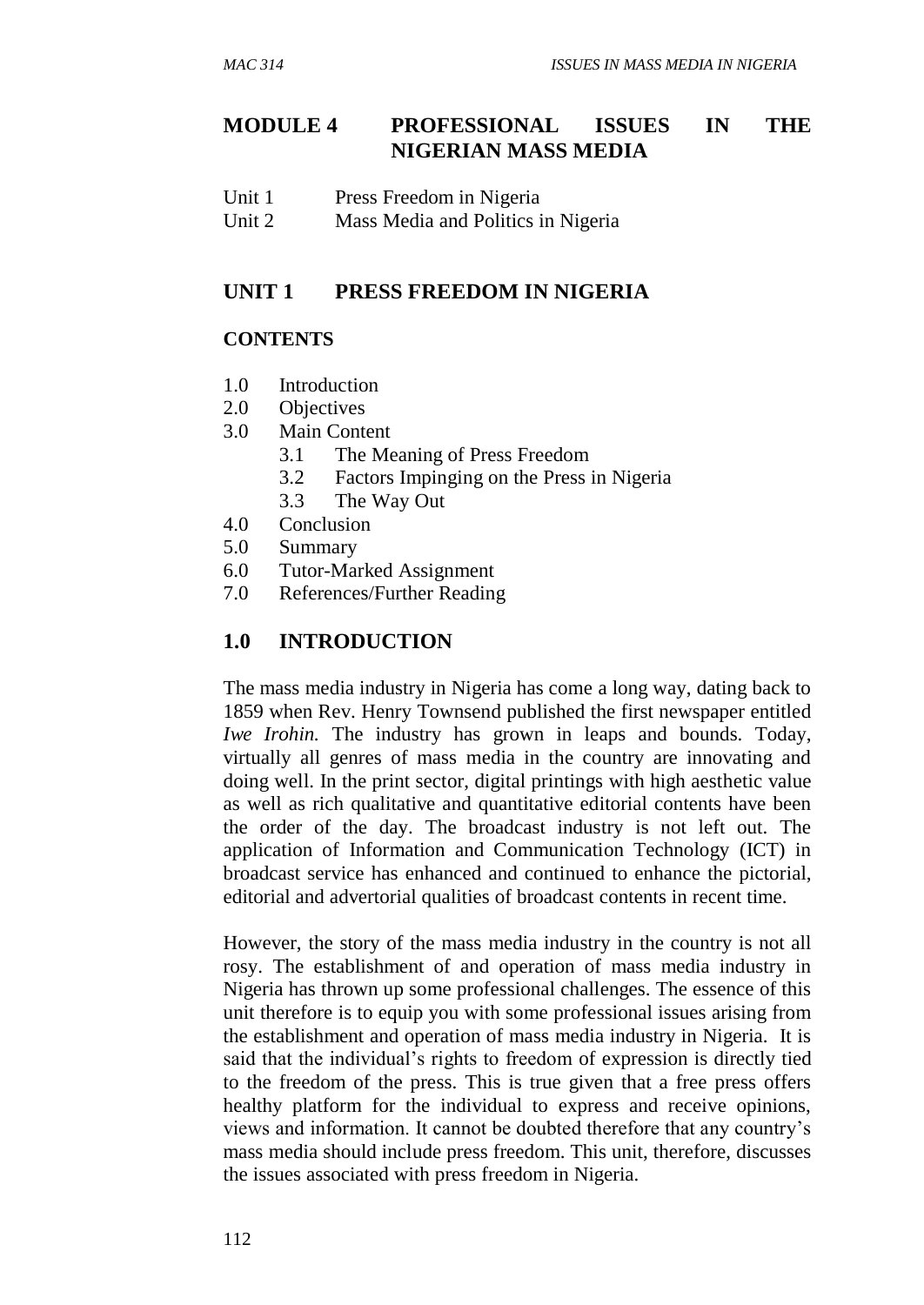# MODULE 4 PROFESSIONAL ISSUES IN THE NIGERIAN MASS MEDIA

Unit 1 Press Freedom in Nigeria
Unit 2 Mass Media and Politics in Nigeria

## UNIT 1 PRESS FREEDOM IN NIGERIA

### CONTENTS

1.0 Introduction
2.0 Objectives
3.0 Main Content
  3.1 The Meaning of Press Freedom
  3.2 Factors Impinging on the Press in Nigeria
  3.3 The Way Out
4.0 Conclusion
5.0 Summary
6.0 Tutor-Marked Assignment
7.0 References/Further Reading

## 1.0 INTRODUCTION

The mass media industry in Nigeria has come a long way, dating back to 1859 when Rev. Henry Townsend published the first newspaper entitled *Iwe Irohin.* The industry has grown in leaps and bounds. Today, virtually all genres of mass media in the country are innovating and doing well. In the print sector, digital printings with high aesthetic value as well as rich qualitative and quantitative editorial contents have been the order of the day. The broadcast industry is not left out. The application of Information and Communication Technology (ICT) in broadcast service has enhanced and continued to enhance the pictorial, editorial and advertorial qualities of broadcast contents in recent time.

However, the story of the mass media industry in the country is not all rosy. The establishment of and operation of mass media industry in Nigeria has thrown up some professional challenges. The essence of this unit therefore is to equip you with some professional issues arising from the establishment and operation of mass media industry in Nigeria. It is said that the individual's rights to freedom of expression is directly tied to the freedom of the press. This is true given that a free press offers healthy platform for the individual to express and receive opinions, views and information. It cannot be doubted therefore that any country's mass media should include press freedom. This unit, therefore, discusses the issues associated with press freedom in Nigeria.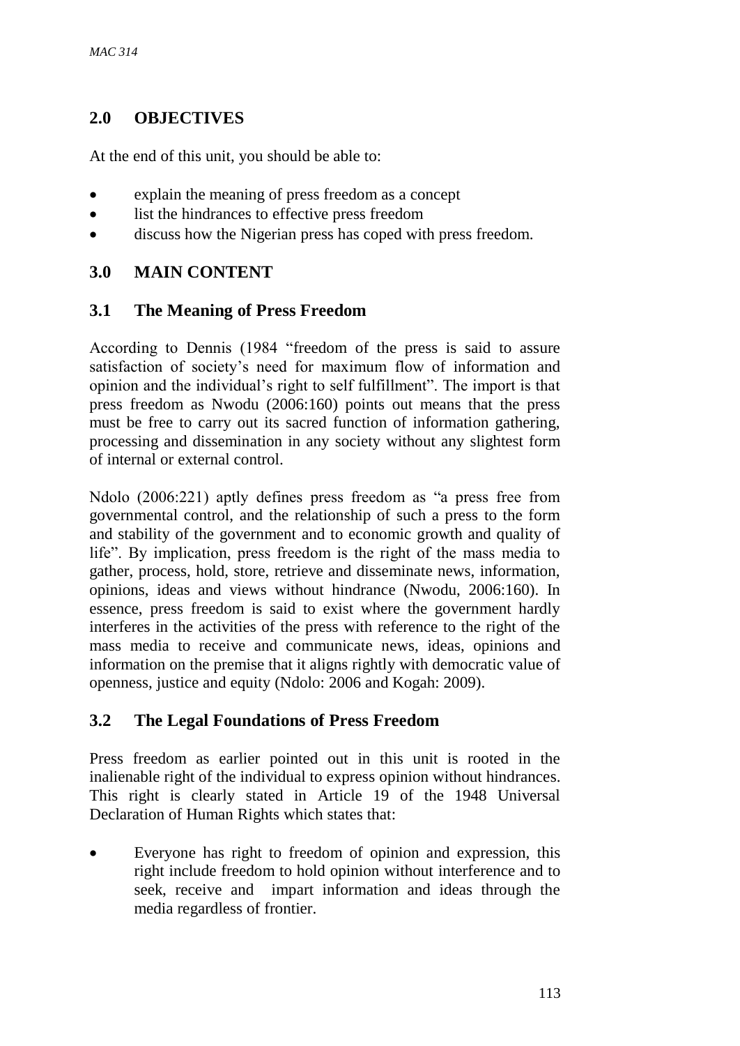## 2.0 OBJECTIVES

At the end of this unit, you should be able to:

- explain the meaning of press freedom as a concept
- list the hindrances to effective press freedom
- discuss how the Nigerian press has coped with press freedom.

## 3.0 MAIN CONTENT

### 3.1 The Meaning of Press Freedom

According to Dennis (1984 "freedom of the press is said to assure satisfaction of society's need for maximum flow of information and opinion and the individual's right to self fulfillment". The import is that press freedom as Nwodu (2006:160) points out means that the press must be free to carry out its sacred function of information gathering, processing and dissemination in any society without any slightest form of internal or external control.

Ndolo (2006:221) aptly defines press freedom as "a press free from governmental control, and the relationship of such a press to the form and stability of the government and to economic growth and quality of life". By implication, press freedom is the right of the mass media to gather, process, hold, store, retrieve and disseminate news, information, opinions, ideas and views without hindrance (Nwodu, 2006:160). In essence, press freedom is said to exist where the government hardly interferes in the activities of the press with reference to the right of the mass media to receive and communicate news, ideas, opinions and information on the premise that it aligns rightly with democratic value of openness, justice and equity (Ndolo: 2006 and Kogah: 2009).

### 3.2 The Legal Foundations of Press Freedom

Press freedom as earlier pointed out in this unit is rooted in the inalienable right of the individual to express opinion without hindrances. This right is clearly stated in Article 19 of the 1948 Universal Declaration of Human Rights which states that:

- Everyone has right to freedom of opinion and expression, this right include freedom to hold opinion without interference and to seek, receive and impart information and ideas through the media regardless of frontier.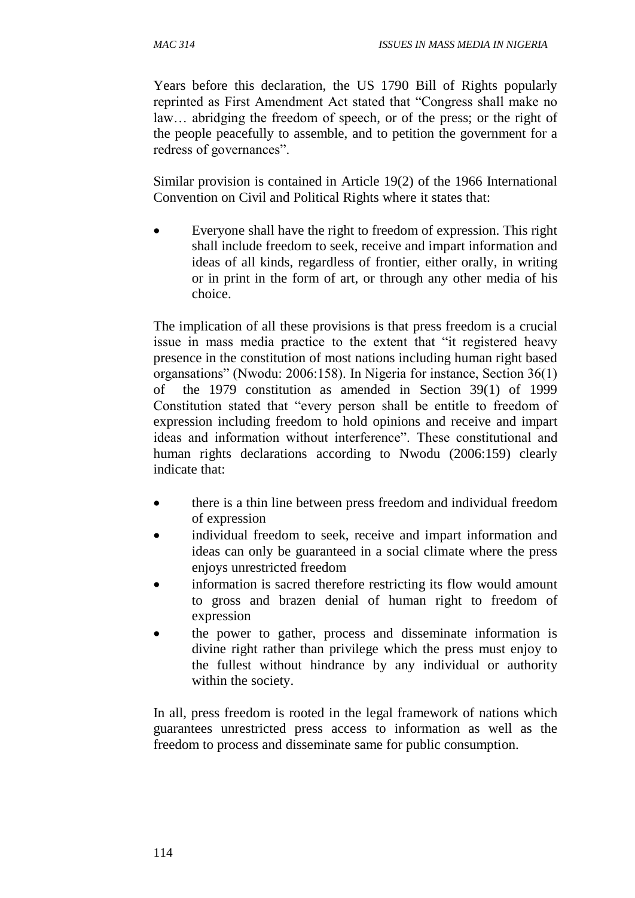Years before this declaration, the US 1790 Bill of Rights popularly reprinted as First Amendment Act stated that "Congress shall make no law… abridging the freedom of speech, or of the press; or the right of the people peacefully to assemble, and to petition the government for a redress of governances".

Similar provision is contained in Article 19(2) of the 1966 International Convention on Civil and Political Rights where it states that:

- Everyone shall have the right to freedom of expression. This right shall include freedom to seek, receive and impart information and ideas of all kinds, regardless of frontier, either orally, in writing or in print in the form of art, or through any other media of his choice.

The implication of all these provisions is that press freedom is a crucial issue in mass media practice to the extent that "it registered heavy presence in the constitution of most nations including human right based organsations" (Nwodu: 2006:158). In Nigeria for instance, Section 36(1) of the 1979 constitution as amended in Section 39(1) of 1999 Constitution stated that "every person shall be entitle to freedom of expression including freedom to hold opinions and receive and impart ideas and information without interference". These constitutional and human rights declarations according to Nwodu (2006:159) clearly indicate that:

- there is a thin line between press freedom and individual freedom of expression
- individual freedom to seek, receive and impart information and ideas can only be guaranteed in a social climate where the press enjoys unrestricted freedom
- information is sacred therefore restricting its flow would amount to gross and brazen denial of human right to freedom of expression
- the power to gather, process and disseminate information is divine right rather than privilege which the press must enjoy to the fullest without hindrance by any individual or authority within the society.

In all, press freedom is rooted in the legal framework of nations which guarantees unrestricted press access to information as well as the freedom to process and disseminate same for public consumption.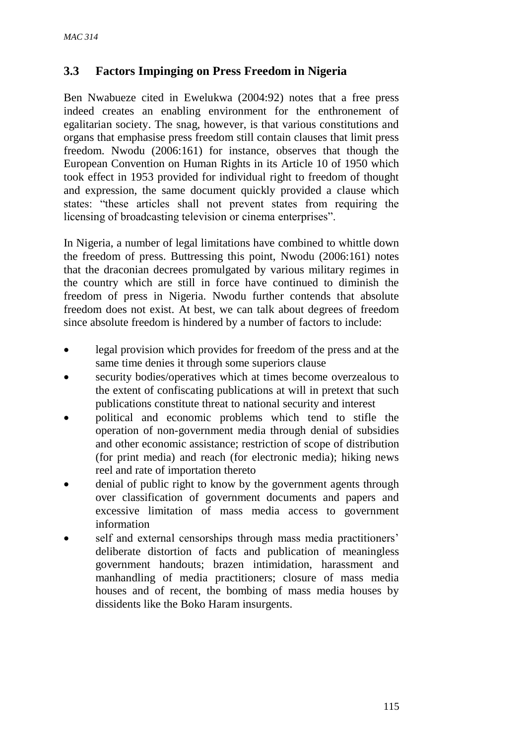### 3.3 Factors Impinging on Press Freedom in Nigeria

Ben Nwabueze cited in Ewelukwa (2004:92) notes that a free press indeed creates an enabling environment for the enthronement of egalitarian society. The snag, however, is that various constitutions and organs that emphasise press freedom still contain clauses that limit press freedom. Nwodu (2006:161) for instance, observes that though the European Convention on Human Rights in its Article 10 of 1950 which took effect in 1953 provided for individual right to freedom of thought and expression, the same document quickly provided a clause which states: "these articles shall not prevent states from requiring the licensing of broadcasting television or cinema enterprises".

In Nigeria, a number of legal limitations have combined to whittle down the freedom of press. Buttressing this point, Nwodu (2006:161) notes that the draconian decrees promulgated by various military regimes in the country which are still in force have continued to diminish the freedom of press in Nigeria. Nwodu further contends that absolute freedom does not exist. At best, we can talk about degrees of freedom since absolute freedom is hindered by a number of factors to include:

- legal provision which provides for freedom of the press and at the same time denies it through some superiors clause
- security bodies/operatives which at times become overzealous to the extent of confiscating publications at will in pretext that such publications constitute threat to national security and interest
- political and economic problems which tend to stifle the operation of non-government media through denial of subsidies and other economic assistance; restriction of scope of distribution (for print media) and reach (for electronic media); hiking news reel and rate of importation thereto
- denial of public right to know by the government agents through over classification of government documents and papers and excessive limitation of mass media access to government information
- self and external censorships through mass media practitioners' deliberate distortion of facts and publication of meaningless government handouts; brazen intimidation, harassment and manhandling of media practitioners; closure of mass media houses and of recent, the bombing of mass media houses by dissidents like the Boko Haram insurgents.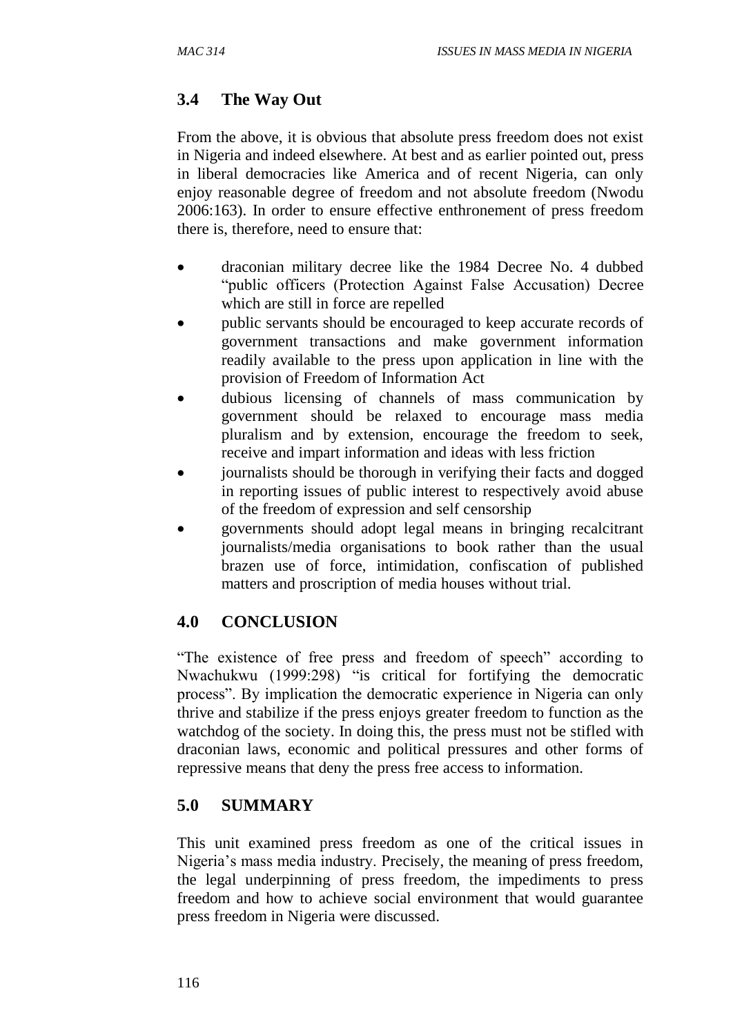## 3.4 The Way Out

From the above, it is obvious that absolute press freedom does not exist in Nigeria and indeed elsewhere. At best and as earlier pointed out, press in liberal democracies like America and of recent Nigeria, can only enjoy reasonable degree of freedom and not absolute freedom (Nwodu 2006:163). In order to ensure effective enthronement of press freedom there is, therefore, need to ensure that:

- draconian military decree like the 1984 Decree No. 4 dubbed "public officers (Protection Against False Accusation) Decree which are still in force are repelled
- public servants should be encouraged to keep accurate records of government transactions and make government information readily available to the press upon application in line with the provision of Freedom of Information Act
- dubious licensing of channels of mass communication by government should be relaxed to encourage mass media pluralism and by extension, encourage the freedom to seek, receive and impart information and ideas with less friction
- journalists should be thorough in verifying their facts and dogged in reporting issues of public interest to respectively avoid abuse of the freedom of expression and self censorship
- governments should adopt legal means in bringing recalcitrant journalists/media organisations to book rather than the usual brazen use of force, intimidation, confiscation of published matters and proscription of media houses without trial.

## 4.0 CONCLUSION

"The existence of free press and freedom of speech" according to Nwachukwu (1999:298) "is critical for fortifying the democratic process". By implication the democratic experience in Nigeria can only thrive and stabilize if the press enjoys greater freedom to function as the watchdog of the society. In doing this, the press must not be stifled with draconian laws, economic and political pressures and other forms of repressive means that deny the press free access to information.

## 5.0 SUMMARY

This unit examined press freedom as one of the critical issues in Nigeria's mass media industry. Precisely, the meaning of press freedom, the legal underpinning of press freedom, the impediments to press freedom and how to achieve social environment that would guarantee press freedom in Nigeria were discussed.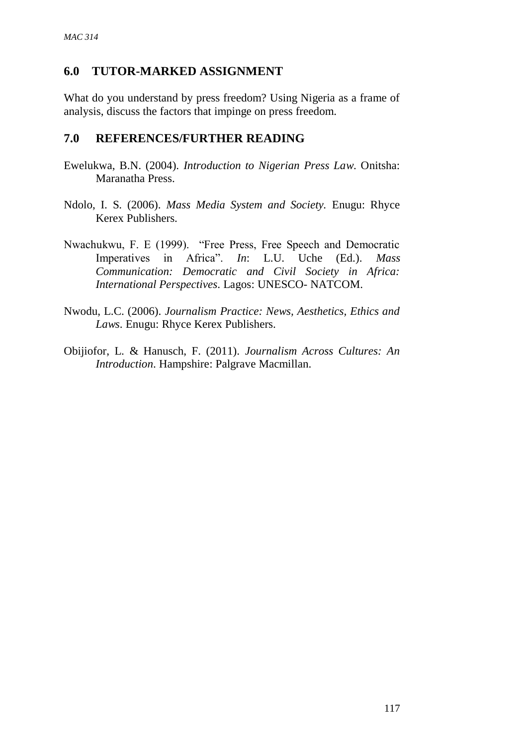## 6.0 TUTOR-MARKED ASSIGNMENT

What do you understand by press freedom? Using Nigeria as a frame of analysis, discuss the factors that impinge on press freedom.

## 7.0 REFERENCES/FURTHER READING

Ewelukwa, B.N. (2004). *Introduction to Nigerian Press Law*. Onitsha: Maranatha Press.

Ndolo, I. S. (2006). *Mass Media System and Society.* Enugu: Rhyce Kerex Publishers.

Nwachukwu, F. E (1999). "Free Press, Free Speech and Democratic Imperatives in Africa". *In*: L.U. Uche (Ed.). *Mass Communication: Democratic and Civil Society in Africa: International Perspectives*. Lagos: UNESCO- NATCOM.

Nwodu, L.C. (2006). *Journalism Practice: News, Aesthetics, Ethics and Laws*. Enugu: Rhyce Kerex Publishers.

Obijiofor, L. & Hanusch, F. (2011). *Journalism Across Cultures: An Introduction*. Hampshire: Palgrave Macmillan.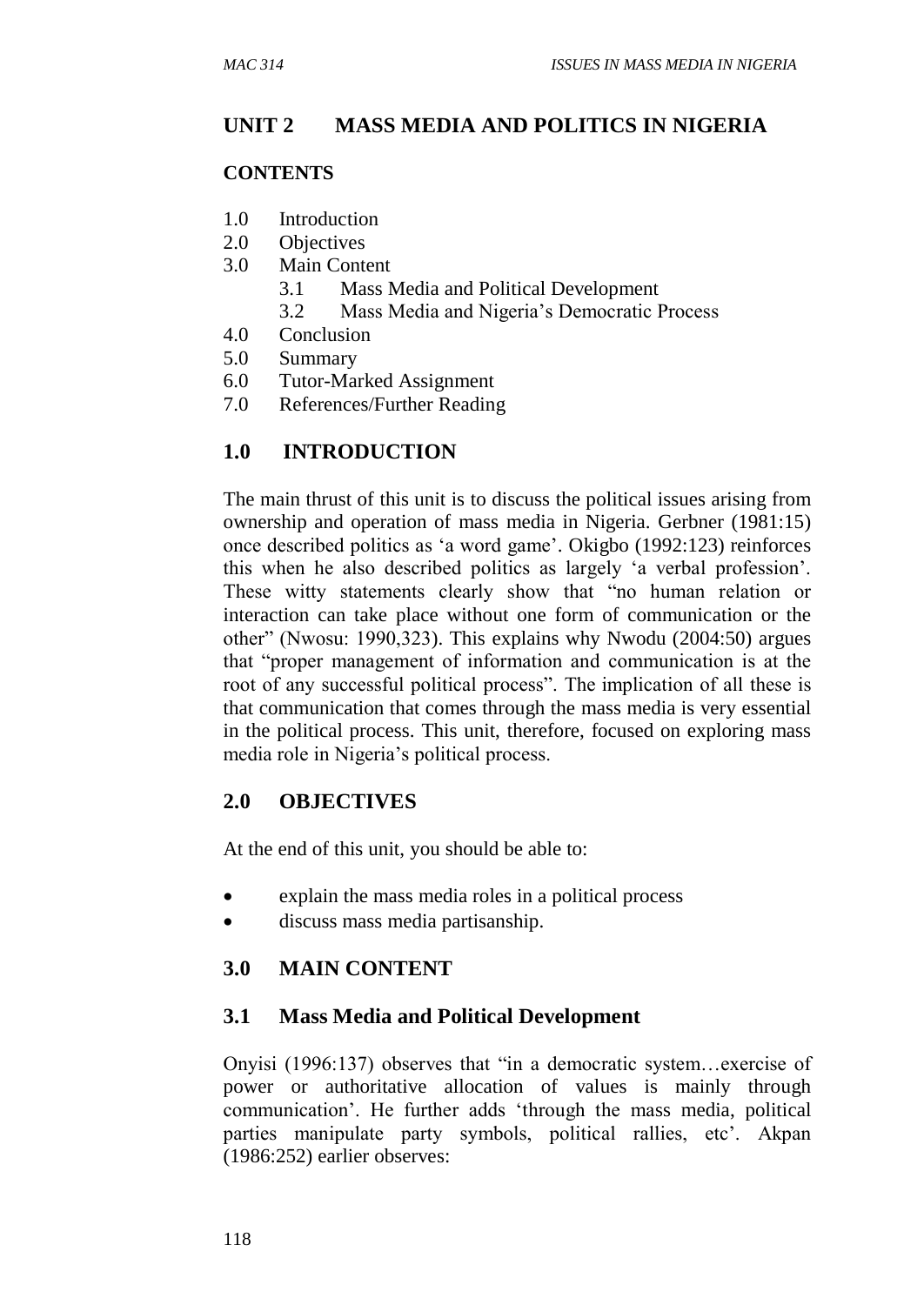## UNIT 2 MASS MEDIA AND POLITICS IN NIGERIA

### CONTENTS

1.0 Introduction
2.0 Objectives
3.0 Main Content
  3.1 Mass Media and Political Development
  3.2 Mass Media and Nigeria's Democratic Process
4.0 Conclusion
5.0 Summary
6.0 Tutor-Marked Assignment
7.0 References/Further Reading

## 1.0 INTRODUCTION

The main thrust of this unit is to discuss the political issues arising from ownership and operation of mass media in Nigeria. Gerbner (1981:15) once described politics as 'a word game'. Okigbo (1992:123) reinforces this when he also described politics as largely 'a verbal profession'. These witty statements clearly show that "no human relation or interaction can take place without one form of communication or the other" (Nwosu: 1990,323). This explains why Nwodu (2004:50) argues that "proper management of information and communication is at the root of any successful political process". The implication of all these is that communication that comes through the mass media is very essential in the political process. This unit, therefore, focused on exploring mass media role in Nigeria's political process.

## 2.0 OBJECTIVES

At the end of this unit, you should be able to:

- explain the mass media roles in a political process
- discuss mass media partisanship.

## 3.0 MAIN CONTENT

### 3.1 Mass Media and Political Development

Onyisi (1996:137) observes that "in a democratic system…exercise of power or authoritative allocation of values is mainly through communication'. He further adds 'through the mass media, political parties manipulate party symbols, political rallies, etc'. Akpan (1986:252) earlier observes: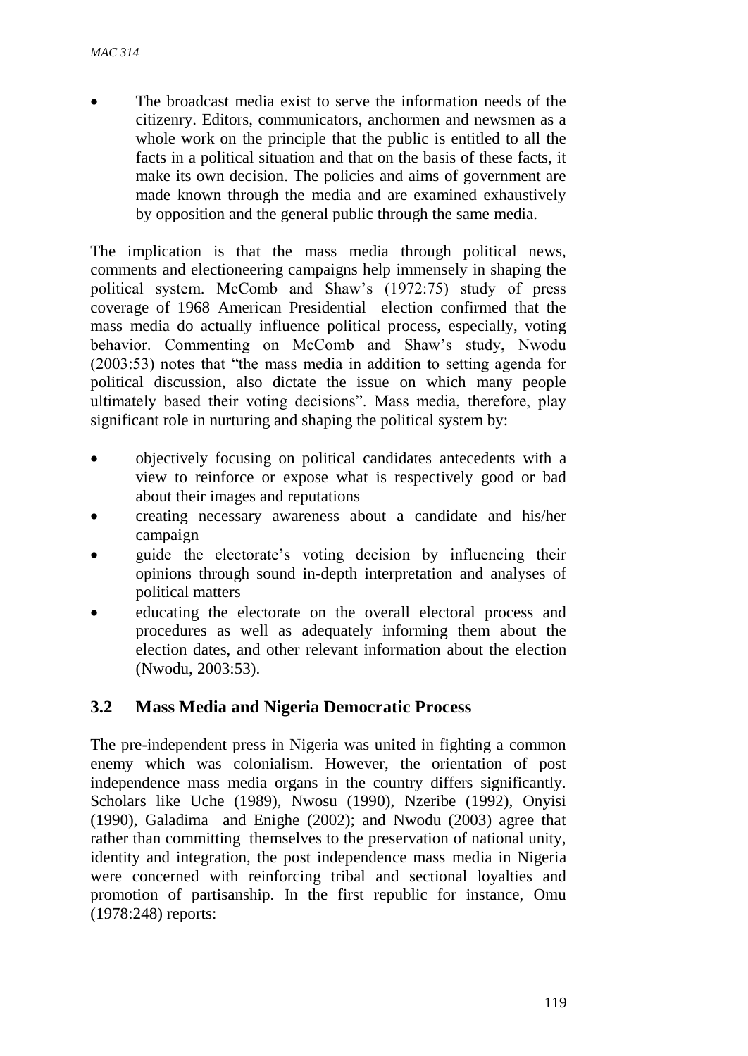- The broadcast media exist to serve the information needs of the citizenry. Editors, communicators, anchormen and newsmen as a whole work on the principle that the public is entitled to all the facts in a political situation and that on the basis of these facts, it make its own decision. The policies and aims of government are made known through the media and are examined exhaustively by opposition and the general public through the same media.

The implication is that the mass media through political news, comments and electioneering campaigns help immensely in shaping the political system. McComb and Shaw's (1972:75) study of press coverage of 1968 American Presidential election confirmed that the mass media do actually influence political process, especially, voting behavior. Commenting on McComb and Shaw's study, Nwodu (2003:53) notes that "the mass media in addition to setting agenda for political discussion, also dictate the issue on which many people ultimately based their voting decisions". Mass media, therefore, play significant role in nurturing and shaping the political system by:

- objectively focusing on political candidates antecedents with a view to reinforce or expose what is respectively good or bad about their images and reputations
- creating necessary awareness about a candidate and his/her campaign
- guide the electorate's voting decision by influencing their opinions through sound in-depth interpretation and analyses of political matters
- educating the electorate on the overall electoral process and procedures as well as adequately informing them about the election dates, and other relevant information about the election (Nwodu, 2003:53).

## 3.2 Mass Media and Nigeria Democratic Process

The pre-independent press in Nigeria was united in fighting a common enemy which was colonialism. However, the orientation of post independence mass media organs in the country differs significantly. Scholars like Uche (1989), Nwosu (1990), Nzeribe (1992), Onyisi (1990), Galadima and Enighe (2002); and Nwodu (2003) agree that rather than committing themselves to the preservation of national unity, identity and integration, the post independence mass media in Nigeria were concerned with reinforcing tribal and sectional loyalties and promotion of partisanship. In the first republic for instance, Omu (1978:248) reports: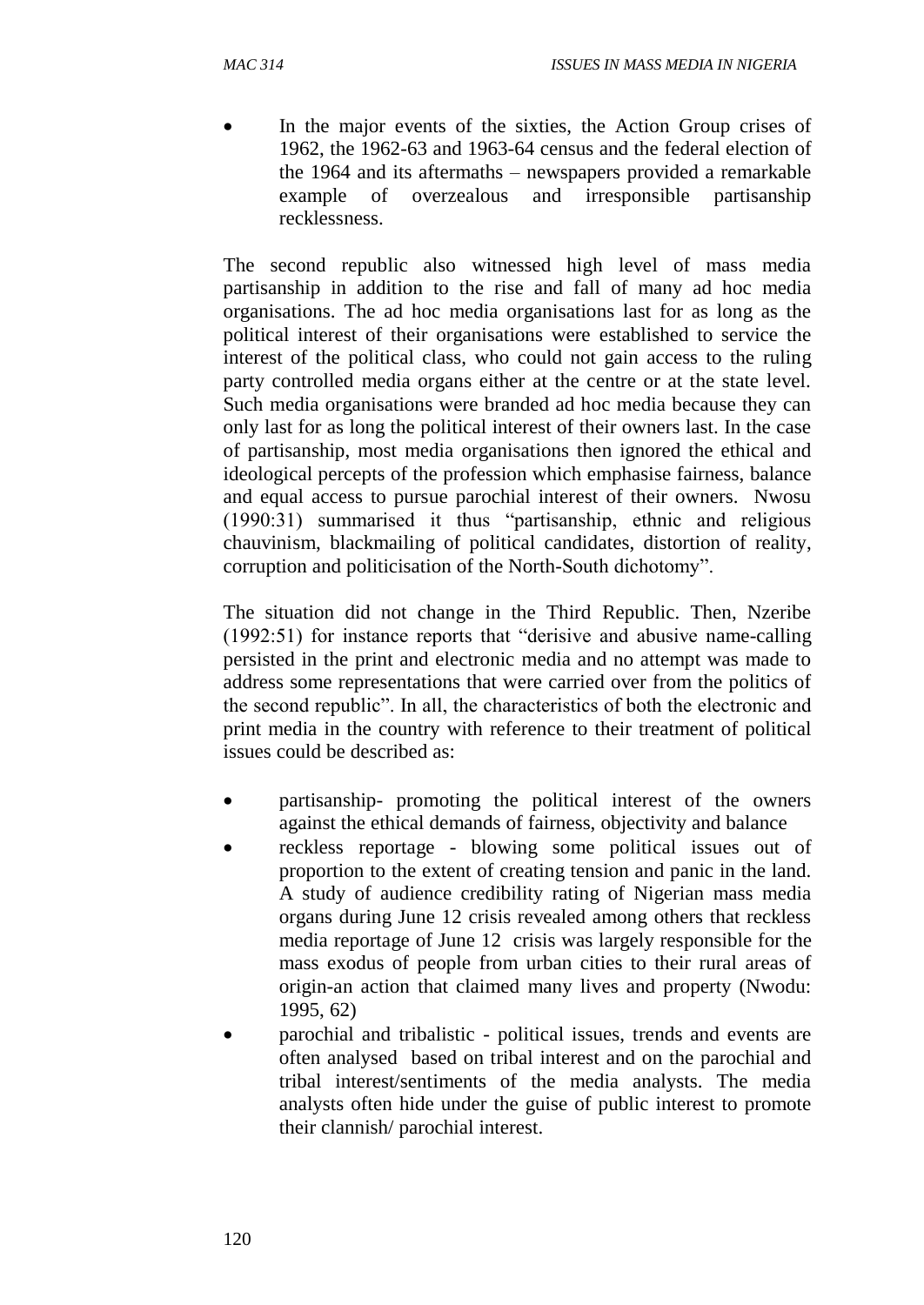- In the major events of the sixties, the Action Group crises of 1962, the 1962-63 and 1963-64 census and the federal election of the 1964 and its aftermaths – newspapers provided a remarkable example of overzealous and irresponsible partisanship recklessness.

The second republic also witnessed high level of mass media partisanship in addition to the rise and fall of many ad hoc media organisations. The ad hoc media organisations last for as long as the political interest of their organisations were established to service the interest of the political class, who could not gain access to the ruling party controlled media organs either at the centre or at the state level. Such media organisations were branded ad hoc media because they can only last for as long the political interest of their owners last. In the case of partisanship, most media organisations then ignored the ethical and ideological percepts of the profession which emphasise fairness, balance and equal access to pursue parochial interest of their owners. Nwosu (1990:31) summarised it thus "partisanship, ethnic and religious chauvinism, blackmailing of political candidates, distortion of reality, corruption and politicisation of the North-South dichotomy".

The situation did not change in the Third Republic. Then, Nzeribe (1992:51) for instance reports that "derisive and abusive name-calling persisted in the print and electronic media and no attempt was made to address some representations that were carried over from the politics of the second republic". In all, the characteristics of both the electronic and print media in the country with reference to their treatment of political issues could be described as:

- partisanship- promoting the political interest of the owners against the ethical demands of fairness, objectivity and balance
- reckless reportage - blowing some political issues out of proportion to the extent of creating tension and panic in the land. A study of audience credibility rating of Nigerian mass media organs during June 12 crisis revealed among others that reckless media reportage of June 12 crisis was largely responsible for the mass exodus of people from urban cities to their rural areas of origin-an action that claimed many lives and property (Nwodu: 1995, 62)
- parochial and tribalistic - political issues, trends and events are often analysed based on tribal interest and on the parochial and tribal interest/sentiments of the media analysts. The media analysts often hide under the guise of public interest to promote their clannish/ parochial interest.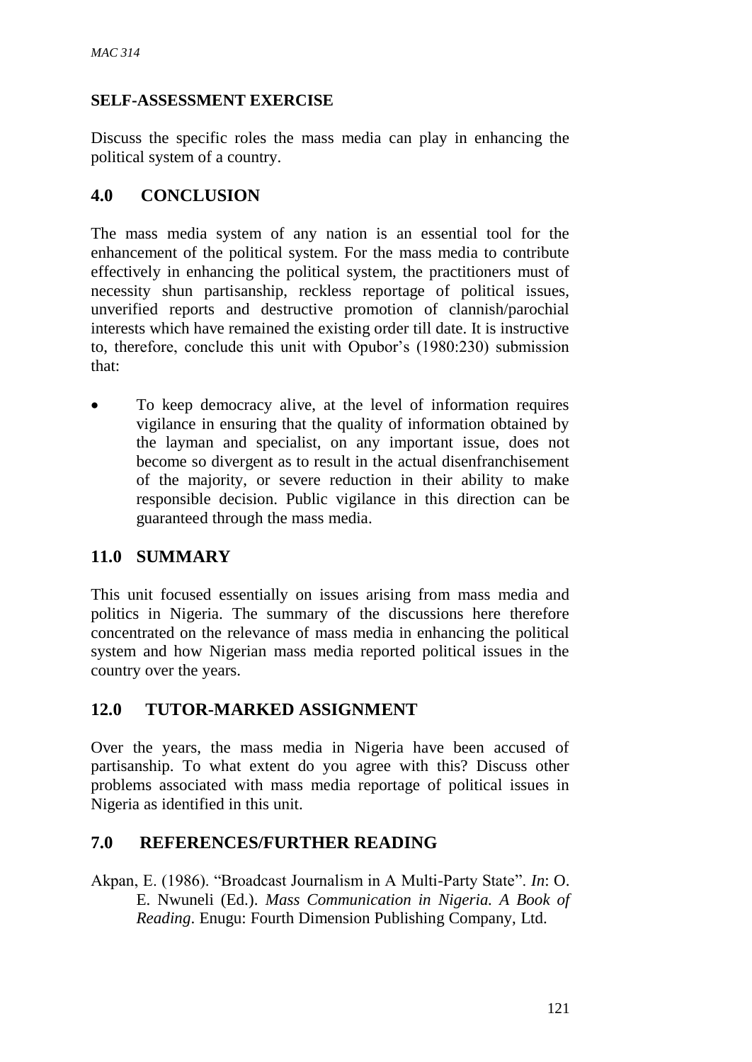## SELF-ASSESSMENT EXERCISE

Discuss the specific roles the mass media can play in enhancing the political system of a country.

## 4.0 CONCLUSION

The mass media system of any nation is an essential tool for the enhancement of the political system. For the mass media to contribute effectively in enhancing the political system, the practitioners must of necessity shun partisanship, reckless reportage of political issues, unverified reports and destructive promotion of clannish/parochial interests which have remained the existing order till date. It is instructive to, therefore, conclude this unit with Opubor's (1980:230) submission that:

- To keep democracy alive, at the level of information requires vigilance in ensuring that the quality of information obtained by the layman and specialist, on any important issue, does not become so divergent as to result in the actual disenfranchisement of the majority, or severe reduction in their ability to make responsible decision. Public vigilance in this direction can be guaranteed through the mass media.

## 11.0 SUMMARY

This unit focused essentially on issues arising from mass media and politics in Nigeria. The summary of the discussions here therefore concentrated on the relevance of mass media in enhancing the political system and how Nigerian mass media reported political issues in the country over the years.

## 12.0 TUTOR-MARKED ASSIGNMENT

Over the years, the mass media in Nigeria have been accused of partisanship. To what extent do you agree with this? Discuss other problems associated with mass media reportage of political issues in Nigeria as identified in this unit.

## 7.0 REFERENCES/FURTHER READING

Akpan, E. (1986). "Broadcast Journalism in A Multi-Party State". *In*: O. E. Nwuneli (Ed.). *Mass Communication in Nigeria. A Book of Reading*. Enugu: Fourth Dimension Publishing Company, Ltd.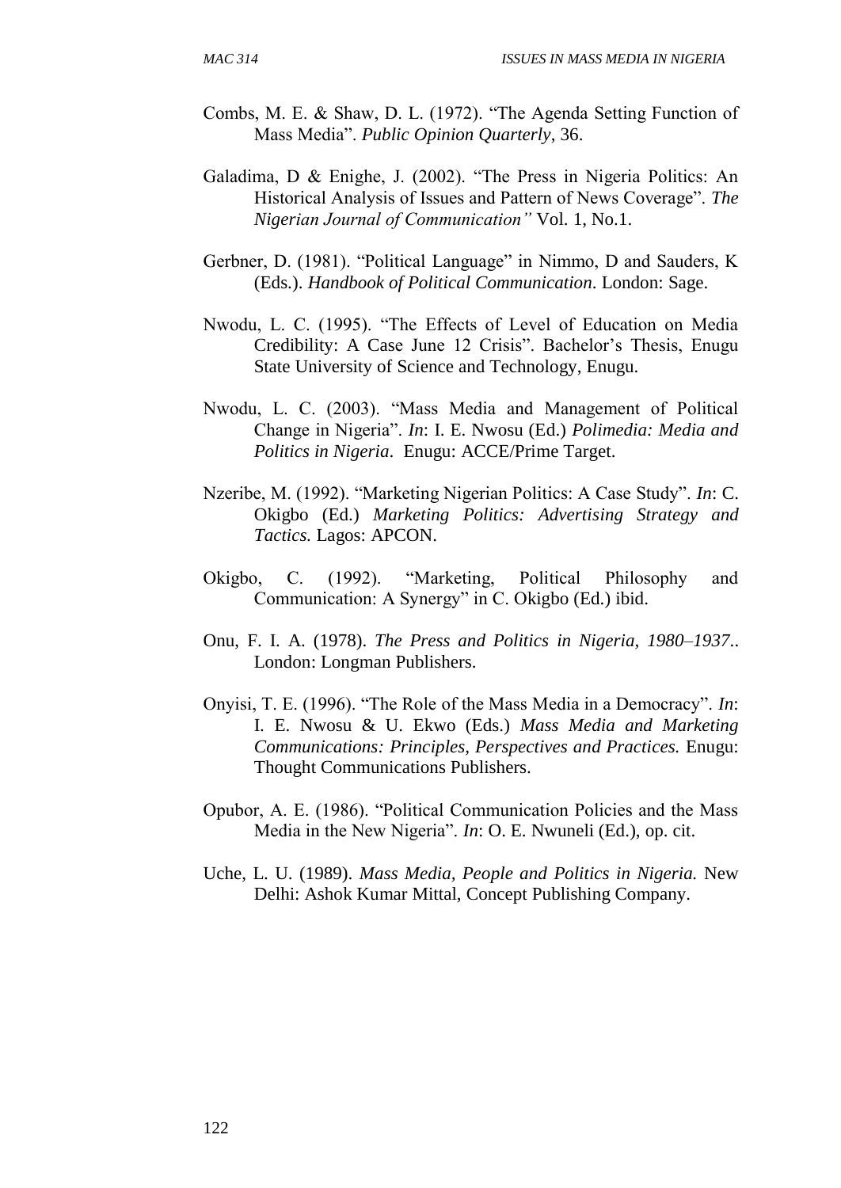Combs, M. E. & Shaw, D. L. (1972). "The Agenda Setting Function of Mass Media". *Public Opinion Quarterly*, 36.

Galadima, D & Enighe, J. (2002). "The Press in Nigeria Politics: An Historical Analysis of Issues and Pattern of News Coverage". *The Nigerian Journal of Communication"* Vol. 1, No.1.

Gerbner, D. (1981). "Political Language" in Nimmo, D and Sauders, K (Eds.). *Handbook of Political Communication*. London: Sage.

Nwodu, L. C. (1995). "The Effects of Level of Education on Media Credibility: A Case June 12 Crisis". Bachelor's Thesis, Enugu State University of Science and Technology, Enugu.

Nwodu, L. C. (2003). "Mass Media and Management of Political Change in Nigeria". *In*: I. E. Nwosu (Ed.) *Polimedia: Media and Politics in Nigeria*. Enugu: ACCE/Prime Target.

Nzeribe, M. (1992). "Marketing Nigerian Politics: A Case Study". *In*: C. Okigbo (Ed.) *Marketing Politics: Advertising Strategy and Tactics.* Lagos: APCON.

Okigbo, C. (1992). "Marketing, Political Philosophy and Communication: A Synergy" in C. Okigbo (Ed.) ibid.

Onu, F. I. A. (1978). *The Press and Politics in Nigeria, 1980–1937.*. London: Longman Publishers.

Onyisi, T. E. (1996). "The Role of the Mass Media in a Democracy". *In*: I. E. Nwosu & U. Ekwo (Eds.) *Mass Media and Marketing Communications: Principles, Perspectives and Practices.* Enugu: Thought Communications Publishers.

Opubor, A. E. (1986). "Political Communication Policies and the Mass Media in the New Nigeria". *In*: O. E. Nwuneli (Ed.), op. cit.

Uche, L. U. (1989). *Mass Media, People and Politics in Nigeria.* New Delhi: Ashok Kumar Mittal, Concept Publishing Company.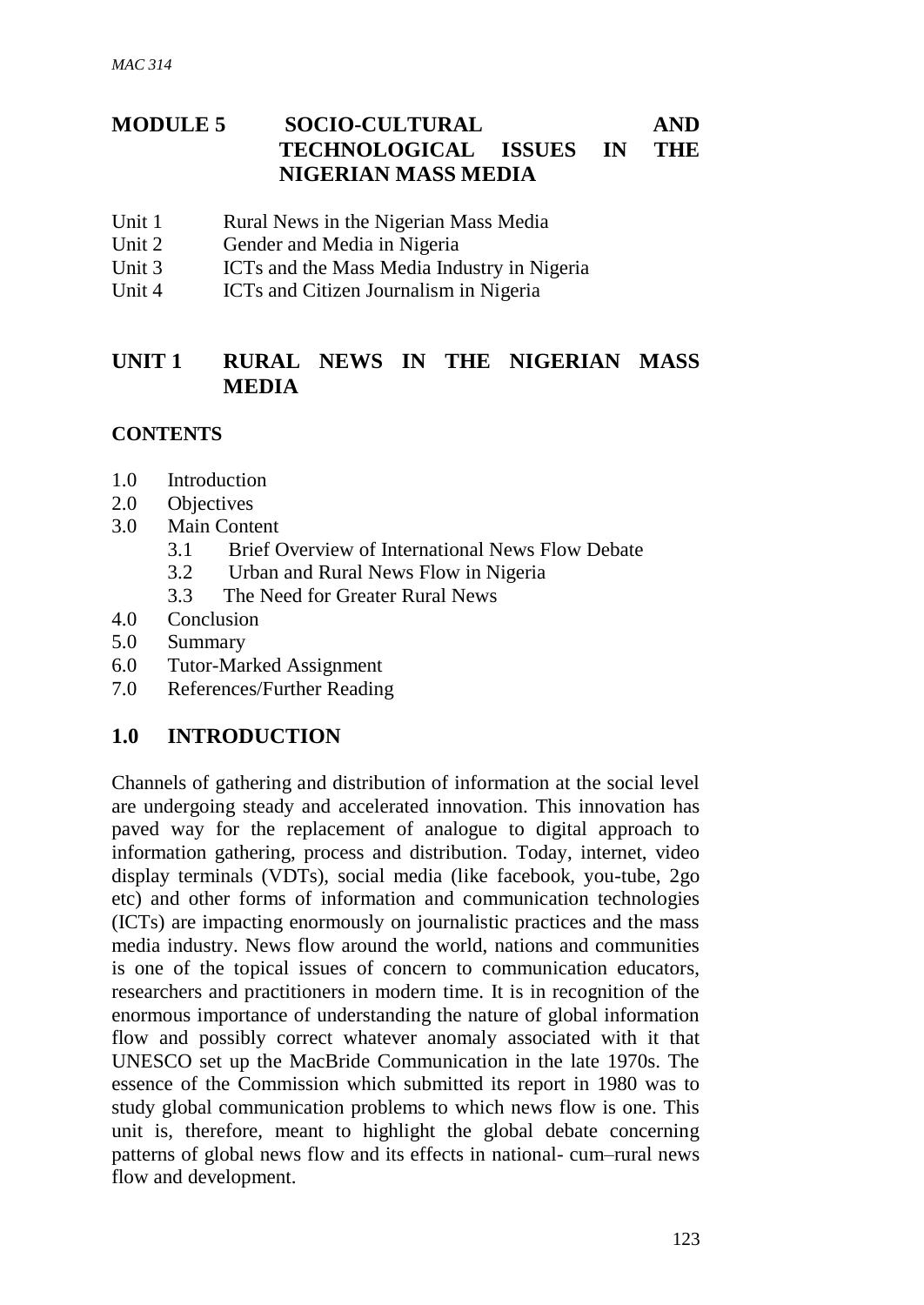# MODULE 5 SOCIO-CULTURAL AND TECHNOLOGICAL ISSUES IN THE NIGERIAN MASS MEDIA

Unit 1 Rural News in the Nigerian Mass Media
Unit 2 Gender and Media in Nigeria
Unit 3 ICTs and the Mass Media Industry in Nigeria
Unit 4 ICTs and Citizen Journalism in Nigeria

## UNIT 1 RURAL NEWS IN THE NIGERIAN MASS MEDIA

### CONTENTS

1.0 Introduction
2.0 Objectives
3.0 Main Content
 3.1 Brief Overview of International News Flow Debate
 3.2 Urban and Rural News Flow in Nigeria
 3.3 The Need for Greater Rural News
4.0 Conclusion
5.0 Summary
6.0 Tutor-Marked Assignment
7.0 References/Further Reading

## 1.0 INTRODUCTION

Channels of gathering and distribution of information at the social level are undergoing steady and accelerated innovation. This innovation has paved way for the replacement of analogue to digital approach to information gathering, process and distribution. Today, internet, video display terminals (VDTs), social media (like facebook, you-tube, 2go etc) and other forms of information and communication technologies (ICTs) are impacting enormously on journalistic practices and the mass media industry. News flow around the world, nations and communities is one of the topical issues of concern to communication educators, researchers and practitioners in modern time. It is in recognition of the enormous importance of understanding the nature of global information flow and possibly correct whatever anomaly associated with it that UNESCO set up the MacBride Communication in the late 1970s. The essence of the Commission which submitted its report in 1980 was to study global communication problems to which news flow is one. This unit is, therefore, meant to highlight the global debate concerning patterns of global news flow and its effects in national- cum–rural news flow and development.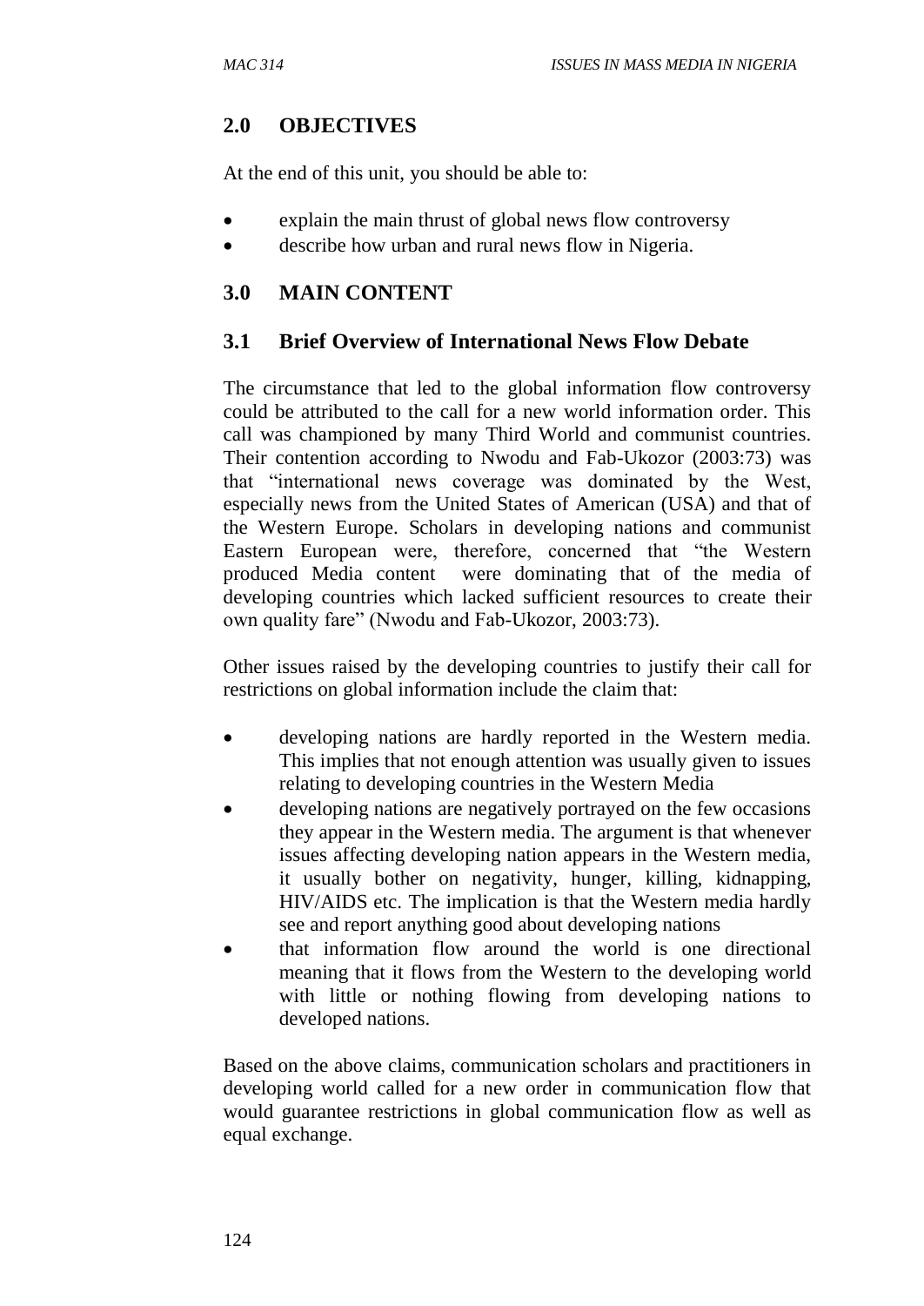## 2.0 OBJECTIVES

At the end of this unit, you should be able to:

- explain the main thrust of global news flow controversy
- describe how urban and rural news flow in Nigeria.

## 3.0 MAIN CONTENT

### 3.1 Brief Overview of International News Flow Debate

The circumstance that led to the global information flow controversy could be attributed to the call for a new world information order. This call was championed by many Third World and communist countries. Their contention according to Nwodu and Fab-Ukozor (2003:73) was that "international news coverage was dominated by the West, especially news from the United States of American (USA) and that of the Western Europe. Scholars in developing nations and communist Eastern European were, therefore, concerned that "the Western produced Media content were dominating that of the media of developing countries which lacked sufficient resources to create their own quality fare" (Nwodu and Fab-Ukozor, 2003:73).

Other issues raised by the developing countries to justify their call for restrictions on global information include the claim that:

- developing nations are hardly reported in the Western media. This implies that not enough attention was usually given to issues relating to developing countries in the Western Media
- developing nations are negatively portrayed on the few occasions they appear in the Western media. The argument is that whenever issues affecting developing nation appears in the Western media, it usually bother on negativity, hunger, killing, kidnapping, HIV/AIDS etc. The implication is that the Western media hardly see and report anything good about developing nations
- that information flow around the world is one directional meaning that it flows from the Western to the developing world with little or nothing flowing from developing nations to developed nations.

Based on the above claims, communication scholars and practitioners in developing world called for a new order in communication flow that would guarantee restrictions in global communication flow as well as equal exchange.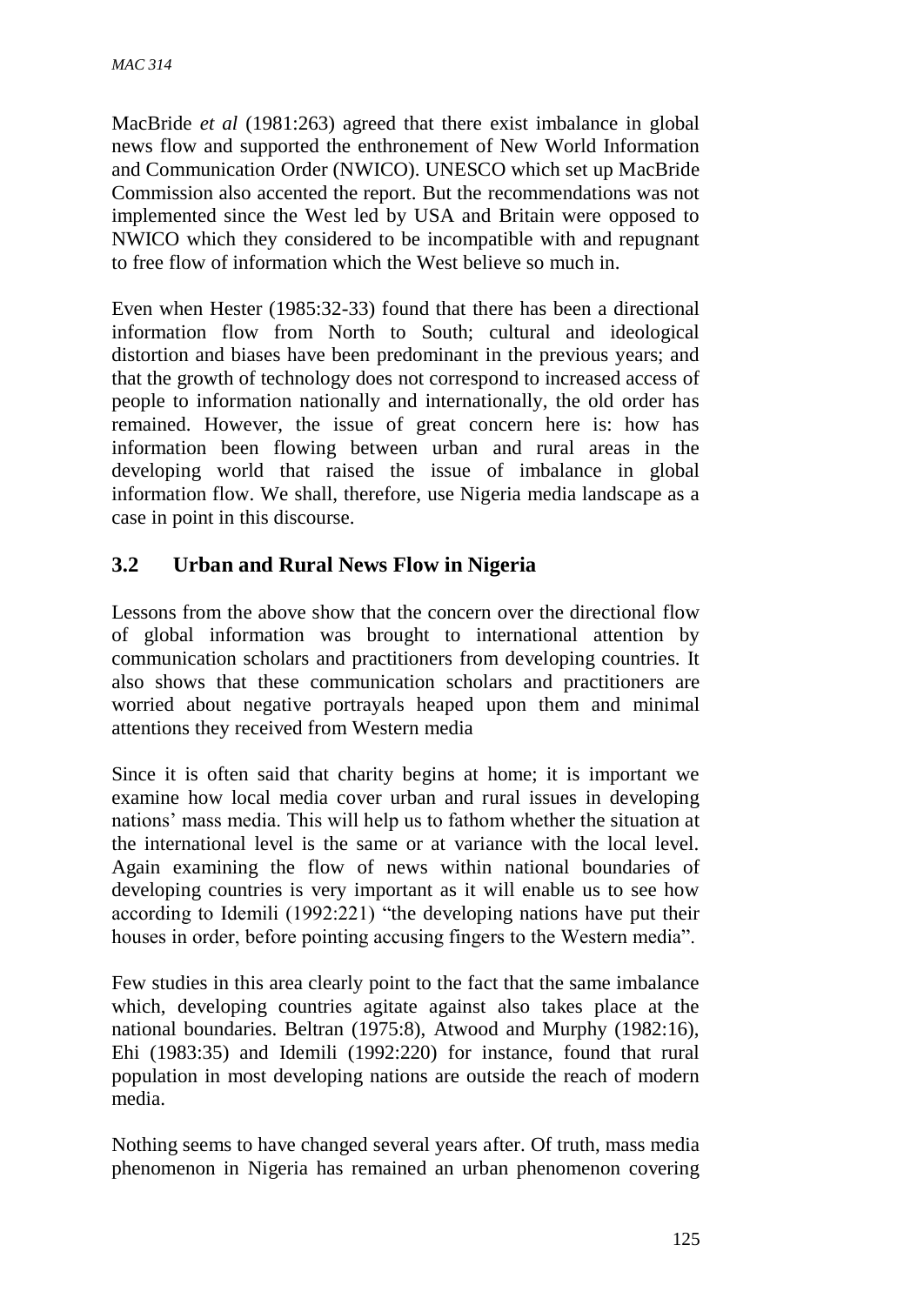MacBride *et al* (1981:263) agreed that there exist imbalance in global news flow and supported the enthronement of New World Information and Communication Order (NWICO). UNESCO which set up MacBride Commission also accented the report. But the recommendations was not implemented since the West led by USA and Britain were opposed to NWICO which they considered to be incompatible with and repugnant to free flow of information which the West believe so much in.

Even when Hester (1985:32-33) found that there has been a directional information flow from North to South; cultural and ideological distortion and biases have been predominant in the previous years; and that the growth of technology does not correspond to increased access of people to information nationally and internationally, the old order has remained. However, the issue of great concern here is: how has information been flowing between urban and rural areas in the developing world that raised the issue of imbalance in global information flow. We shall, therefore, use Nigeria media landscape as a case in point in this discourse.

## 3.2 Urban and Rural News Flow in Nigeria

Lessons from the above show that the concern over the directional flow of global information was brought to international attention by communication scholars and practitioners from developing countries. It also shows that these communication scholars and practitioners are worried about negative portrayals heaped upon them and minimal attentions they received from Western media

Since it is often said that charity begins at home; it is important we examine how local media cover urban and rural issues in developing nations' mass media. This will help us to fathom whether the situation at the international level is the same or at variance with the local level. Again examining the flow of news within national boundaries of developing countries is very important as it will enable us to see how according to Idemili (1992:221) "the developing nations have put their houses in order, before pointing accusing fingers to the Western media".

Few studies in this area clearly point to the fact that the same imbalance which, developing countries agitate against also takes place at the national boundaries. Beltran (1975:8), Atwood and Murphy (1982:16), Ehi (1983:35) and Idemili (1992:220) for instance, found that rural population in most developing nations are outside the reach of modern media.

Nothing seems to have changed several years after. Of truth, mass media phenomenon in Nigeria has remained an urban phenomenon covering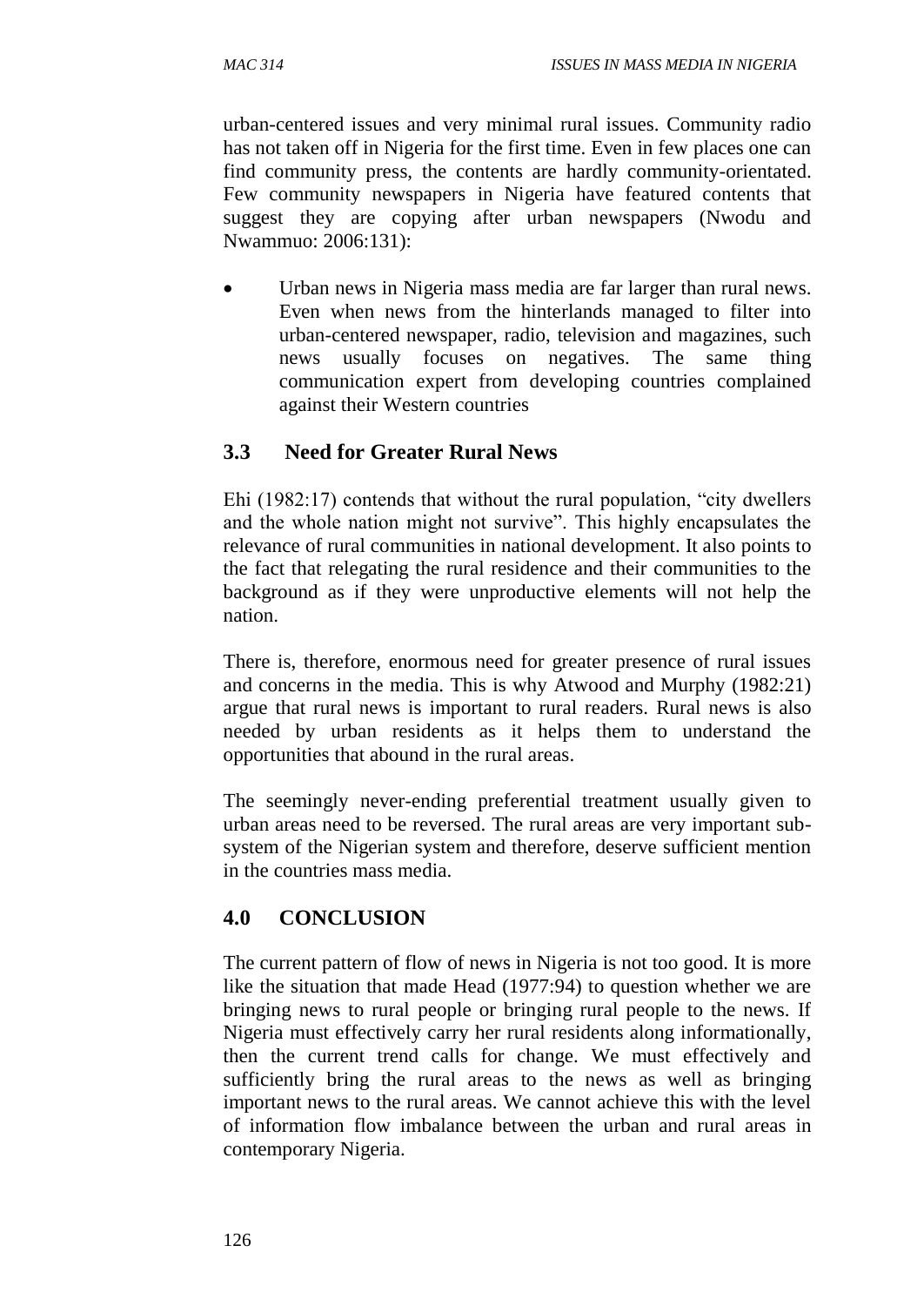urban-centered issues and very minimal rural issues. Community radio has not taken off in Nigeria for the first time. Even in few places one can find community press, the contents are hardly community-orientated. Few community newspapers in Nigeria have featured contents that suggest they are copying after urban newspapers (Nwodu and Nwammuo: 2006:131):

- Urban news in Nigeria mass media are far larger than rural news. Even when news from the hinterlands managed to filter into urban-centered newspaper, radio, television and magazines, such news usually focuses on negatives. The same thing communication expert from developing countries complained against their Western countries

## 3.3 Need for Greater Rural News

Ehi (1982:17) contends that without the rural population, "city dwellers and the whole nation might not survive". This highly encapsulates the relevance of rural communities in national development. It also points to the fact that relegating the rural residence and their communities to the background as if they were unproductive elements will not help the nation.

There is, therefore, enormous need for greater presence of rural issues and concerns in the media. This is why Atwood and Murphy (1982:21) argue that rural news is important to rural readers. Rural news is also needed by urban residents as it helps them to understand the opportunities that abound in the rural areas.

The seemingly never-ending preferential treatment usually given to urban areas need to be reversed. The rural areas are very important sub-system of the Nigerian system and therefore, deserve sufficient mention in the countries mass media.

## 4.0 CONCLUSION

The current pattern of flow of news in Nigeria is not too good. It is more like the situation that made Head (1977:94) to question whether we are bringing news to rural people or bringing rural people to the news. If Nigeria must effectively carry her rural residents along informationally, then the current trend calls for change. We must effectively and sufficiently bring the rural areas to the news as well as bringing important news to the rural areas. We cannot achieve this with the level of information flow imbalance between the urban and rural areas in contemporary Nigeria.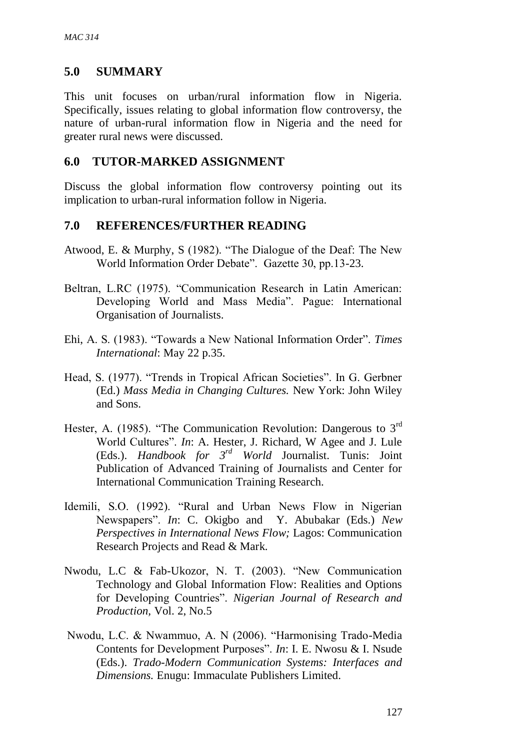## 5.0 SUMMARY

This unit focuses on urban/rural information flow in Nigeria. Specifically, issues relating to global information flow controversy, the nature of urban-rural information flow in Nigeria and the need for greater rural news were discussed.

## 6.0 TUTOR-MARKED ASSIGNMENT

Discuss the global information flow controversy pointing out its implication to urban-rural information follow in Nigeria.

## 7.0 REFERENCES/FURTHER READING

Atwood, E. & Murphy, S (1982). "The Dialogue of the Deaf: The New World Information Order Debate". Gazette 30, pp.13-23.

Beltran, L.RC (1975). "Communication Research in Latin American: Developing World and Mass Media". Pague: International Organisation of Journalists.

Ehi, A. S. (1983). "Towards a New National Information Order". *Times International*: May 22 p.35.

Head, S. (1977). "Trends in Tropical African Societies". In G. Gerbner (Ed.) *Mass Media in Changing Cultures.* New York: John Wiley and Sons.

Hester, A. (1985). "The Communication Revolution: Dangerous to 3rd World Cultures". *In*: A. Hester, J. Richard, W Agee and J. Lule (Eds.). *Handbook for 3rd World* Journalist. Tunis: Joint Publication of Advanced Training of Journalists and Center for International Communication Training Research.

Idemili, S.O. (1992). "Rural and Urban News Flow in Nigerian Newspapers". *In*: C. Okigbo and Y. Abubakar (Eds.) *New Perspectives in International News Flow;* Lagos: Communication Research Projects and Read & Mark.

Nwodu, L.C & Fab-Ukozor, N. T. (2003). "New Communication Technology and Global Information Flow: Realities and Options for Developing Countries". *Nigerian Journal of Research and Production*, Vol. 2, No.5

Nwodu, L.C. & Nwammuo, A. N (2006). "Harmonising Trado-Media Contents for Development Purposes". *In*: I. E. Nwosu & I. Nsude (Eds.). *Trado-Modern Communication Systems: Interfaces and Dimensions.* Enugu: Immaculate Publishers Limited.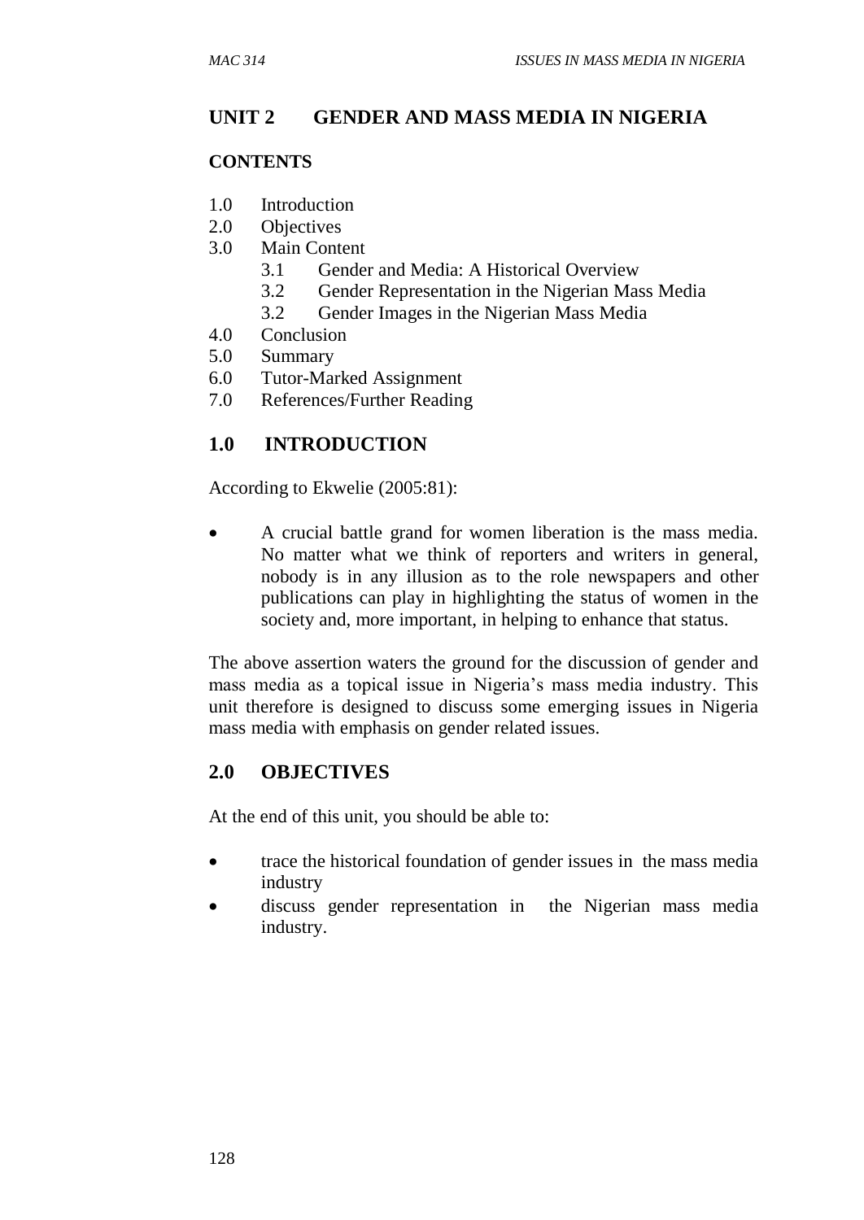## UNIT 2 GENDER AND MASS MEDIA IN NIGERIA

### CONTENTS

1.0 Introduction
2.0 Objectives
3.0 Main Content
    3.1 Gender and Media: A Historical Overview
    3.2 Gender Representation in the Nigerian Mass Media
    3.2 Gender Images in the Nigerian Mass Media
4.0 Conclusion
5.0 Summary
6.0 Tutor-Marked Assignment
7.0 References/Further Reading

## 1.0 INTRODUCTION

According to Ekwelie (2005:81):

- A crucial battle grand for women liberation is the mass media. No matter what we think of reporters and writers in general, nobody is in any illusion as to the role newspapers and other publications can play in highlighting the status of women in the society and, more important, in helping to enhance that status.

The above assertion waters the ground for the discussion of gender and mass media as a topical issue in Nigeria's mass media industry. This unit therefore is designed to discuss some emerging issues in Nigeria mass media with emphasis on gender related issues.

## 2.0 OBJECTIVES

At the end of this unit, you should be able to:

- trace the historical foundation of gender issues in the mass media industry
- discuss gender representation in the Nigerian mass media industry.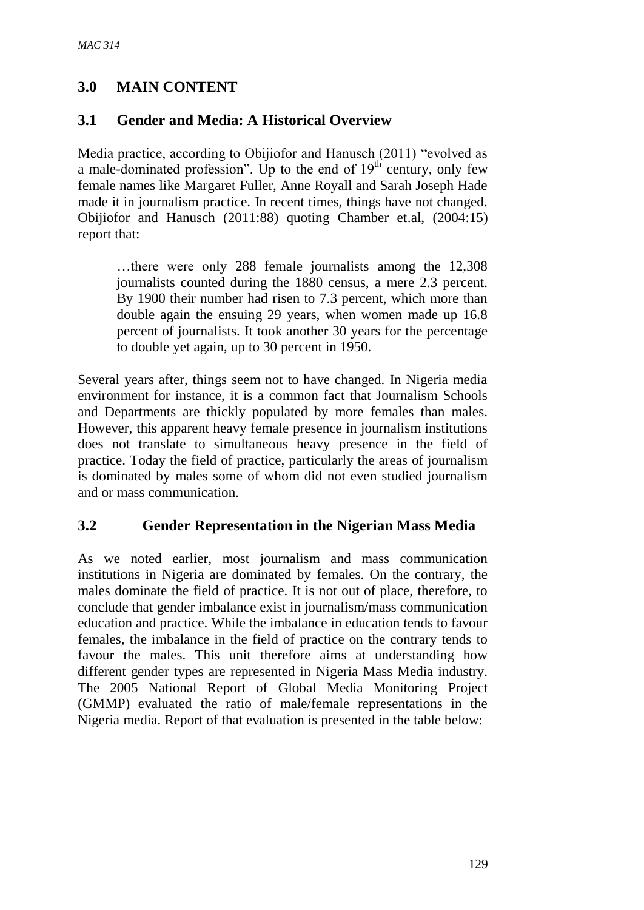## 3.0 MAIN CONTENT

### 3.1 Gender and Media: A Historical Overview

Media practice, according to Obijiofor and Hanusch (2011) "evolved as a male-dominated profession". Up to the end of 19th century, only few female names like Margaret Fuller, Anne Royall and Sarah Joseph Hade made it in journalism practice. In recent times, things have not changed. Obijiofor and Hanusch (2011:88) quoting Chamber et.al, (2004:15) report that:

> …there were only 288 female journalists among the 12,308 journalists counted during the 1880 census, a mere 2.3 percent. By 1900 their number had risen to 7.3 percent, which more than double again the ensuing 29 years, when women made up 16.8 percent of journalists. It took another 30 years for the percentage to double yet again, up to 30 percent in 1950.

Several years after, things seem not to have changed. In Nigeria media environment for instance, it is a common fact that Journalism Schools and Departments are thickly populated by more females than males. However, this apparent heavy female presence in journalism institutions does not translate to simultaneous heavy presence in the field of practice. Today the field of practice, particularly the areas of journalism is dominated by males some of whom did not even studied journalism and or mass communication.

### 3.2 Gender Representation in the Nigerian Mass Media

As we noted earlier, most journalism and mass communication institutions in Nigeria are dominated by females. On the contrary, the males dominate the field of practice. It is not out of place, therefore, to conclude that gender imbalance exist in journalism/mass communication education and practice. While the imbalance in education tends to favour females, the imbalance in the field of practice on the contrary tends to favour the males. This unit therefore aims at understanding how different gender types are represented in Nigeria Mass Media industry. The 2005 National Report of Global Media Monitoring Project (GMMP) evaluated the ratio of male/female representations in the Nigeria media. Report of that evaluation is presented in the table below: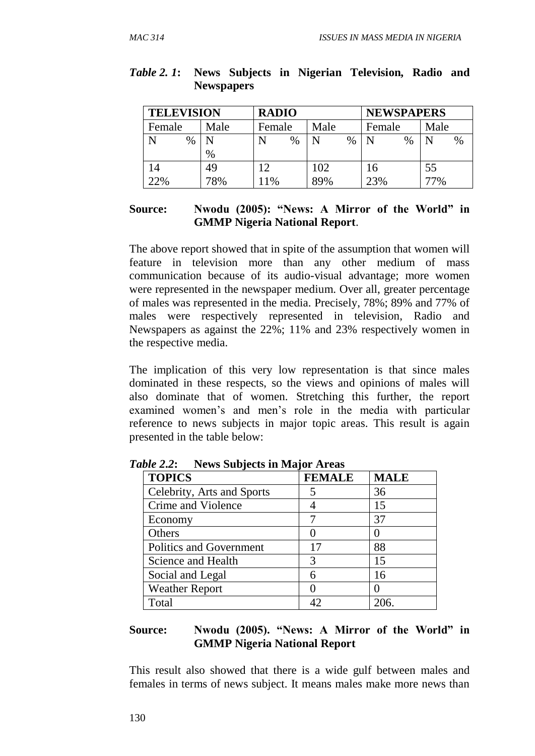***Table 2. 1*: News Subjects in Nigerian Television, Radio and Newspapers**

| TELEVISION | | RADIO | | NEWSPAPERS | |
|---|---|---|---|---|---|
| Female | Male | Female | Male | Female | Male |
| N % | N % | N % | N % | N % | N % |
| 14 22% | 49 78% | 12 11% | 102 89% | 16 23% | 55 77% |

**Source: Nwodu (2005): "News: A Mirror of the World" in GMMP Nigeria National Report**.

The above report showed that in spite of the assumption that women will feature in television more than any other medium of mass communication because of its audio-visual advantage; more women were represented in the newspaper medium. Over all, greater percentage of males was represented in the media. Precisely, 78%; 89% and 77% of males were respectively represented in television, Radio and Newspapers as against the 22%; 11% and 23% respectively women in the respective media.

The implication of this very low representation is that since males dominated in these respects, so the views and opinions of males will also dominate that of women. Stretching this further, the report examined women's and men's role in the media with particular reference to news subjects in major topic areas. This result is again presented in the table below:

***Table 2.2*: News Subjects in Major Areas**

| TOPICS | FEMALE | MALE |
|---|---|---|
| Celebrity, Arts and Sports | 5 | 36 |
| Crime and Violence | 4 | 15 |
| Economy | 7 | 37 |
| Others | 0 | 0 |
| Politics and Government | 17 | 88 |
| Science and Health | 3 | 15 |
| Social and Legal | 6 | 16 |
| Weather Report | 0 | 0 |
| Total | 42 | 206. |

**Source: Nwodu (2005). "News: A Mirror of the World" in GMMP Nigeria National Report**

This result also showed that there is a wide gulf between males and females in terms of news subject. It means males make more news than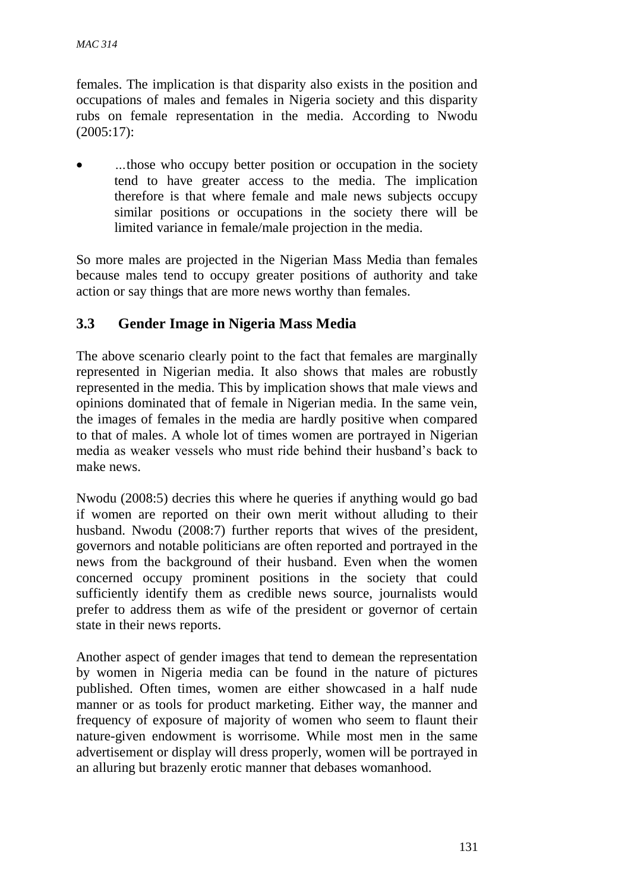females. The implication is that disparity also exists in the position and occupations of males and females in Nigeria society and this disparity rubs on female representation in the media. According to Nwodu (2005:17):

- ...those who occupy better position or occupation in the society tend to have greater access to the media. The implication therefore is that where female and male news subjects occupy similar positions or occupations in the society there will be limited variance in female/male projection in the media.

So more males are projected in the Nigerian Mass Media than females because males tend to occupy greater positions of authority and take action or say things that are more news worthy than females.

## 3.3 Gender Image in Nigeria Mass Media

The above scenario clearly point to the fact that females are marginally represented in Nigerian media. It also shows that males are robustly represented in the media. This by implication shows that male views and opinions dominated that of female in Nigerian media. In the same vein, the images of females in the media are hardly positive when compared to that of males. A whole lot of times women are portrayed in Nigerian media as weaker vessels who must ride behind their husband's back to make news.

Nwodu (2008:5) decries this where he queries if anything would go bad if women are reported on their own merit without alluding to their husband. Nwodu (2008:7) further reports that wives of the president, governors and notable politicians are often reported and portrayed in the news from the background of their husband. Even when the women concerned occupy prominent positions in the society that could sufficiently identify them as credible news source, journalists would prefer to address them as wife of the president or governor of certain state in their news reports.

Another aspect of gender images that tend to demean the representation by women in Nigeria media can be found in the nature of pictures published. Often times, women are either showcased in a half nude manner or as tools for product marketing. Either way, the manner and frequency of exposure of majority of women who seem to flaunt their nature-given endowment is worrisome. While most men in the same advertisement or display will dress properly, women will be portrayed in an alluring but brazenly erotic manner that debases womanhood.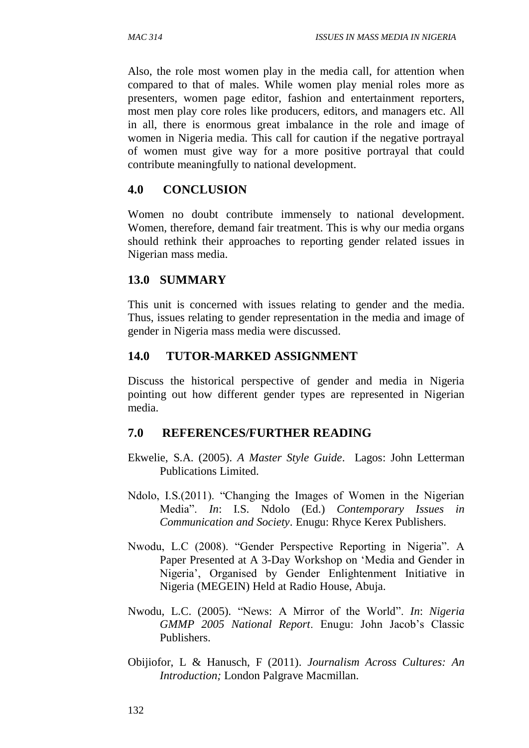Also, the role most women play in the media call, for attention when compared to that of males. While women play menial roles more as presenters, women page editor, fashion and entertainment reporters, most men play core roles like producers, editors, and managers etc. All in all, there is enormous great imbalance in the role and image of women in Nigeria media. This call for caution if the negative portrayal of women must give way for a more positive portrayal that could contribute meaningfully to national development.

## 4.0 CONCLUSION

Women no doubt contribute immensely to national development. Women, therefore, demand fair treatment. This is why our media organs should rethink their approaches to reporting gender related issues in Nigerian mass media.

## 13.0 SUMMARY

This unit is concerned with issues relating to gender and the media. Thus, issues relating to gender representation in the media and image of gender in Nigeria mass media were discussed.

## 14.0 TUTOR-MARKED ASSIGNMENT

Discuss the historical perspective of gender and media in Nigeria pointing out how different gender types are represented in Nigerian media.

## 7.0 REFERENCES/FURTHER READING

Ekwelie, S.A. (2005). *A Master Style Guide*. Lagos: John Letterman Publications Limited.

Ndolo, I.S.(2011). "Changing the Images of Women in the Nigerian Media". *In*: I.S. Ndolo (Ed.) *Contemporary Issues in Communication and Society*. Enugu: Rhyce Kerex Publishers.

Nwodu, L.C (2008). "Gender Perspective Reporting in Nigeria". A Paper Presented at A 3-Day Workshop on 'Media and Gender in Nigeria', Organised by Gender Enlightenment Initiative in Nigeria (MEGEIN) Held at Radio House, Abuja.

Nwodu, L.C. (2005). "News: A Mirror of the World". *In*: *Nigeria GMMP 2005 National Report*. Enugu: John Jacob's Classic Publishers.

Obijiofor, L & Hanusch, F (2011). *Journalism Across Cultures: An Introduction;* London Palgrave Macmillan.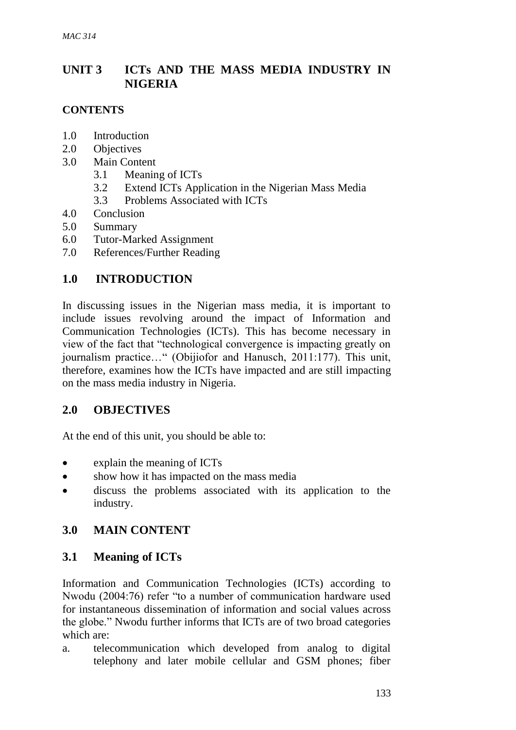# UNIT 3 ICTs AND THE MASS MEDIA INDUSTRY IN NIGERIA

## CONTENTS

1.0 Introduction
2.0 Objectives
3.0 Main Content
   3.1 Meaning of ICTs
   3.2 Extend ICTs Application in the Nigerian Mass Media
   3.3 Problems Associated with ICTs
4.0 Conclusion
5.0 Summary
6.0 Tutor-Marked Assignment
7.0 References/Further Reading

## 1.0 INTRODUCTION

In discussing issues in the Nigerian mass media, it is important to include issues revolving around the impact of Information and Communication Technologies (ICTs). This has become necessary in view of the fact that "technological convergence is impacting greatly on journalism practice…" (Obijiofor and Hanusch, 2011:177). This unit, therefore, examines how the ICTs have impacted and are still impacting on the mass media industry in Nigeria.

## 2.0 OBJECTIVES

At the end of this unit, you should be able to:

- explain the meaning of ICTs
- show how it has impacted on the mass media
- discuss the problems associated with its application to the industry.

## 3.0 MAIN CONTENT

### 3.1 Meaning of ICTs

Information and Communication Technologies (ICTs) according to Nwodu (2004:76) refer "to a number of communication hardware used for instantaneous dissemination of information and social values across the globe." Nwodu further informs that ICTs are of two broad categories which are:

a. telecommunication which developed from analog to digital telephony and later mobile cellular and GSM phones; fiber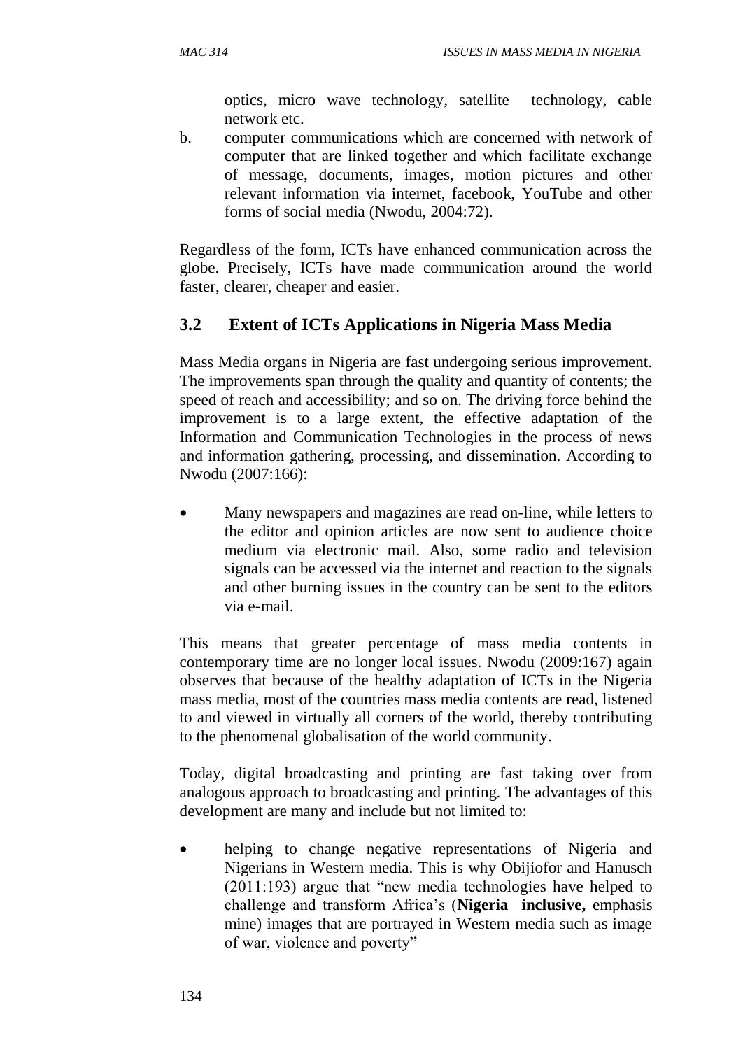optics, micro wave technology, satellite technology, cable network etc.

b. computer communications which are concerned with network of computer that are linked together and which facilitate exchange of message, documents, images, motion pictures and other relevant information via internet, facebook, YouTube and other forms of social media (Nwodu, 2004:72).

Regardless of the form, ICTs have enhanced communication across the globe. Precisely, ICTs have made communication around the world faster, clearer, cheaper and easier.

## 3.2 Extent of ICTs Applications in Nigeria Mass Media

Mass Media organs in Nigeria are fast undergoing serious improvement. The improvements span through the quality and quantity of contents; the speed of reach and accessibility; and so on. The driving force behind the improvement is to a large extent, the effective adaptation of the Information and Communication Technologies in the process of news and information gathering, processing, and dissemination. According to Nwodu (2007:166):

- Many newspapers and magazines are read on-line, while letters to the editor and opinion articles are now sent to audience choice medium via electronic mail. Also, some radio and television signals can be accessed via the internet and reaction to the signals and other burning issues in the country can be sent to the editors via e-mail.

This means that greater percentage of mass media contents in contemporary time are no longer local issues. Nwodu (2009:167) again observes that because of the healthy adaptation of ICTs in the Nigeria mass media, most of the countries mass media contents are read, listened to and viewed in virtually all corners of the world, thereby contributing to the phenomenal globalisation of the world community.

Today, digital broadcasting and printing are fast taking over from analogous approach to broadcasting and printing. The advantages of this development are many and include but not limited to:

- helping to change negative representations of Nigeria and Nigerians in Western media. This is why Obijiofor and Hanusch (2011:193) argue that "new media technologies have helped to challenge and transform Africa's (**Nigeria inclusive,** emphasis mine) images that are portrayed in Western media such as image of war, violence and poverty"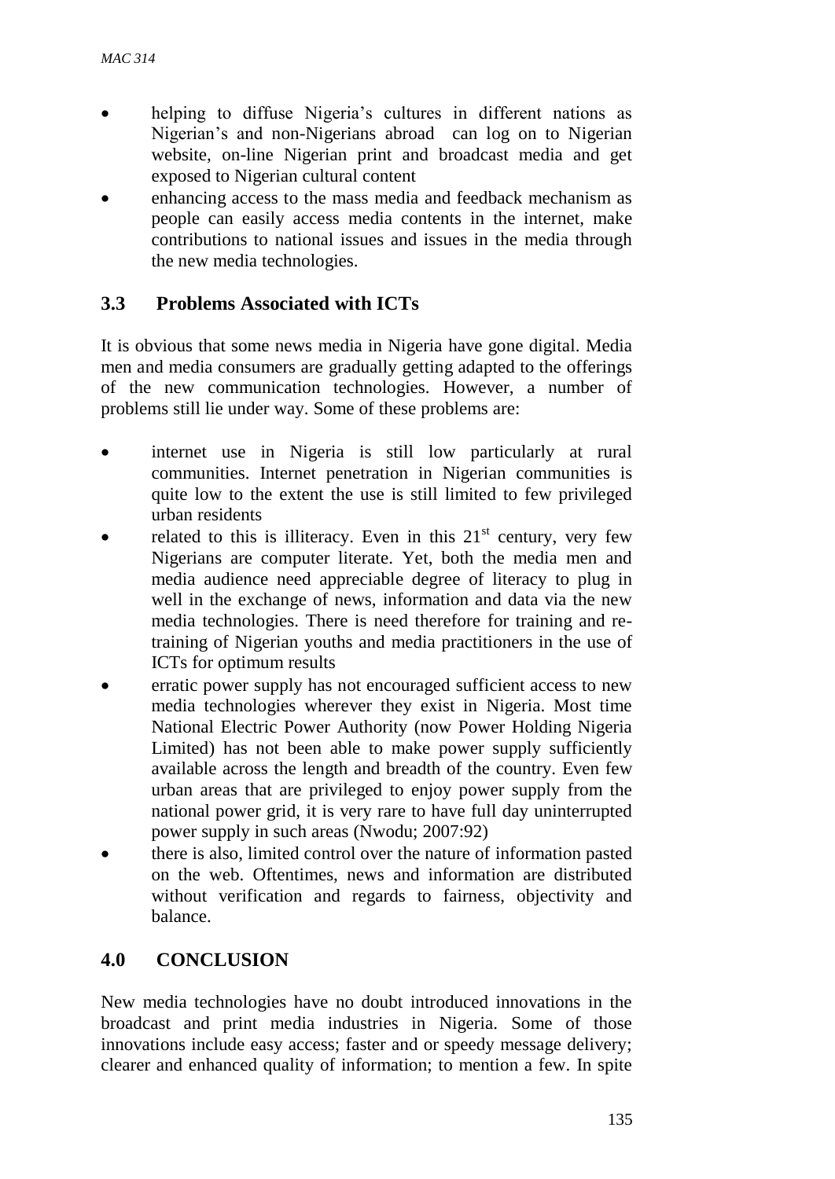- helping to diffuse Nigeria's cultures in different nations as Nigerian's and non-Nigerians abroad can log on to Nigerian website, on-line Nigerian print and broadcast media and get exposed to Nigerian cultural content
- enhancing access to the mass media and feedback mechanism as people can easily access media contents in the internet, make contributions to national issues and issues in the media through the new media technologies.

## 3.3 Problems Associated with ICTs

It is obvious that some news media in Nigeria have gone digital. Media men and media consumers are gradually getting adapted to the offerings of the new communication technologies. However, a number of problems still lie under way. Some of these problems are:

- internet use in Nigeria is still low particularly at rural communities. Internet penetration in Nigerian communities is quite low to the extent the use is still limited to few privileged urban residents
- related to this is illiteracy. Even in this 21st century, very few Nigerians are computer literate. Yet, both the media men and media audience need appreciable degree of literacy to plug in well in the exchange of news, information and data via the new media technologies. There is need therefore for training and re-training of Nigerian youths and media practitioners in the use of ICTs for optimum results
- erratic power supply has not encouraged sufficient access to new media technologies wherever they exist in Nigeria. Most time National Electric Power Authority (now Power Holding Nigeria Limited) has not been able to make power supply sufficiently available across the length and breadth of the country. Even few urban areas that are privileged to enjoy power supply from the national power grid, it is very rare to have full day uninterrupted power supply in such areas (Nwodu; 2007:92)
- there is also, limited control over the nature of information pasted on the web. Oftentimes, news and information are distributed without verification and regards to fairness, objectivity and balance.

## 4.0 CONCLUSION

New media technologies have no doubt introduced innovations in the broadcast and print media industries in Nigeria. Some of those innovations include easy access; faster and or speedy message delivery; clearer and enhanced quality of information; to mention a few. In spite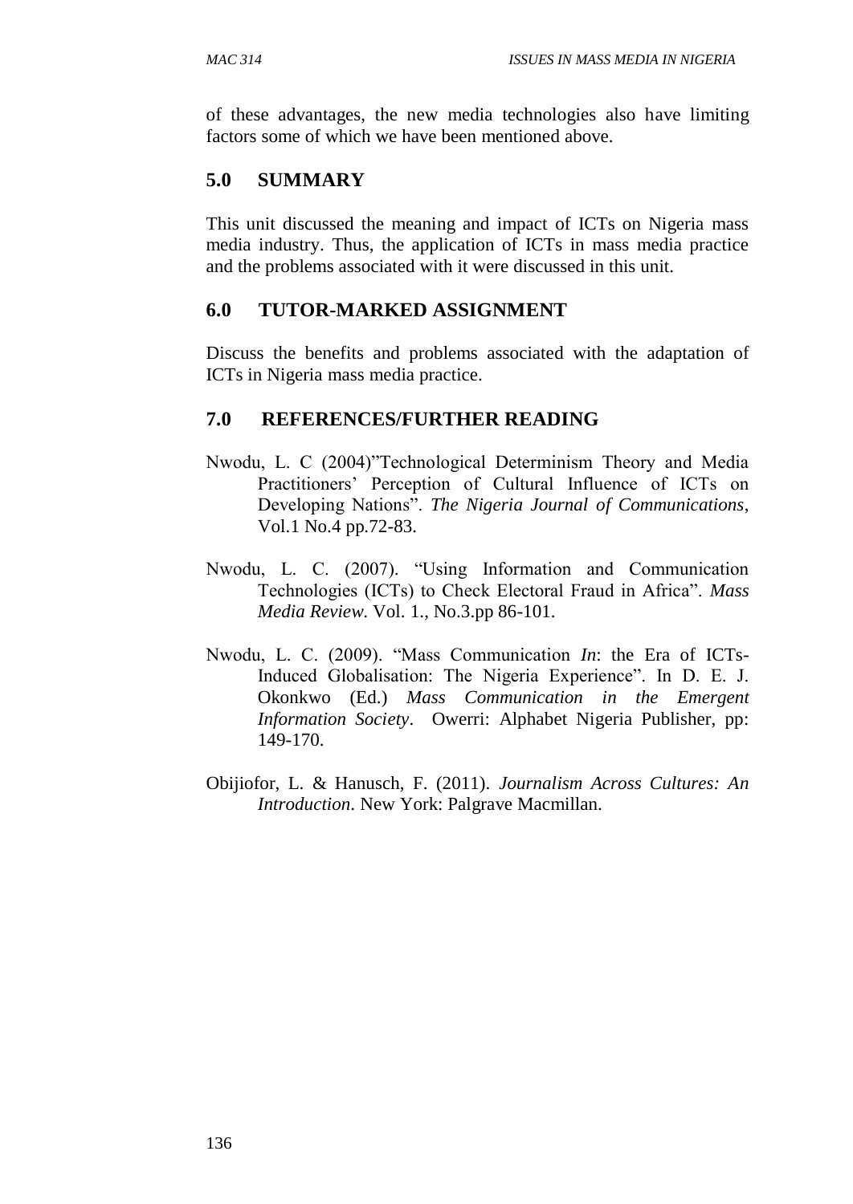of these advantages, the new media technologies also have limiting factors some of which we have been mentioned above.

## 5.0 SUMMARY

This unit discussed the meaning and impact of ICTs on Nigeria mass media industry. Thus, the application of ICTs in mass media practice and the problems associated with it were discussed in this unit.

## 6.0 TUTOR-MARKED ASSIGNMENT

Discuss the benefits and problems associated with the adaptation of ICTs in Nigeria mass media practice.

## 7.0 REFERENCES/FURTHER READING

Nwodu, L. C (2004)"Technological Determinism Theory and Media Practitioners' Perception of Cultural Influence of ICTs on Developing Nations". *The Nigeria Journal of Communications*, Vol.1 No.4 pp.72-83.

Nwodu, L. C. (2007). "Using Information and Communication Technologies (ICTs) to Check Electoral Fraud in Africa". *Mass Media Review.* Vol. 1., No.3.pp 86-101.

Nwodu, L. C. (2009). "Mass Communication *In*: the Era of ICTs-Induced Globalisation: The Nigeria Experience". In D. E. J. Okonkwo (Ed.) *Mass Communication in the Emergent Information Society*. Owerri: Alphabet Nigeria Publisher, pp: 149-170.

Obijiofor, L. & Hanusch, F. (2011). *Journalism Across Cultures: An Introduction*. New York: Palgrave Macmillan.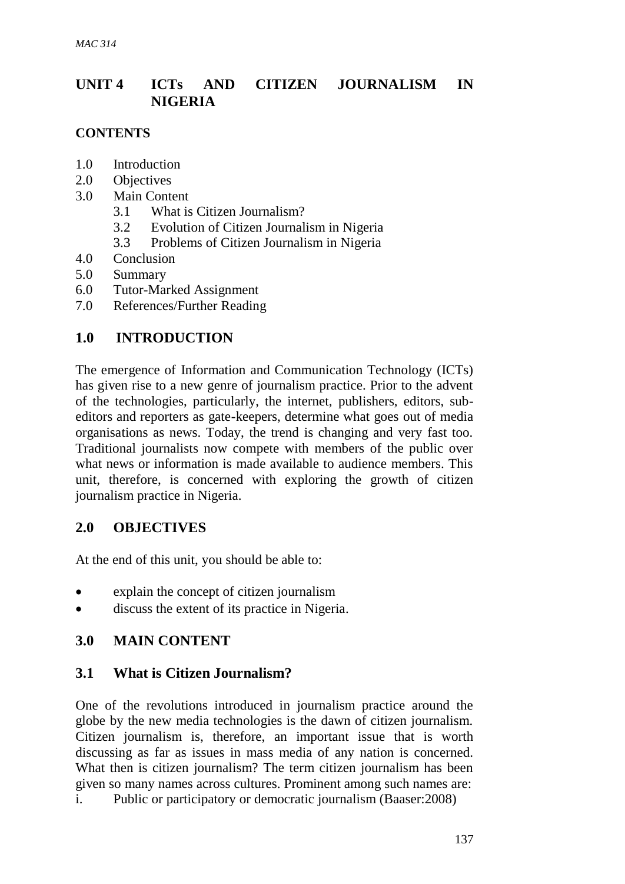# UNIT 4 ICTs AND CITIZEN JOURNALISM IN NIGERIA

## CONTENTS

1.0 Introduction
2.0 Objectives
3.0 Main Content
   3.1 What is Citizen Journalism?
   3.2 Evolution of Citizen Journalism in Nigeria
   3.3 Problems of Citizen Journalism in Nigeria
4.0 Conclusion
5.0 Summary
6.0 Tutor-Marked Assignment
7.0 References/Further Reading

## 1.0 INTRODUCTION

The emergence of Information and Communication Technology (ICTs) has given rise to a new genre of journalism practice. Prior to the advent of the technologies, particularly, the internet, publishers, editors, sub-editors and reporters as gate-keepers, determine what goes out of media organisations as news. Today, the trend is changing and very fast too. Traditional journalists now compete with members of the public over what news or information is made available to audience members. This unit, therefore, is concerned with exploring the growth of citizen journalism practice in Nigeria.

## 2.0 OBJECTIVES

At the end of this unit, you should be able to:

- explain the concept of citizen journalism
- discuss the extent of its practice in Nigeria.

## 3.0 MAIN CONTENT

### 3.1 What is Citizen Journalism?

One of the revolutions introduced in journalism practice around the globe by the new media technologies is the dawn of citizen journalism. Citizen journalism is, therefore, an important issue that is worth discussing as far as issues in mass media of any nation is concerned. What then is citizen journalism? The term citizen journalism has been given so many names across cultures. Prominent among such names are:

i. Public or participatory or democratic journalism (Baaser:2008)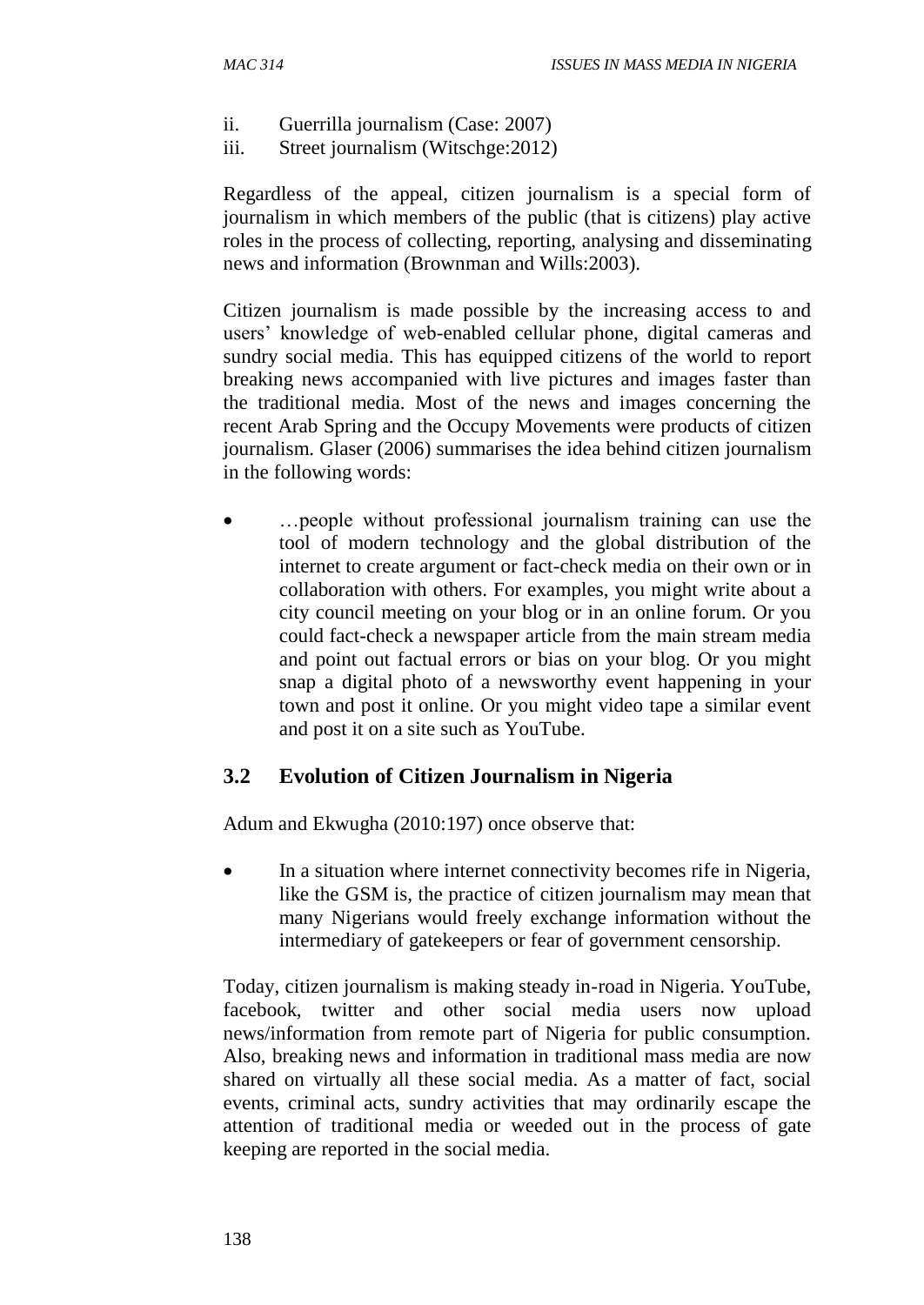ii. Guerrilla journalism (Case: 2007)
iii. Street journalism (Witschge:2012)

Regardless of the appeal, citizen journalism is a special form of journalism in which members of the public (that is citizens) play active roles in the process of collecting, reporting, analysing and disseminating news and information (Brownman and Wills:2003).

Citizen journalism is made possible by the increasing access to and users' knowledge of web-enabled cellular phone, digital cameras and sundry social media. This has equipped citizens of the world to report breaking news accompanied with live pictures and images faster than the traditional media. Most of the news and images concerning the recent Arab Spring and the Occupy Movements were products of citizen journalism. Glaser (2006) summarises the idea behind citizen journalism in the following words:

- …people without professional journalism training can use the tool of modern technology and the global distribution of the internet to create argument or fact-check media on their own or in collaboration with others. For examples, you might write about a city council meeting on your blog or in an online forum. Or you could fact-check a newspaper article from the main stream media and point out factual errors or bias on your blog. Or you might snap a digital photo of a newsworthy event happening in your town and post it online. Or you might video tape a similar event and post it on a site such as YouTube.

## 3.2 Evolution of Citizen Journalism in Nigeria

Adum and Ekwugha (2010:197) once observe that:

- In a situation where internet connectivity becomes rife in Nigeria, like the GSM is, the practice of citizen journalism may mean that many Nigerians would freely exchange information without the intermediary of gatekeepers or fear of government censorship.

Today, citizen journalism is making steady in-road in Nigeria. YouTube, facebook, twitter and other social media users now upload news/information from remote part of Nigeria for public consumption. Also, breaking news and information in traditional mass media are now shared on virtually all these social media. As a matter of fact, social events, criminal acts, sundry activities that may ordinarily escape the attention of traditional media or weeded out in the process of gate keeping are reported in the social media.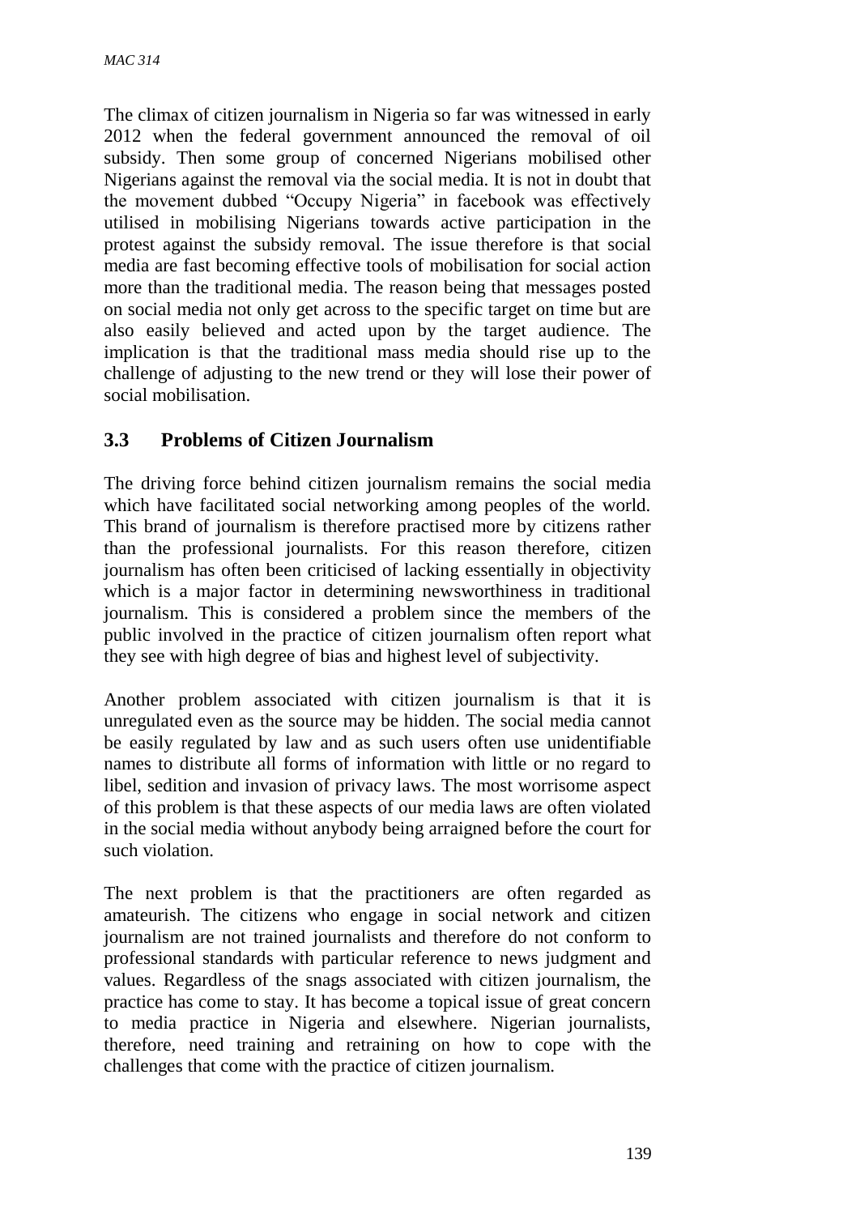The climax of citizen journalism in Nigeria so far was witnessed in early 2012 when the federal government announced the removal of oil subsidy. Then some group of concerned Nigerians mobilised other Nigerians against the removal via the social media. It is not in doubt that the movement dubbed "Occupy Nigeria" in facebook was effectively utilised in mobilising Nigerians towards active participation in the protest against the subsidy removal. The issue therefore is that social media are fast becoming effective tools of mobilisation for social action more than the traditional media. The reason being that messages posted on social media not only get across to the specific target on time but are also easily believed and acted upon by the target audience. The implication is that the traditional mass media should rise up to the challenge of adjusting to the new trend or they will lose their power of social mobilisation.

### 3.3 Problems of Citizen Journalism

The driving force behind citizen journalism remains the social media which have facilitated social networking among peoples of the world. This brand of journalism is therefore practised more by citizens rather than the professional journalists. For this reason therefore, citizen journalism has often been criticised of lacking essentially in objectivity which is a major factor in determining newsworthiness in traditional journalism. This is considered a problem since the members of the public involved in the practice of citizen journalism often report what they see with high degree of bias and highest level of subjectivity.

Another problem associated with citizen journalism is that it is unregulated even as the source may be hidden. The social media cannot be easily regulated by law and as such users often use unidentifiable names to distribute all forms of information with little or no regard to libel, sedition and invasion of privacy laws. The most worrisome aspect of this problem is that these aspects of our media laws are often violated in the social media without anybody being arraigned before the court for such violation.

The next problem is that the practitioners are often regarded as amateurish. The citizens who engage in social network and citizen journalism are not trained journalists and therefore do not conform to professional standards with particular reference to news judgment and values. Regardless of the snags associated with citizen journalism, the practice has come to stay. It has become a topical issue of great concern to media practice in Nigeria and elsewhere. Nigerian journalists, therefore, need training and retraining on how to cope with the challenges that come with the practice of citizen journalism.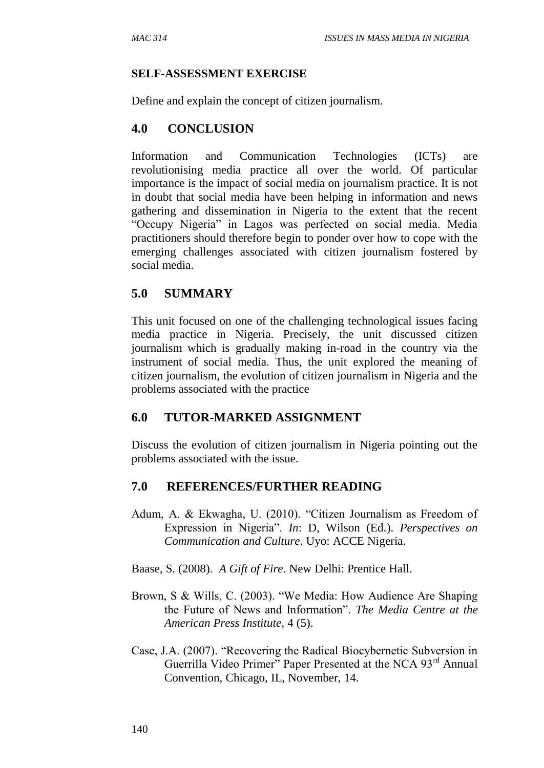**SELF-ASSESSMENT EXERCISE**

Define and explain the concept of citizen journalism.

## 4.0 CONCLUSION

Information and Communication Technologies (ICTs) are revolutionising media practice all over the world. Of particular importance is the impact of social media on journalism practice. It is not in doubt that social media have been helping in information and news gathering and dissemination in Nigeria to the extent that the recent "Occupy Nigeria" in Lagos was perfected on social media. Media practitioners should therefore begin to ponder over how to cope with the emerging challenges associated with citizen journalism fostered by social media.

## 5.0 SUMMARY

This unit focused on one of the challenging technological issues facing media practice in Nigeria. Precisely, the unit discussed citizen journalism which is gradually making in-road in the country via the instrument of social media. Thus, the unit explored the meaning of citizen journalism, the evolution of citizen journalism in Nigeria and the problems associated with the practice

## 6.0 TUTOR-MARKED ASSIGNMENT

Discuss the evolution of citizen journalism in Nigeria pointing out the problems associated with the issue.

## 7.0 REFERENCES/FURTHER READING

Adum, A. & Ekwagha, U. (2010). "Citizen Journalism as Freedom of Expression in Nigeria". *In*: D, Wilson (Ed.). *Perspectives on Communication and Culture*. Uyo: ACCE Nigeria.

Baase, S. (2008). *A Gift of Fire*. New Delhi: Prentice Hall.

Brown, S & Wills, C. (2003). "We Media: How Audience Are Shaping the Future of News and Information". *The Media Centre at the American Press Institute,* 4 (5).

Case, J.A. (2007). "Recovering the Radical Biocybernetic Subversion in Guerrilla Video Primer" Paper Presented at the NCA 93rd Annual Convention, Chicago, IL, November, 14.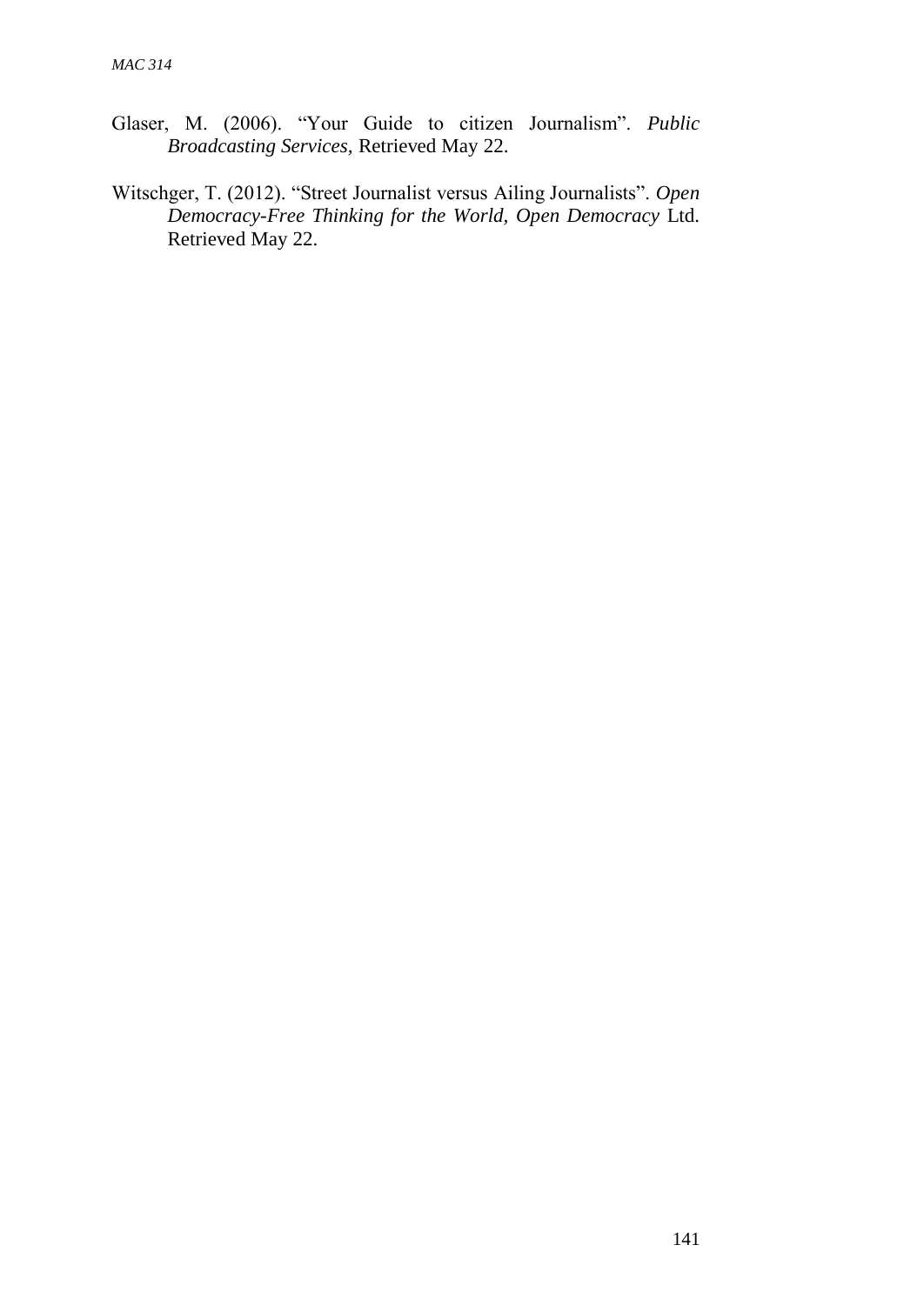Glaser, M. (2006). "Your Guide to citizen Journalism". *Public Broadcasting Services*, Retrieved May 22.

Witschger, T. (2012). "Street Journalist versus Ailing Journalists". *Open Democracy-Free Thinking for the World, Open Democracy* Ltd. Retrieved May 22.